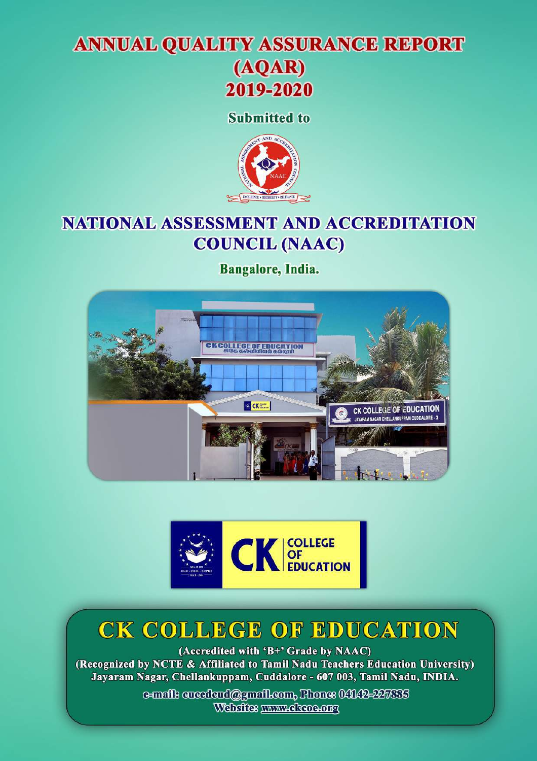# ANNUAL QUALITY ASSURANCE REPORT (AQAR) 2019-2020

**Submitted to**

## NATIONAL ASSESSMENT AND ACCREDITATION COUNCIL (NAAC)

**Bangalore, India.**

# CK COLLEGE OF EDUCATION

**(Accredited with 'B+' Grade by NAAC)**

**(Recognized by NCTE & Affiliated to Tamil Nadu Teachers Education University)**

**Jayaram Nagar, Chellankuppam, Cuddalore - 607 003, Tamil Nadu, INDIA.**

**e-mail: cucedcud@gmail.com, Phone: 04142-227885**

**Website: www.ckcoe.org**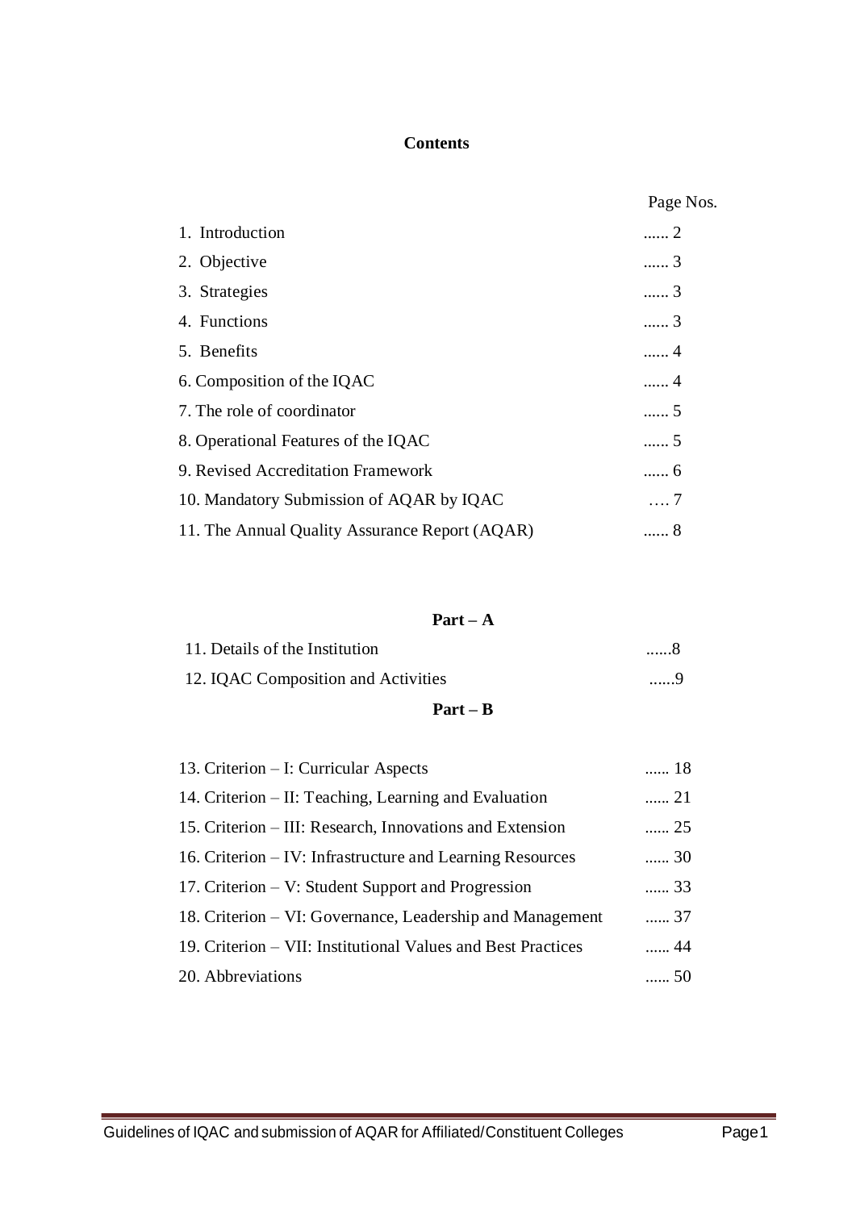# Contents

| | Page Nos. |
|---|---|
| 1. Introduction | ...... 2 |
| 2. Objective | ...... 3 |
| 3. Strategies | ...... 3 |
| 4. Functions | ...... 3 |
| 5. Benefits | ...... 4 |
| 6. Composition of the IQAC | ...... 4 |
| 7. The role of coordinator | ...... 5 |
| 8. Operational Features of the IQAC | ...... 5 |
| 9. Revised Accreditation Framework | ...... 6 |
| 10. Mandatory Submission of AQAR by IQAC | …. 7 |
| 11. The Annual Quality Assurance Report (AQAR) | ...... 8 |

**Part – A**

| | |
|---|---|
| 11. Details of the Institution | ......8 |
| 12. IQAC Composition and Activities | ......9 |

**Part – B**

| | |
|---|---|
| 13. Criterion – I: Curricular Aspects | ...... 18 |
| 14. Criterion – II: Teaching, Learning and Evaluation | ...... 21 |
| 15. Criterion – III: Research, Innovations and Extension | ...... 25 |
| 16. Criterion – IV: Infrastructure and Learning Resources | ...... 30 |
| 17. Criterion – V: Student Support and Progression | ...... 33 |
| 18. Criterion – VI: Governance, Leadership and Management | ...... 37 |
| 19. Criterion – VII: Institutional Values and Best Practices | ...... 44 |
| 20. Abbreviations | ...... 50 |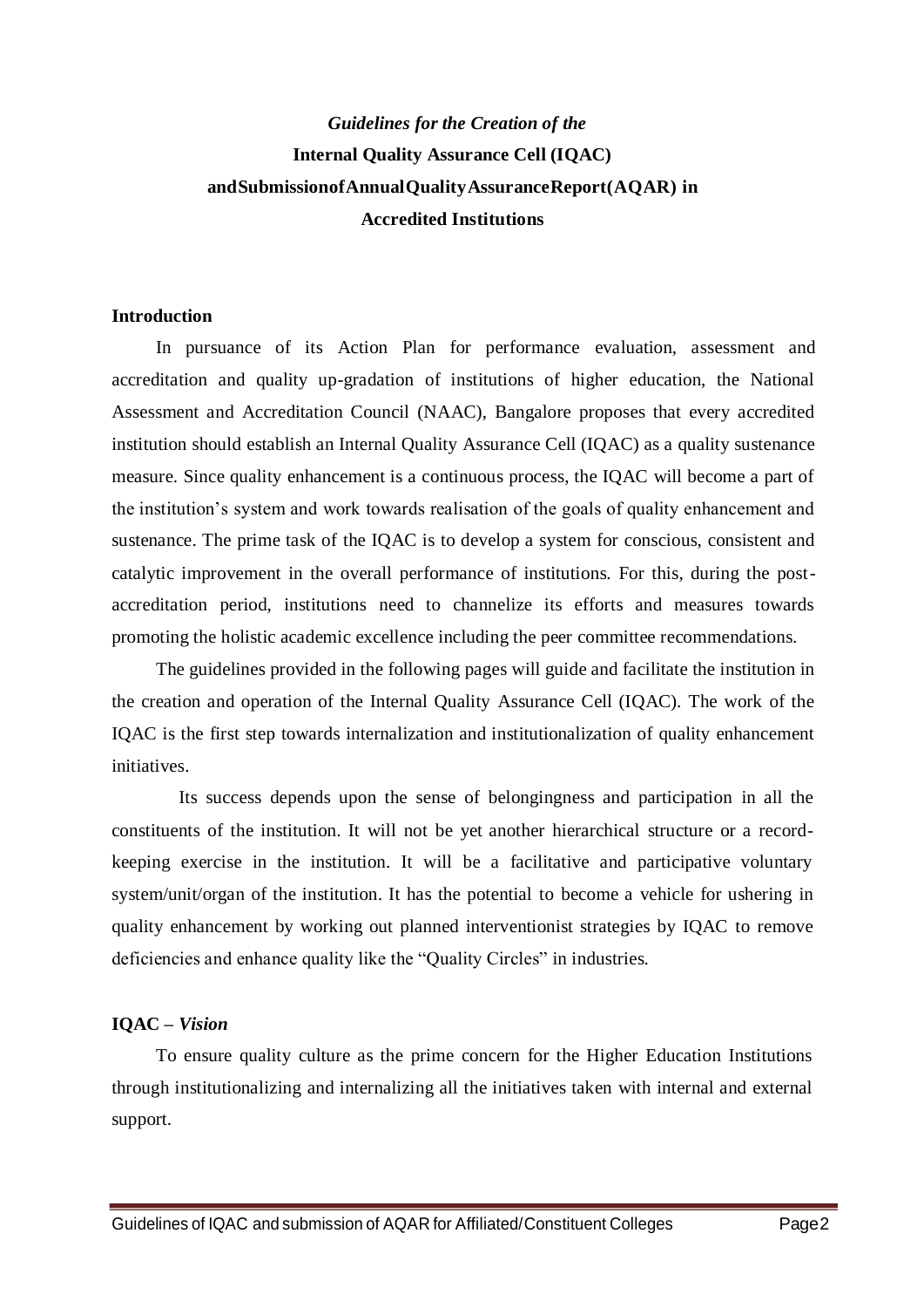# *Guidelines for the Creation of the* Internal Quality Assurance Cell (IQAC) andSubmissionofAnnualQualityAssuranceReport(AQAR) in Accredited Institutions

## Introduction

In pursuance of its Action Plan for performance evaluation, assessment and accreditation and quality up-gradation of institutions of higher education, the National Assessment and Accreditation Council (NAAC), Bangalore proposes that every accredited institution should establish an Internal Quality Assurance Cell (IQAC) as a quality sustenance measure. Since quality enhancement is a continuous process, the IQAC will become a part of the institution's system and work towards realisation of the goals of quality enhancement and sustenance. The prime task of the IQAC is to develop a system for conscious, consistent and catalytic improvement in the overall performance of institutions. For this, during the post-accreditation period, institutions need to channelize its efforts and measures towards promoting the holistic academic excellence including the peer committee recommendations.

The guidelines provided in the following pages will guide and facilitate the institution in the creation and operation of the Internal Quality Assurance Cell (IQAC). The work of the IQAC is the first step towards internalization and institutionalization of quality enhancement initiatives.

Its success depends upon the sense of belongingness and participation in all the constituents of the institution. It will not be yet another hierarchical structure or a record-keeping exercise in the institution. It will be a facilitative and participative voluntary system/unit/organ of the institution. It has the potential to become a vehicle for ushering in quality enhancement by working out planned interventionist strategies by IQAC to remove deficiencies and enhance quality like the "Quality Circles" in industries.

## IQAC – *Vision*

To ensure quality culture as the prime concern for the Higher Education Institutions through institutionalizing and internalizing all the initiatives taken with internal and external support.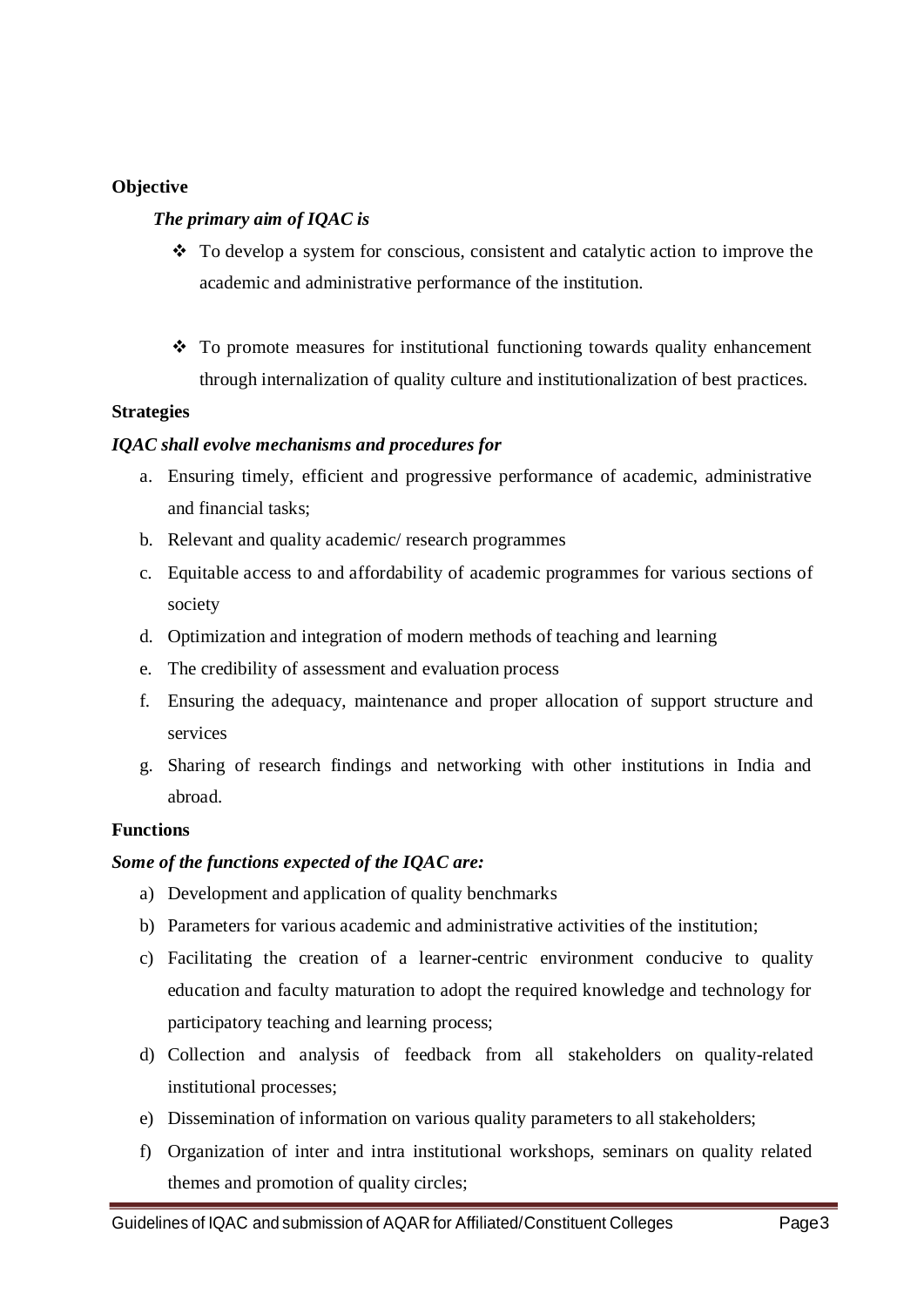**Objective**

***The primary aim of IQAC is***

- To develop a system for conscious, consistent and catalytic action to improve the academic and administrative performance of the institution.

- To promote measures for institutional functioning towards quality enhancement through internalization of quality culture and institutionalization of best practices.

**Strategies**

***IQAC shall evolve mechanisms and procedures for***

a. Ensuring timely, efficient and progressive performance of academic, administrative and financial tasks;
b. Relevant and quality academic/ research programmes
c. Equitable access to and affordability of academic programmes for various sections of society
d. Optimization and integration of modern methods of teaching and learning
e. The credibility of assessment and evaluation process
f. Ensuring the adequacy, maintenance and proper allocation of support structure and services
g. Sharing of research findings and networking with other institutions in India and abroad.

**Functions**

***Some of the functions expected of the IQAC are:***

a) Development and application of quality benchmarks
b) Parameters for various academic and administrative activities of the institution;
c) Facilitating the creation of a learner-centric environment conducive to quality education and faculty maturation to adopt the required knowledge and technology for participatory teaching and learning process;
d) Collection and analysis of feedback from all stakeholders on quality-related institutional processes;
e) Dissemination of information on various quality parameters to all stakeholders;
f) Organization of inter and intra institutional workshops, seminars on quality related themes and promotion of quality circles;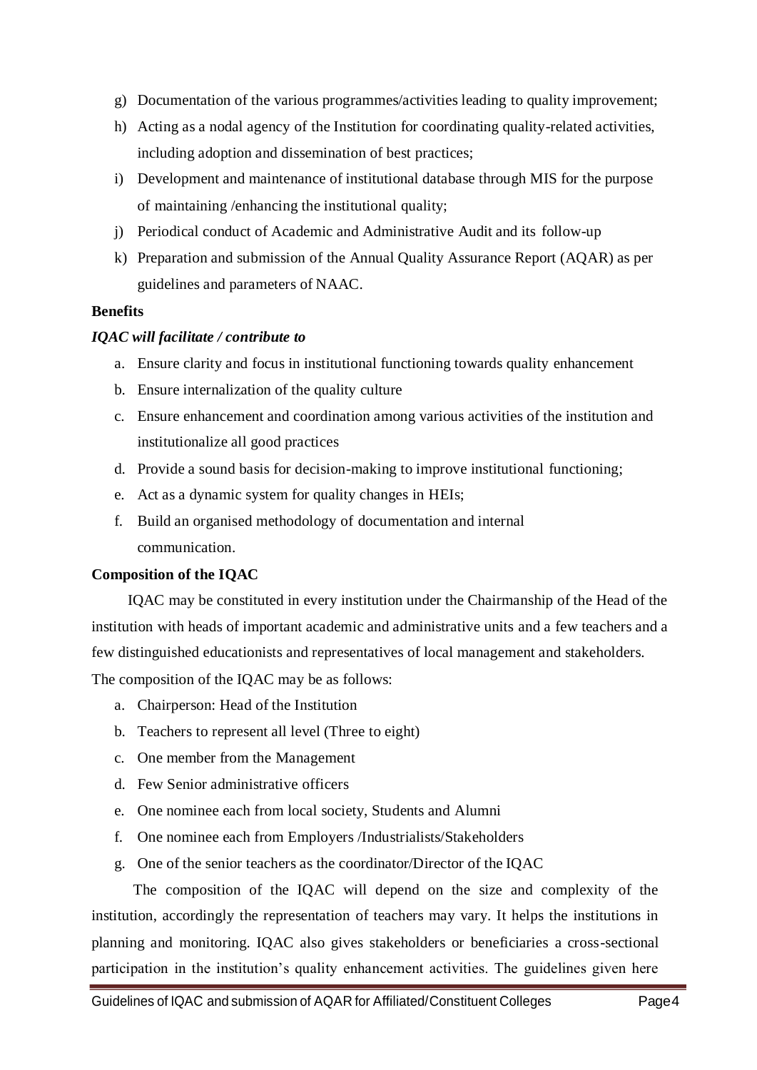g) Documentation of the various programmes/activities leading to quality improvement;
h) Acting as a nodal agency of the Institution for coordinating quality-related activities, including adoption and dissemination of best practices;
i) Development and maintenance of institutional database through MIS for the purpose of maintaining /enhancing the institutional quality;
j) Periodical conduct of Academic and Administrative Audit and its follow-up
k) Preparation and submission of the Annual Quality Assurance Report (AQAR) as per guidelines and parameters of NAAC.

**Benefits**

***IQAC will facilitate / contribute to***

a. Ensure clarity and focus in institutional functioning towards quality enhancement
b. Ensure internalization of the quality culture
c. Ensure enhancement and coordination among various activities of the institution and institutionalize all good practices
d. Provide a sound basis for decision-making to improve institutional functioning;
e. Act as a dynamic system for quality changes in HEIs;
f. Build an organised methodology of documentation and internal communication.

**Composition of the IQAC**

IQAC may be constituted in every institution under the Chairmanship of the Head of the institution with heads of important academic and administrative units and a few teachers and a few distinguished educationists and representatives of local management and stakeholders. The composition of the IQAC may be as follows:

a. Chairperson: Head of the Institution
b. Teachers to represent all level (Three to eight)
c. One member from the Management
d. Few Senior administrative officers
e. One nominee each from local society, Students and Alumni
f. One nominee each from Employers /Industrialists/Stakeholders
g. One of the senior teachers as the coordinator/Director of the IQAC

The composition of the IQAC will depend on the size and complexity of the institution, accordingly the representation of teachers may vary. It helps the institutions in planning and monitoring. IQAC also gives stakeholders or beneficiaries a cross-sectional participation in the institution's quality enhancement activities. The guidelines given here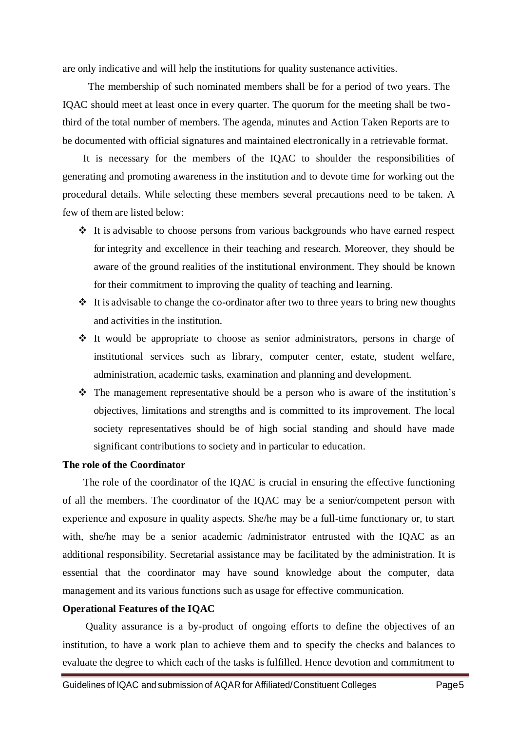are only indicative and will help the institutions for quality sustenance activities.

The membership of such nominated members shall be for a period of two years. The IQAC should meet at least once in every quarter. The quorum for the meeting shall be two-third of the total number of members. The agenda, minutes and Action Taken Reports are to be documented with official signatures and maintained electronically in a retrievable format.

It is necessary for the members of the IQAC to shoulder the responsibilities of generating and promoting awareness in the institution and to devote time for working out the procedural details. While selecting these members several precautions need to be taken. A few of them are listed below:

- It is advisable to choose persons from various backgrounds who have earned respect for integrity and excellence in their teaching and research. Moreover, they should be aware of the ground realities of the institutional environment. They should be known for their commitment to improving the quality of teaching and learning.
- It is advisable to change the co-ordinator after two to three years to bring new thoughts and activities in the institution.
- It would be appropriate to choose as senior administrators, persons in charge of institutional services such as library, computer center, estate, student welfare, administration, academic tasks, examination and planning and development.
- The management representative should be a person who is aware of the institution's objectives, limitations and strengths and is committed to its improvement. The local society representatives should be of high social standing and should have made significant contributions to society and in particular to education.

**The role of the Coordinator**

The role of the coordinator of the IQAC is crucial in ensuring the effective functioning of all the members. The coordinator of the IQAC may be a senior/competent person with experience and exposure in quality aspects. She/he may be a full-time functionary or, to start with, she/he may be a senior academic /administrator entrusted with the IQAC as an additional responsibility. Secretarial assistance may be facilitated by the administration. It is essential that the coordinator may have sound knowledge about the computer, data management and its various functions such as usage for effective communication.

**Operational Features of the IQAC**

Quality assurance is a by-product of ongoing efforts to define the objectives of an institution, to have a work plan to achieve them and to specify the checks and balances to evaluate the degree to which each of the tasks is fulfilled. Hence devotion and commitment to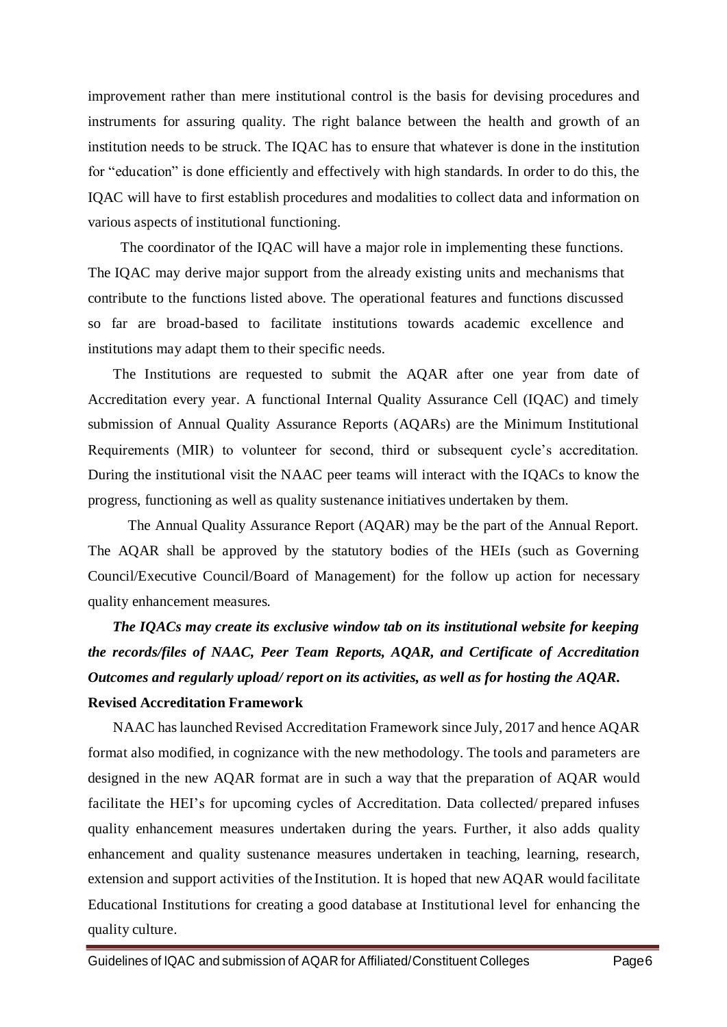improvement rather than mere institutional control is the basis for devising procedures and instruments for assuring quality. The right balance between the health and growth of an institution needs to be struck. The IQAC has to ensure that whatever is done in the institution for "education" is done efficiently and effectively with high standards. In order to do this, the IQAC will have to first establish procedures and modalities to collect data and information on various aspects of institutional functioning.

The coordinator of the IQAC will have a major role in implementing these functions. The IQAC may derive major support from the already existing units and mechanisms that contribute to the functions listed above. The operational features and functions discussed so far are broad-based to facilitate institutions towards academic excellence and institutions may adapt them to their specific needs.

The Institutions are requested to submit the AQAR after one year from date of Accreditation every year. A functional Internal Quality Assurance Cell (IQAC) and timely submission of Annual Quality Assurance Reports (AQARs) are the Minimum Institutional Requirements (MIR) to volunteer for second, third or subsequent cycle's accreditation. During the institutional visit the NAAC peer teams will interact with the IQACs to know the progress, functioning as well as quality sustenance initiatives undertaken by them.

The Annual Quality Assurance Report (AQAR) may be the part of the Annual Report. The AQAR shall be approved by the statutory bodies of the HEIs (such as Governing Council/Executive Council/Board of Management) for the follow up action for necessary quality enhancement measures.

***The IQACs may create its exclusive window tab on its institutional website for keeping the records/files of NAAC, Peer Team Reports, AQAR, and Certificate of Accreditation Outcomes and regularly upload/ report on its activities, as well as for hosting the AQAR.***

**Revised Accreditation Framework**

NAAC has launched Revised Accreditation Framework since July, 2017 and hence AQAR format also modified, in cognizance with the new methodology. The tools and parameters are designed in the new AQAR format are in such a way that the preparation of AQAR would facilitate the HEI's for upcoming cycles of Accreditation. Data collected/ prepared infuses quality enhancement measures undertaken during the years. Further, it also adds quality enhancement and quality sustenance measures undertaken in teaching, learning, research, extension and support activities of the Institution. It is hoped that new AQAR would facilitate Educational Institutions for creating a good database at Institutional level for enhancing the quality culture.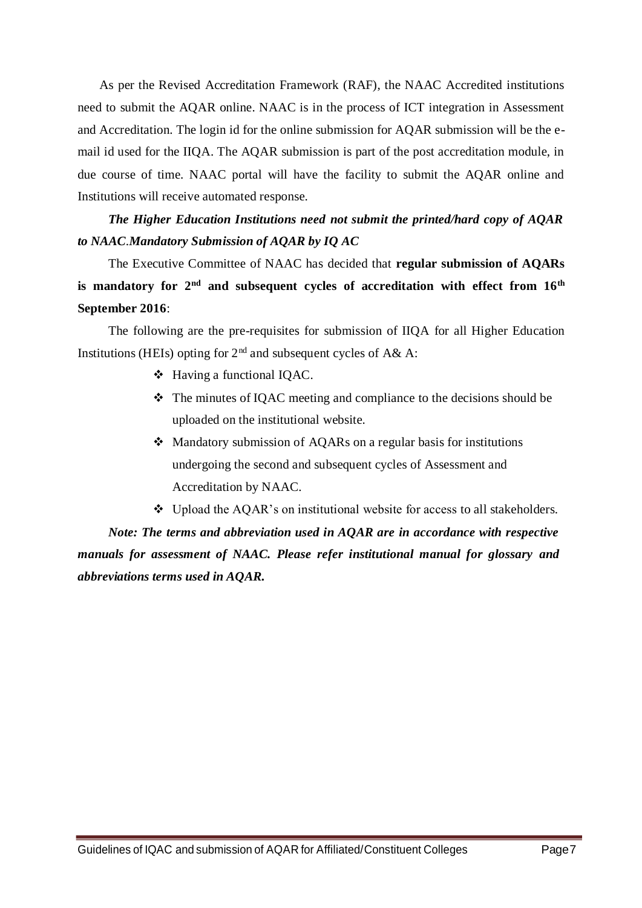As per the Revised Accreditation Framework (RAF), the NAAC Accredited institutions need to submit the AQAR online. NAAC is in the process of ICT integration in Assessment and Accreditation. The login id for the online submission for AQAR submission will be the e-mail id used for the IIQA. The AQAR submission is part of the post accreditation module, in due course of time. NAAC portal will have the facility to submit the AQAR online and Institutions will receive automated response.

***The Higher Education Institutions need not submit the printed/hard copy of AQAR to NAAC.Mandatory Submission of AQAR by IQ AC***

The Executive Committee of NAAC has decided that **regular submission of AQARs is mandatory for 2nd and subsequent cycles of accreditation with effect from 16th September 2016**:

The following are the pre-requisites for submission of IIQA for all Higher Education Institutions (HEIs) opting for 2nd and subsequent cycles of A& A:

- Having a functional IQAC.
- The minutes of IQAC meeting and compliance to the decisions should be uploaded on the institutional website.
- Mandatory submission of AQARs on a regular basis for institutions undergoing the second and subsequent cycles of Assessment and Accreditation by NAAC.
- Upload the AQAR's on institutional website for access to all stakeholders.

***Note: The terms and abbreviation used in AQAR are in accordance with respective manuals for assessment of NAAC. Please refer institutional manual for glossary and abbreviations terms used in AQAR.***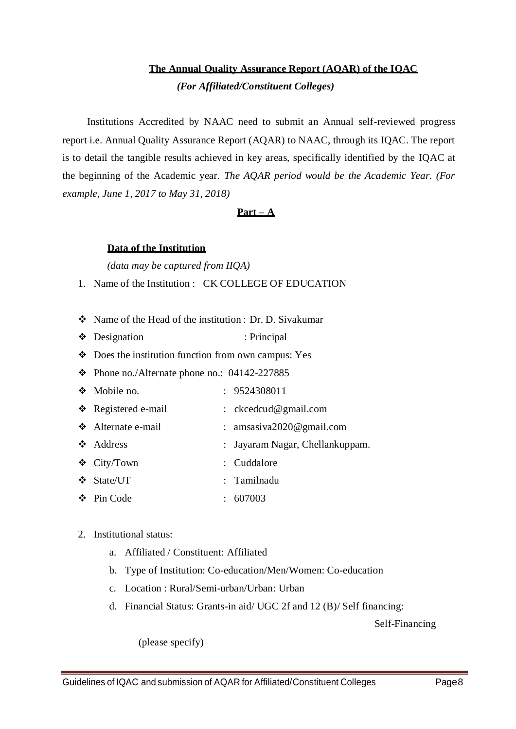**The Annual Quality Assurance Report (AQAR) of the IQAC**

***(For Affiliated/Constituent Colleges)***

Institutions Accredited by NAAC need to submit an Annual self-reviewed progress report i.e. Annual Quality Assurance Report (AQAR) to NAAC, through its IQAC. The report is to detail the tangible results achieved in key areas, specifically identified by the IQAC at the beginning of the Academic year. *The AQAR period would be the Academic Year. (For example, June 1, 2017 to May 31, 2018)*

## Part – A

### Data of the Institution

*(data may be captured from IIQA)*

1. Name of the Institution : CK COLLEGE OF EDUCATION

- Name of the Head of the institution : Dr. D. Sivakumar
- Designation : Principal
- Does the institution function from own campus: Yes
- Phone no./Alternate phone no.: 04142-227885
- Mobile no. : 9524308011
- Registered e-mail : ckcedcud@gmail.com
- Alternate e-mail : amsasiva2020@gmail.com
- Address : Jayaram Nagar, Chellankuppam.
- City/Town : Cuddalore
- State/UT : Tamilnadu
- Pin Code : 607003

2. Institutional status:
   a. Affiliated / Constituent: Affiliated
   b. Type of Institution: Co-education/Men/Women: Co-education
   c. Location : Rural/Semi-urban/Urban: Urban
   d. Financial Status: Grants-in aid/ UGC 2f and 12 (B)/ Self financing: Self-Financing

      (please specify)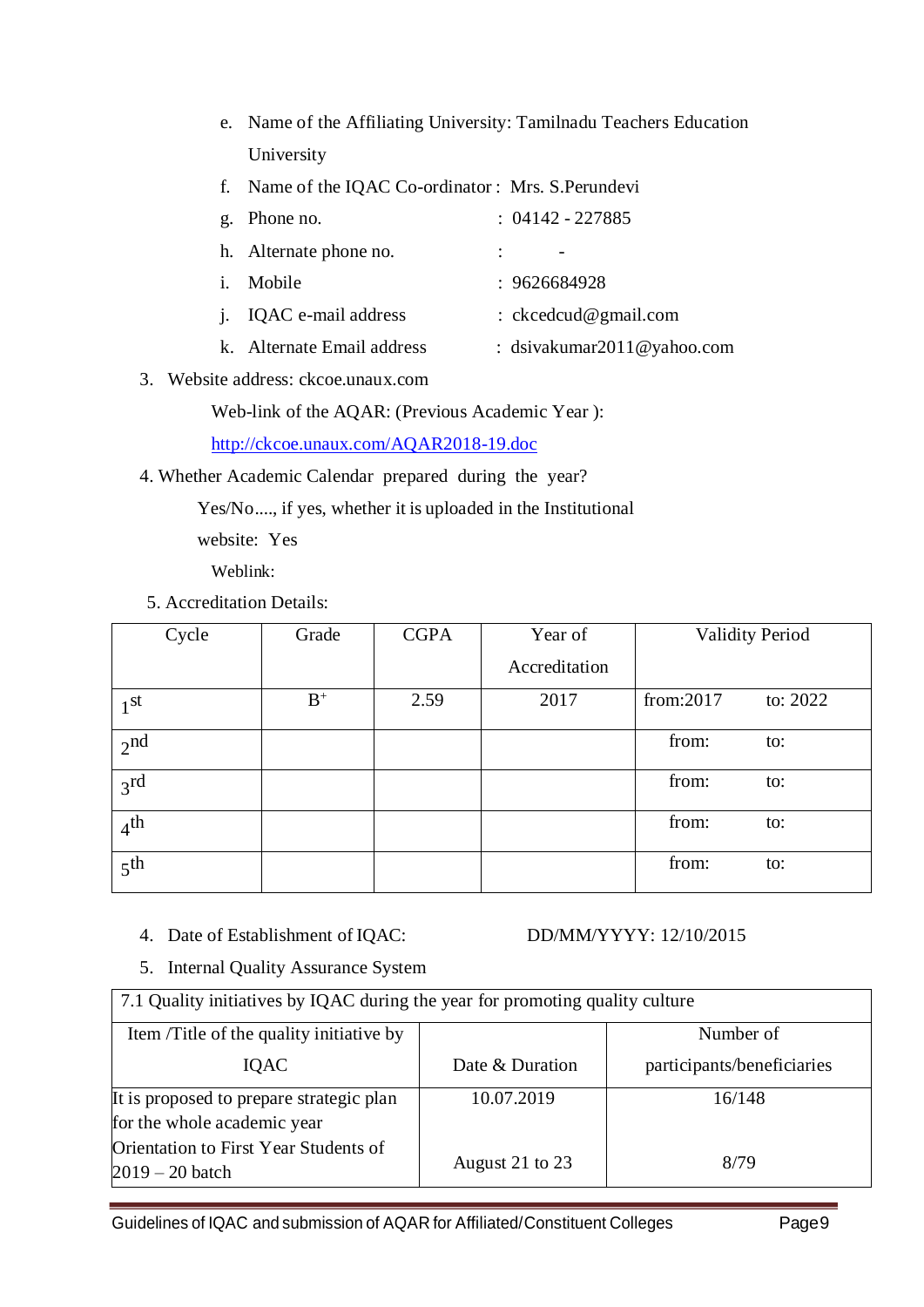e. Name of the Affiliating University: Tamilnadu Teachers Education University

f. Name of the IQAC Co-ordinator : Mrs. S.Perundevi

g. Phone no. : 04142 - 227885

h. Alternate phone no. : -

i. Mobile : 9626684928

j. IQAC e-mail address : ckcedcud@gmail.com

k. Alternate Email address : dsivakumar2011@yahoo.com

3. Website address: ckcoe.unaux.com

Web-link of the AQAR: (Previous Academic Year ):

http://ckcoe.unaux.com/AQAR2018-19.doc

4. Whether Academic Calendar prepared during the year?

Yes/No...., if yes, whether it is uploaded in the Institutional website: Yes

Weblink:

5. Accreditation Details:

| Cycle | Grade | CGPA | Year of Accreditation | Validity Period | |
|---|---|---|---|---|---|
| 1st | B+ | 2.59 | 2017 | from:2017 | to: 2022 |
| 2nd | | | | from: | to: |
| 3rd | | | | from: | to: |
| 4th | | | | from: | to: |
| 5th | | | | from: | to: |

4. Date of Establishment of IQAC: DD/MM/YYYY: 12/10/2015

5. Internal Quality Assurance System

| 7.1 Quality initiatives by IQAC during the year for promoting quality culture | | |
|---|---|---|
| Item /Title of the quality initiative by IQAC | Date & Duration | Number of participants/beneficiaries |
| It is proposed to prepare strategic plan for the whole academic year | 10.07.2019 | 16/148 |
| Orientation to First Year Students of 2019 – 20 batch | August 21 to 23 | 8/79 |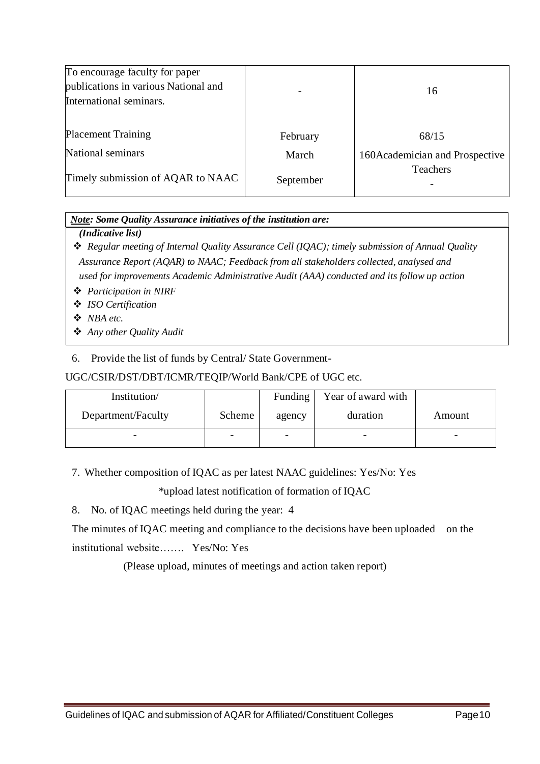| | | |
|---|---|---|
| To encourage faculty for paper publications in various National and International seminars. | - | 16 |
| Placement Training | February | 68/15 |
| National seminars | March | 160Academician and Prospective Teachers |
| Timely submission of AQAR to NAAC | September | - |

***Note*: Some Quality Assurance initiatives of the institution are:**

***(Indicative list)***

- *Regular meeting of Internal Quality Assurance Cell (IQAC); timely submission of Annual Quality Assurance Report (AQAR) to NAAC; Feedback from all stakeholders collected, analysed and used for improvements Academic Administrative Audit (AAA) conducted and its follow up action*
- *Participation in NIRF*
- *ISO Certification*
- *NBA etc.*
- *Any other Quality Audit*

6. Provide the list of funds by Central/ State Government- UGC/CSIR/DST/DBT/ICMR/TEQIP/World Bank/CPE of UGC etc.

| Institution/ Department/Faculty | Scheme | Funding agency | Year of award with duration | Amount |
|---|---|---|---|---|
| - | - | - | - | - |

7. Whether composition of IQAC as per latest NAAC guidelines: Yes/No: Yes

   *upload latest notification of formation of IQAC

8. No. of IQAC meetings held during the year: 4

The minutes of IQAC meeting and compliance to the decisions have been uploaded on the institutional website……. Yes/No: Yes

(Please upload, minutes of meetings and action taken report)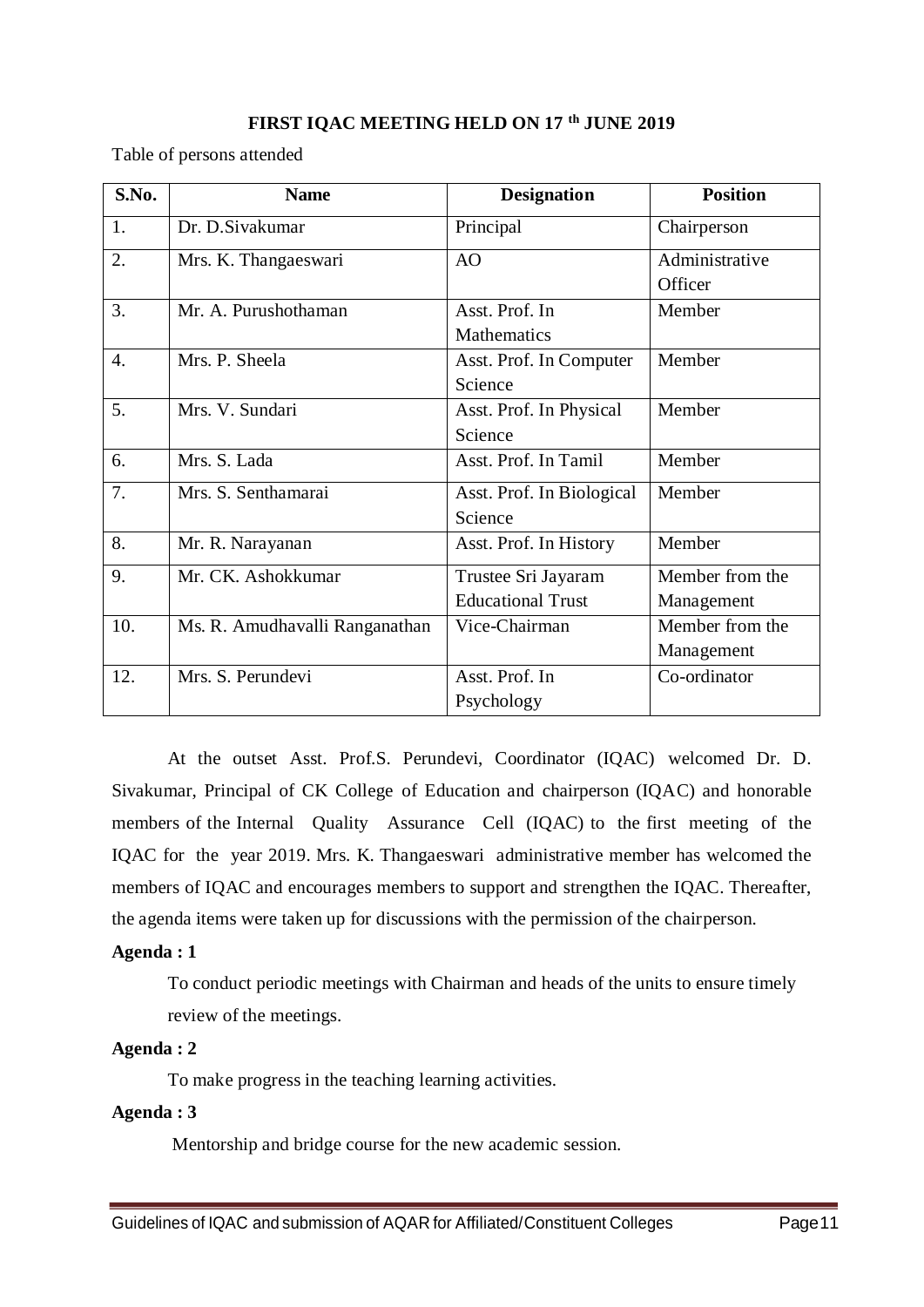## FIRST IQAC MEETING HELD ON 17 th JUNE 2019

Table of persons attended

| S.No. | Name | Designation | Position |
|---|---|---|---|
| 1. | Dr. D.Sivakumar | Principal | Chairperson |
| 2. | Mrs. K. Thangaeswari | AO | Administrative Officer |
| 3. | Mr. A. Purushothaman | Asst. Prof. In Mathematics | Member |
| 4. | Mrs. P. Sheela | Asst. Prof. In Computer Science | Member |
| 5. | Mrs. V. Sundari | Asst. Prof. In Physical Science | Member |
| 6. | Mrs. S. Lada | Asst. Prof. In Tamil | Member |
| 7. | Mrs. S. Senthamarai | Asst. Prof. In Biological Science | Member |
| 8. | Mr. R. Narayanan | Asst. Prof. In History | Member |
| 9. | Mr. CK. Ashokkumar | Trustee Sri Jayaram Educational Trust | Member from the Management |
| 10. | Ms. R. Amudhavalli Ranganathan | Vice-Chairman | Member from the Management |
| 12. | Mrs. S. Perundevi | Asst. Prof. In Psychology | Co-ordinator |

At the outset Asst. Prof.S. Perundevi, Coordinator (IQAC) welcomed Dr. D. Sivakumar, Principal of CK College of Education and chairperson (IQAC) and honorable members of the Internal Quality Assurance Cell (IQAC) to the first meeting of the IQAC for the year 2019. Mrs. K. Thangaeswari administrative member has welcomed the members of IQAC and encourages members to support and strengthen the IQAC. Thereafter, the agenda items were taken up for discussions with the permission of the chairperson.

**Agenda : 1**

To conduct periodic meetings with Chairman and heads of the units to ensure timely review of the meetings.

**Agenda : 2**

To make progress in the teaching learning activities.

**Agenda : 3**

Mentorship and bridge course for the new academic session.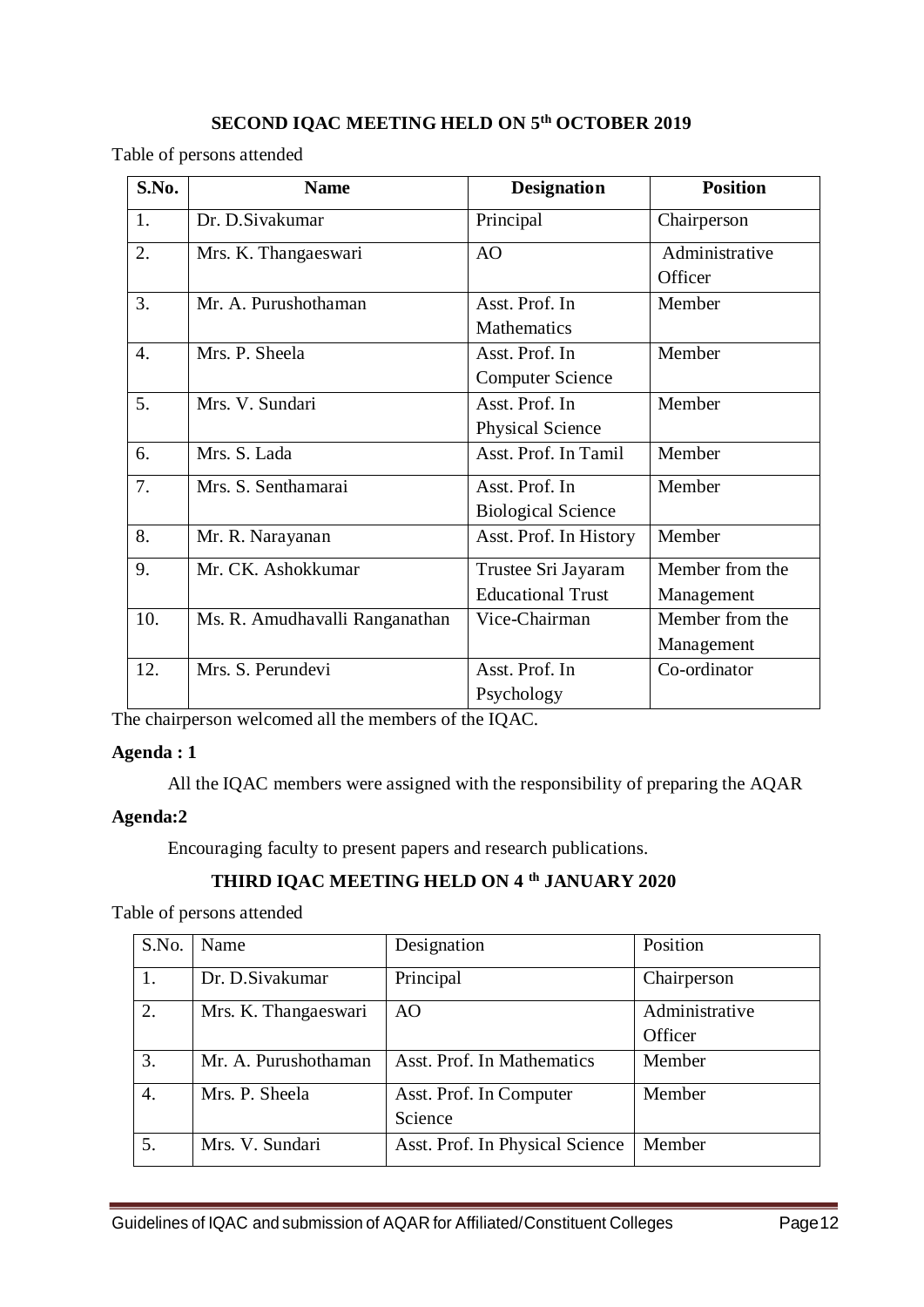**SECOND IQAC MEETING HELD ON 5th OCTOBER 2019**

Table of persons attended

| S.No. | Name | Designation | Position |
|---|---|---|---|
| 1. | Dr. D.Sivakumar | Principal | Chairperson |
| 2. | Mrs. K. Thangaeswari | AO | Administrative Officer |
| 3. | Mr. A. Purushothaman | Asst. Prof. In Mathematics | Member |
| 4. | Mrs. P. Sheela | Asst. Prof. In Computer Science | Member |
| 5. | Mrs. V. Sundari | Asst. Prof. In Physical Science | Member |
| 6. | Mrs. S. Lada | Asst. Prof. In Tamil | Member |
| 7. | Mrs. S. Senthamarai | Asst. Prof. In Biological Science | Member |
| 8. | Mr. R. Narayanan | Asst. Prof. In History | Member |
| 9. | Mr. CK. Ashokkumar | Trustee Sri Jayaram Educational Trust | Member from the Management |
| 10. | Ms. R. Amudhavalli Ranganathan | Vice-Chairman | Member from the Management |
| 12. | Mrs. S. Perundevi | Asst. Prof. In Psychology | Co-ordinator |

The chairperson welcomed all the members of the IQAC.

**Agenda : 1**

All the IQAC members were assigned with the responsibility of preparing the AQAR

**Agenda:2**

Encouraging faculty to present papers and research publications.

**THIRD IQAC MEETING HELD ON 4 th JANUARY 2020**

Table of persons attended

| S.No. | Name | Designation | Position |
|---|---|---|---|
| 1. | Dr. D.Sivakumar | Principal | Chairperson |
| 2. | Mrs. K. Thangaeswari | AO | Administrative Officer |
| 3. | Mr. A. Purushothaman | Asst. Prof. In Mathematics | Member |
| 4. | Mrs. P. Sheela | Asst. Prof. In Computer Science | Member |
| 5. | Mrs. V. Sundari | Asst. Prof. In Physical Science | Member |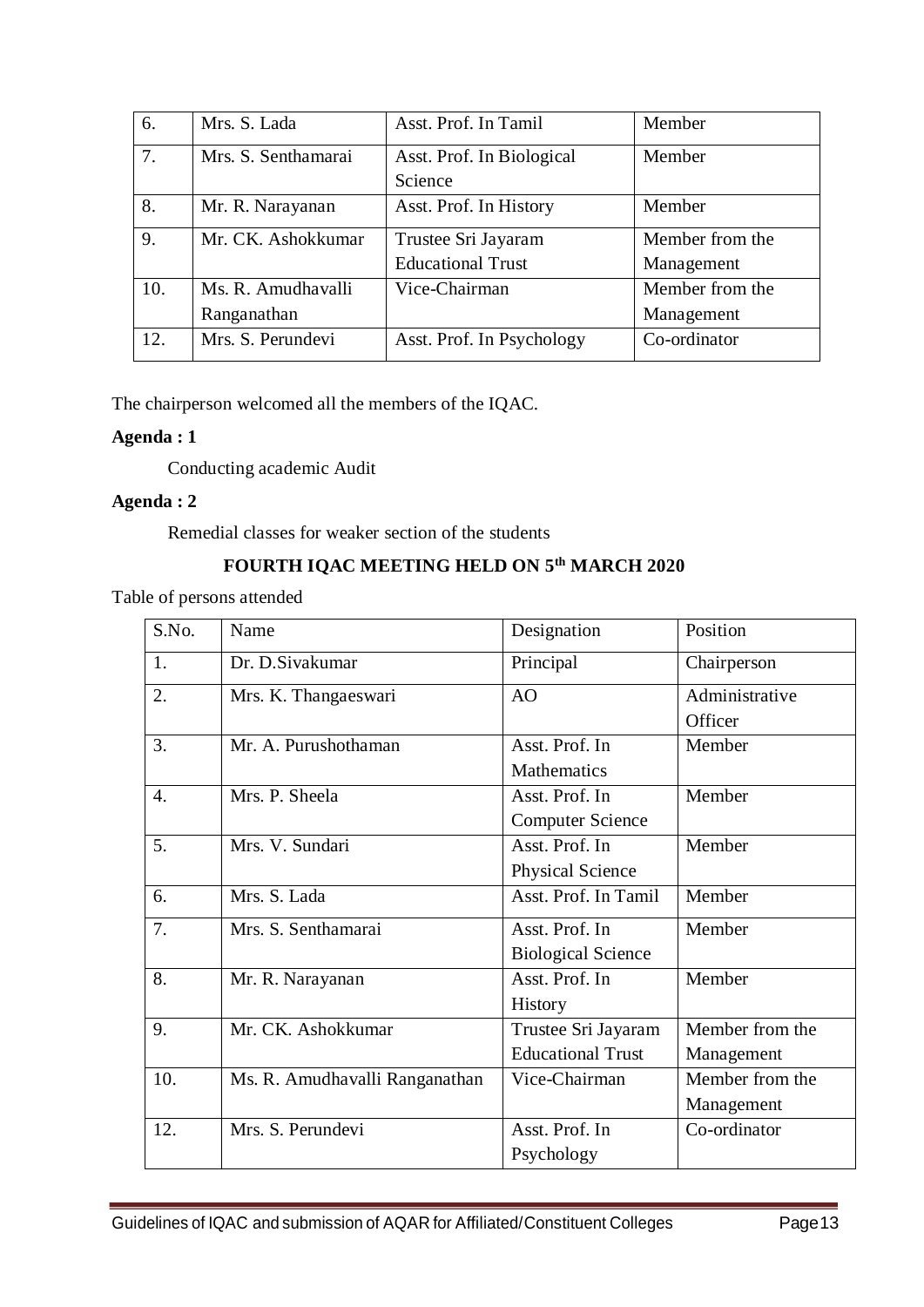| 6. | Mrs. S. Lada | Asst. Prof. In Tamil | Member |
|---|---|---|---|
| 7. | Mrs. S. Senthamarai | Asst. Prof. In Biological Science | Member |
| 8. | Mr. R. Narayanan | Asst. Prof. In History | Member |
| 9. | Mr. CK. Ashokkumar | Trustee Sri Jayaram Educational Trust | Member from the Management |
| 10. | Ms. R. Amudhavalli Ranganathan | Vice-Chairman | Member from the Management |
| 12. | Mrs. S. Perundevi | Asst. Prof. In Psychology | Co-ordinator |

The chairperson welcomed all the members of the IQAC.

**Agenda : 1**

Conducting academic Audit

**Agenda : 2**

Remedial classes for weaker section of the students

## FOURTH IQAC MEETING HELD ON 5th MARCH 2020

Table of persons attended

| S.No. | Name | Designation | Position |
|---|---|---|---|
| 1. | Dr. D.Sivakumar | Principal | Chairperson |
| 2. | Mrs. K. Thangaeswari | AO | Administrative Officer |
| 3. | Mr. A. Purushothaman | Asst. Prof. In Mathematics | Member |
| 4. | Mrs. P. Sheela | Asst. Prof. In Computer Science | Member |
| 5. | Mrs. V. Sundari | Asst. Prof. In Physical Science | Member |
| 6. | Mrs. S. Lada | Asst. Prof. In Tamil | Member |
| 7. | Mrs. S. Senthamarai | Asst. Prof. In Biological Science | Member |
| 8. | Mr. R. Narayanan | Asst. Prof. In History | Member |
| 9. | Mr. CK. Ashokkumar | Trustee Sri Jayaram Educational Trust | Member from the Management |
| 10. | Ms. R. Amudhavalli Ranganathan | Vice-Chairman | Member from the Management |
| 12. | Mrs. S. Perundevi | Asst. Prof. In Psychology | Co-ordinator |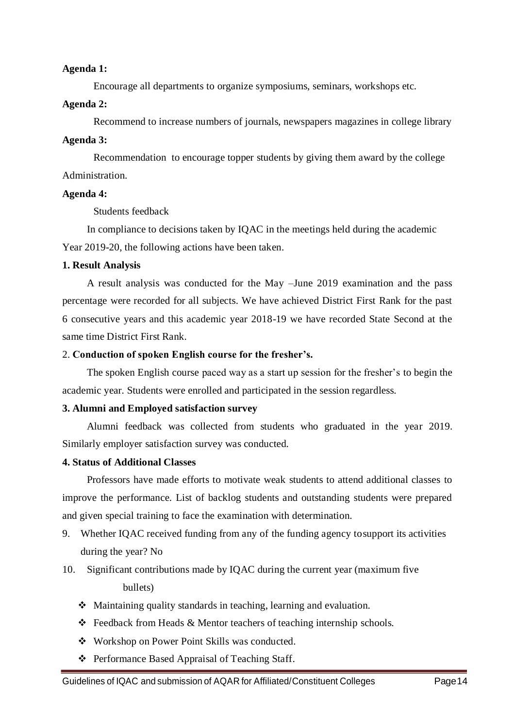**Agenda 1:**

Encourage all departments to organize symposiums, seminars, workshops etc.

**Agenda 2:**

Recommend to increase numbers of journals, newspapers magazines in college library

**Agenda 3:**

Recommendation to encourage topper students by giving them award by the college Administration.

**Agenda 4:**

Students feedback

In compliance to decisions taken by IQAC in the meetings held during the academic Year 2019-20, the following actions have been taken.

**1. Result Analysis**

A result analysis was conducted for the May –June 2019 examination and the pass percentage were recorded for all subjects. We have achieved District First Rank for the past 6 consecutive years and this academic year 2018-19 we have recorded State Second at the same time District First Rank.

2. **Conduction of spoken English course for the fresher's.**

The spoken English course paced way as a start up session for the fresher's to begin the academic year. Students were enrolled and participated in the session regardless.

**3. Alumni and Employed satisfaction survey**

Alumni feedback was collected from students who graduated in the year 2019. Similarly employer satisfaction survey was conducted.

**4. Status of Additional Classes**

Professors have made efforts to motivate weak students to attend additional classes to improve the performance. List of backlog students and outstanding students were prepared and given special training to face the examination with determination.

9. Whether IQAC received funding from any of the funding agency tosupport its activities during the year? No

10. Significant contributions made by IQAC during the current year (maximum five bullets)

- ❖ Maintaining quality standards in teaching, learning and evaluation.
- ❖ Feedback from Heads & Mentor teachers of teaching internship schools.
- ❖ Workshop on Power Point Skills was conducted.
- ❖ Performance Based Appraisal of Teaching Staff.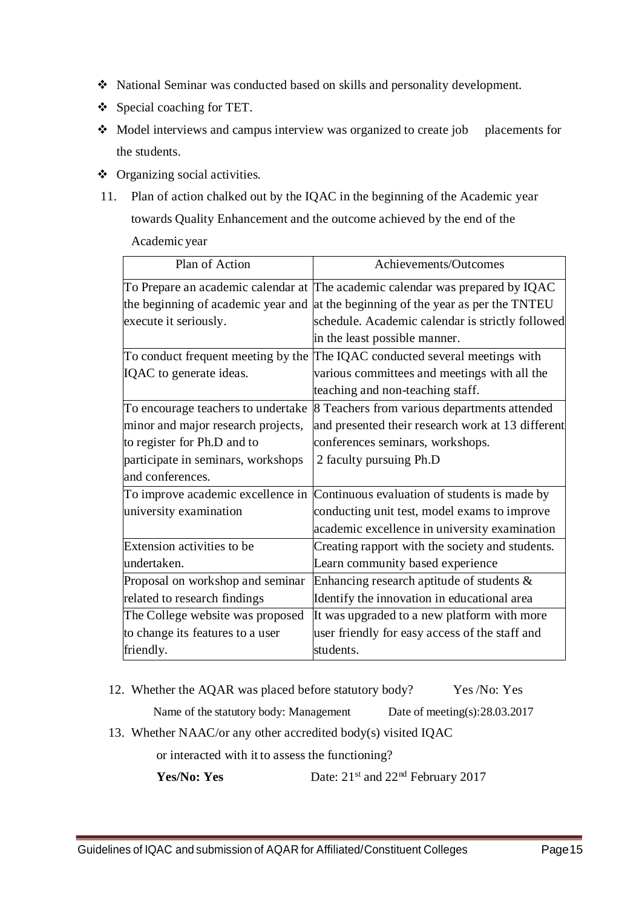- National Seminar was conducted based on skills and personality development.
- Special coaching for TET.
- Model interviews and campus interview was organized to create job placements for the students.
- Organizing social activities.

11. Plan of action chalked out by the IQAC in the beginning of the Academic year towards Quality Enhancement and the outcome achieved by the end of the Academic year

| Plan of Action | Achievements/Outcomes |
|---|---|
| To Prepare an academic calendar at the beginning of academic year and execute it seriously. | The academic calendar was prepared by IQAC at the beginning of the year as per the TNTEU schedule. Academic calendar is strictly followed in the least possible manner. |
| To conduct frequent meeting by the IQAC to generate ideas. | The IQAC conducted several meetings with various committees and meetings with all the teaching and non-teaching staff. |
| To encourage teachers to undertake minor and major research projects, to register for Ph.D and to participate in seminars, workshops and conferences. | 8 Teachers from various departments attended and presented their research work at 13 different conferences seminars, workshops. 2 faculty pursuing Ph.D |
| To improve academic excellence in university examination | Continuous evaluation of students is made by conducting unit test, model exams to improve academic excellence in university examination |
| Extension activities to be undertaken. | Creating rapport with the society and students. Learn community based experience |
| Proposal on workshop and seminar related to research findings | Enhancing research aptitude of students & Identify the innovation in educational area |
| The College website was proposed to change its features to a user friendly. | It was upgraded to a new platform with more user friendly for easy access of the staff and students. |

12. Whether the AQAR was placed before statutory body? Yes /No: Yes

    Name of the statutory body: Management Date of meeting(s):28.03.2017

13. Whether NAAC/or any other accredited body(s) visited IQAC or interacted with it to assess the functioning?

    **Yes/No: Yes** Date: 21st and 22nd February 2017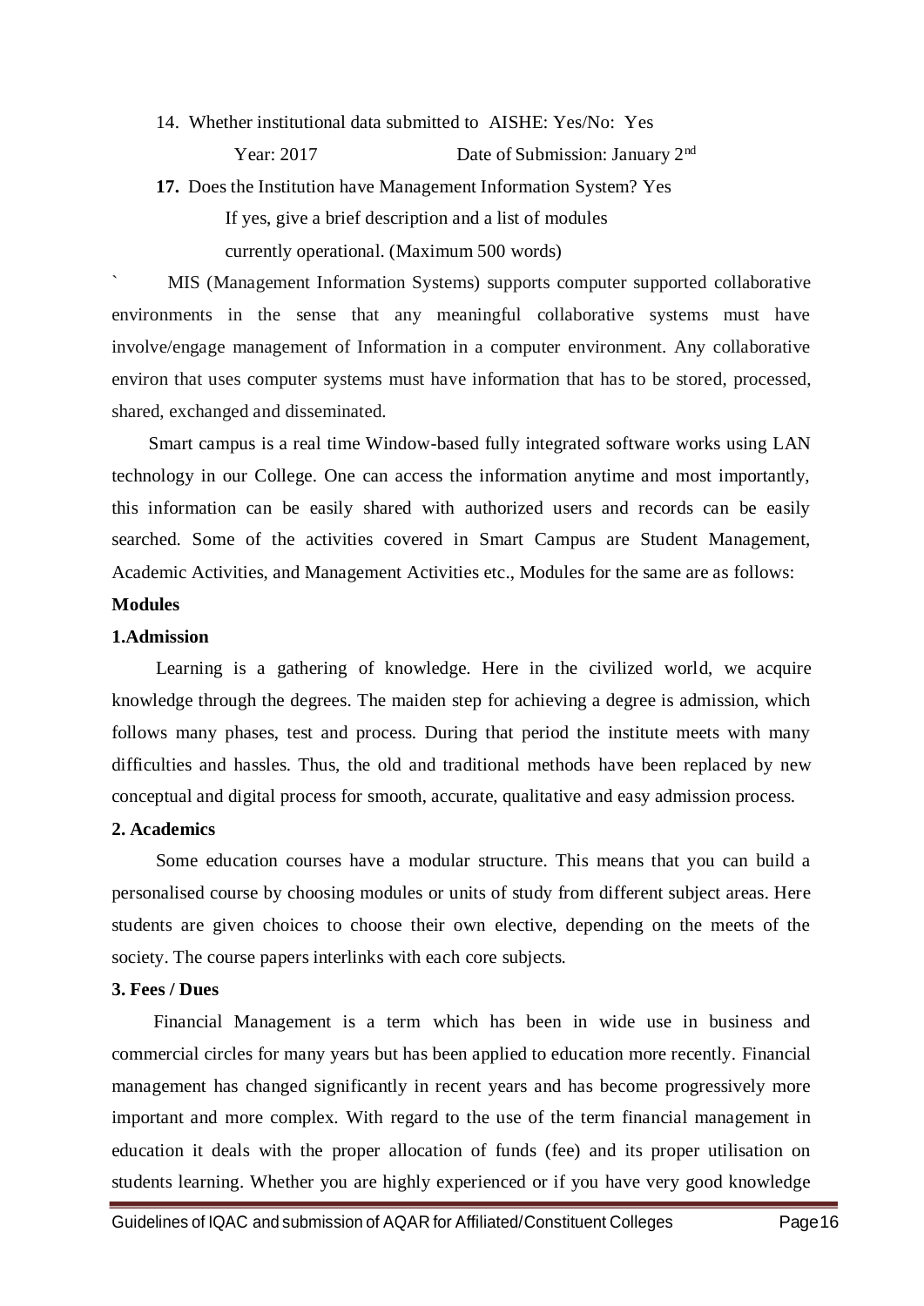14. Whether institutional data submitted to AISHE: Yes/No: Yes

    Year: 2017 Date of Submission: January 2[nd]

**17.** Does the Institution have Management Information System? Yes

If yes, give a brief description and a list of modules currently operational. (Maximum 500 words)

` MIS (Management Information Systems) supports computer supported collaborative environments in the sense that any meaningful collaborative systems must have involve/engage management of Information in a computer environment. Any collaborative environ that uses computer systems must have information that has to be stored, processed, shared, exchanged and disseminated.

Smart campus is a real time Window-based fully integrated software works using LAN technology in our College. One can access the information anytime and most importantly, this information can be easily shared with authorized users and records can be easily searched. Some of the activities covered in Smart Campus are Student Management, Academic Activities, and Management Activities etc., Modules for the same are as follows:

**Modules**

**1.Admission**

Learning is a gathering of knowledge. Here in the civilized world, we acquire knowledge through the degrees. The maiden step for achieving a degree is admission, which follows many phases, test and process. During that period the institute meets with many difficulties and hassles. Thus, the old and traditional methods have been replaced by new conceptual and digital process for smooth, accurate, qualitative and easy admission process.

**2. Academics**

Some education courses have a modular structure. This means that you can build a personalised course by choosing modules or units of study from different subject areas. Here students are given choices to choose their own elective, depending on the meets of the society. The course papers interlinks with each core subjects.

**3. Fees / Dues**

Financial Management is a term which has been in wide use in business and commercial circles for many years but has been applied to education more recently. Financial management has changed significantly in recent years and has become progressively more important and more complex. With regard to the use of the term financial management in education it deals with the proper allocation of funds (fee) and its proper utilisation on students learning. Whether you are highly experienced or if you have very good knowledge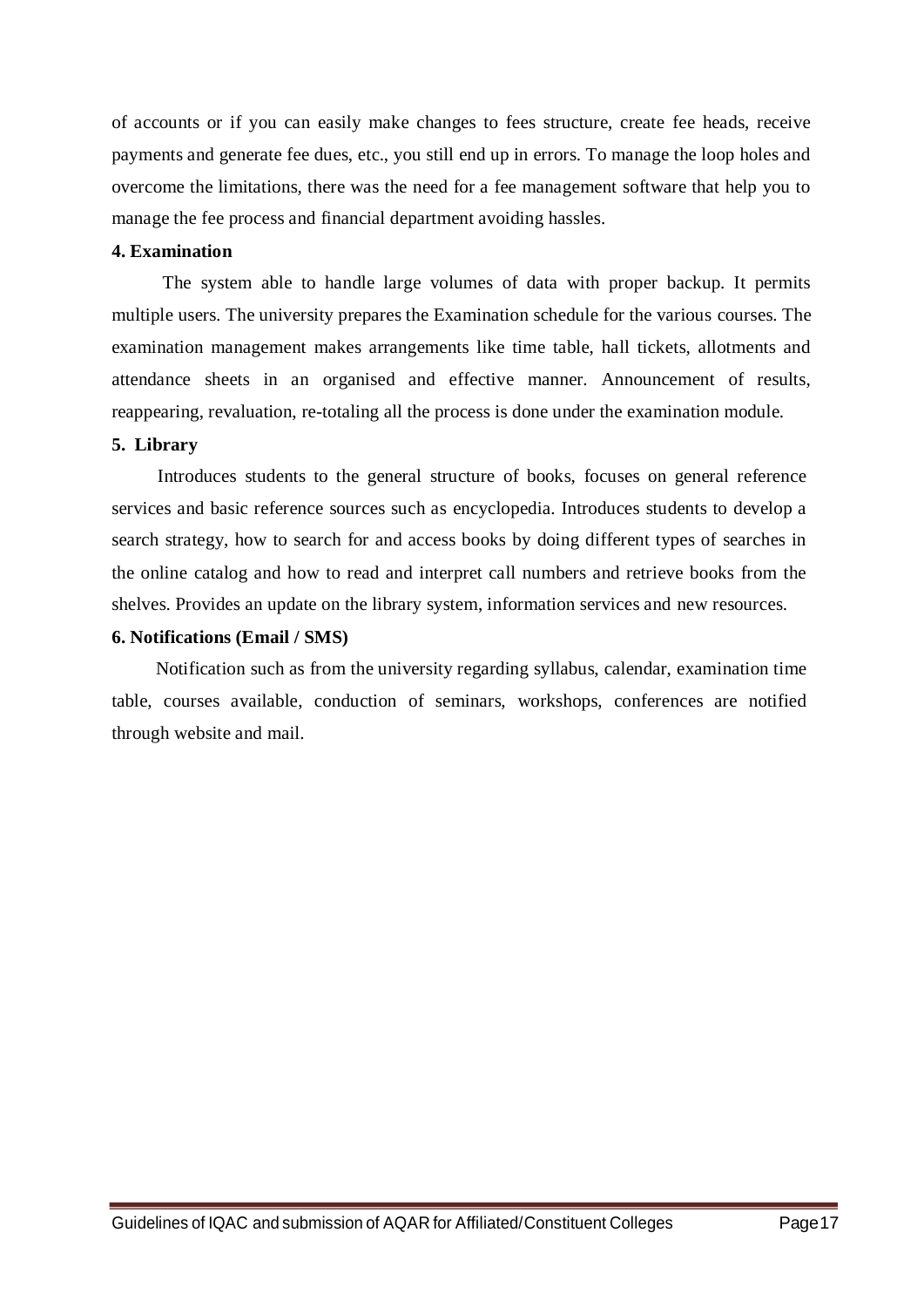of accounts or if you can easily make changes to fees structure, create fee heads, receive payments and generate fee dues, etc., you still end up in errors. To manage the loop holes and overcome the limitations, there was the need for a fee management software that help you to manage the fee process and financial department avoiding hassles.

**4. Examination**

The system able to handle large volumes of data with proper backup. It permits multiple users. The university prepares the Examination schedule for the various courses. The examination management makes arrangements like time table, hall tickets, allotments and attendance sheets in an organised and effective manner. Announcement of results, reappearing, revaluation, re-totaling all the process is done under the examination module.

**5. Library**

Introduces students to the general structure of books, focuses on general reference services and basic reference sources such as encyclopedia. Introduces students to develop a search strategy, how to search for and access books by doing different types of searches in the online catalog and how to read and interpret call numbers and retrieve books from the shelves. Provides an update on the library system, information services and new resources.

**6. Notifications (Email / SMS)**

Notification such as from the university regarding syllabus, calendar, examination time table, courses available, conduction of seminars, workshops, conferences are notified through website and mail.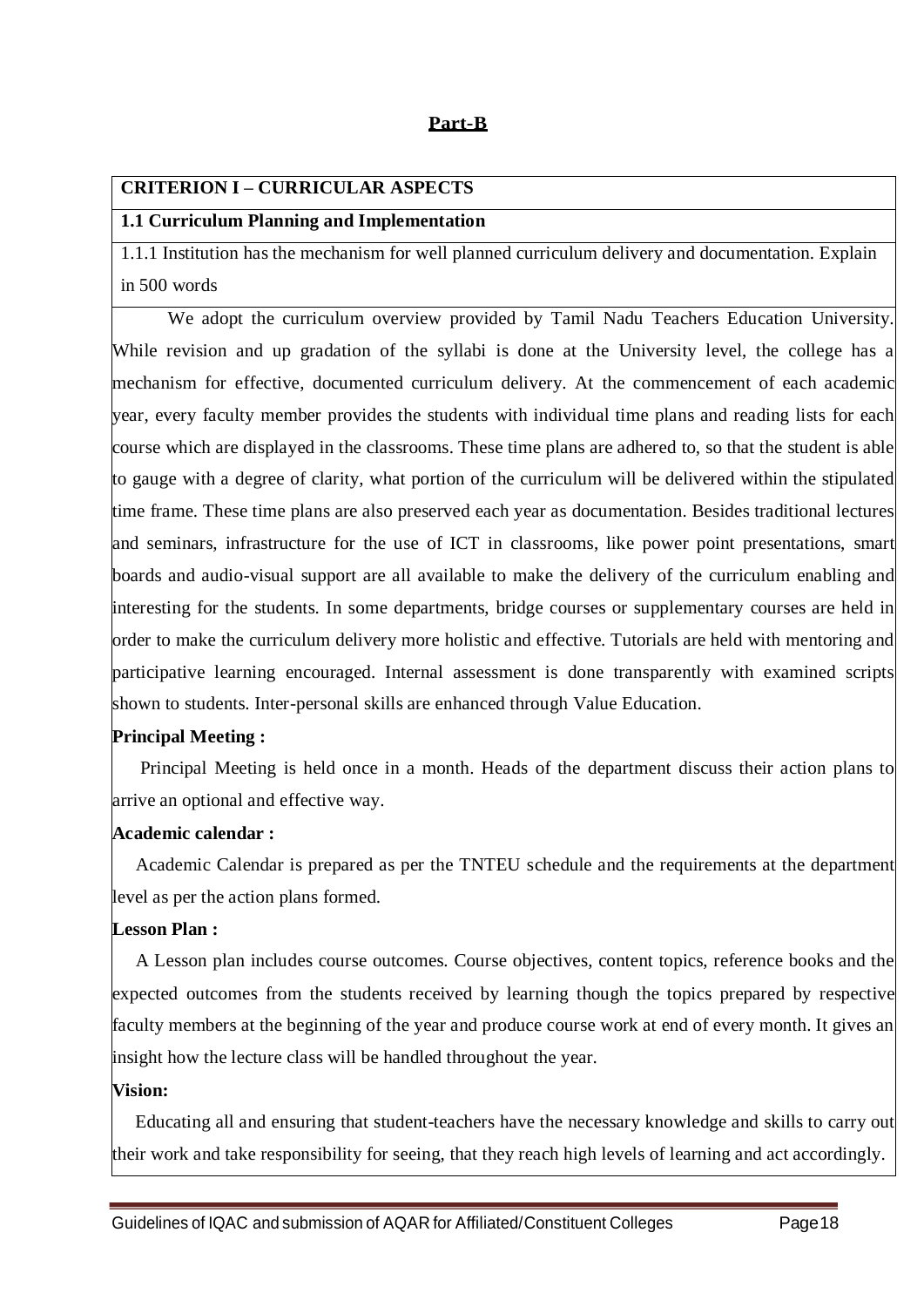## Part-B

**CRITERION I – CURRICULAR ASPECTS**

**1.1 Curriculum Planning and Implementation**

1.1.1 Institution has the mechanism for well planned curriculum delivery and documentation. Explain in 500 words

We adopt the curriculum overview provided by Tamil Nadu Teachers Education University. While revision and up gradation of the syllabi is done at the University level, the college has a mechanism for effective, documented curriculum delivery. At the commencement of each academic year, every faculty member provides the students with individual time plans and reading lists for each course which are displayed in the classrooms. These time plans are adhered to, so that the student is able to gauge with a degree of clarity, what portion of the curriculum will be delivered within the stipulated time frame. These time plans are also preserved each year as documentation. Besides traditional lectures and seminars, infrastructure for the use of ICT in classrooms, like power point presentations, smart boards and audio-visual support are all available to make the delivery of the curriculum enabling and interesting for the students. In some departments, bridge courses or supplementary courses are held in order to make the curriculum delivery more holistic and effective. Tutorials are held with mentoring and participative learning encouraged. Internal assessment is done transparently with examined scripts shown to students. Inter-personal skills are enhanced through Value Education.

**Principal Meeting :**

Principal Meeting is held once in a month. Heads of the department discuss their action plans to arrive an optional and effective way.

**Academic calendar :**

Academic Calendar is prepared as per the TNTEU schedule and the requirements at the department level as per the action plans formed.

**Lesson Plan :**

A Lesson plan includes course outcomes. Course objectives, content topics, reference books and the expected outcomes from the students received by learning though the topics prepared by respective faculty members at the beginning of the year and produce course work at end of every month. It gives an insight how the lecture class will be handled throughout the year.

**Vision:**

Educating all and ensuring that student-teachers have the necessary knowledge and skills to carry out their work and take responsibility for seeing, that they reach high levels of learning and act accordingly.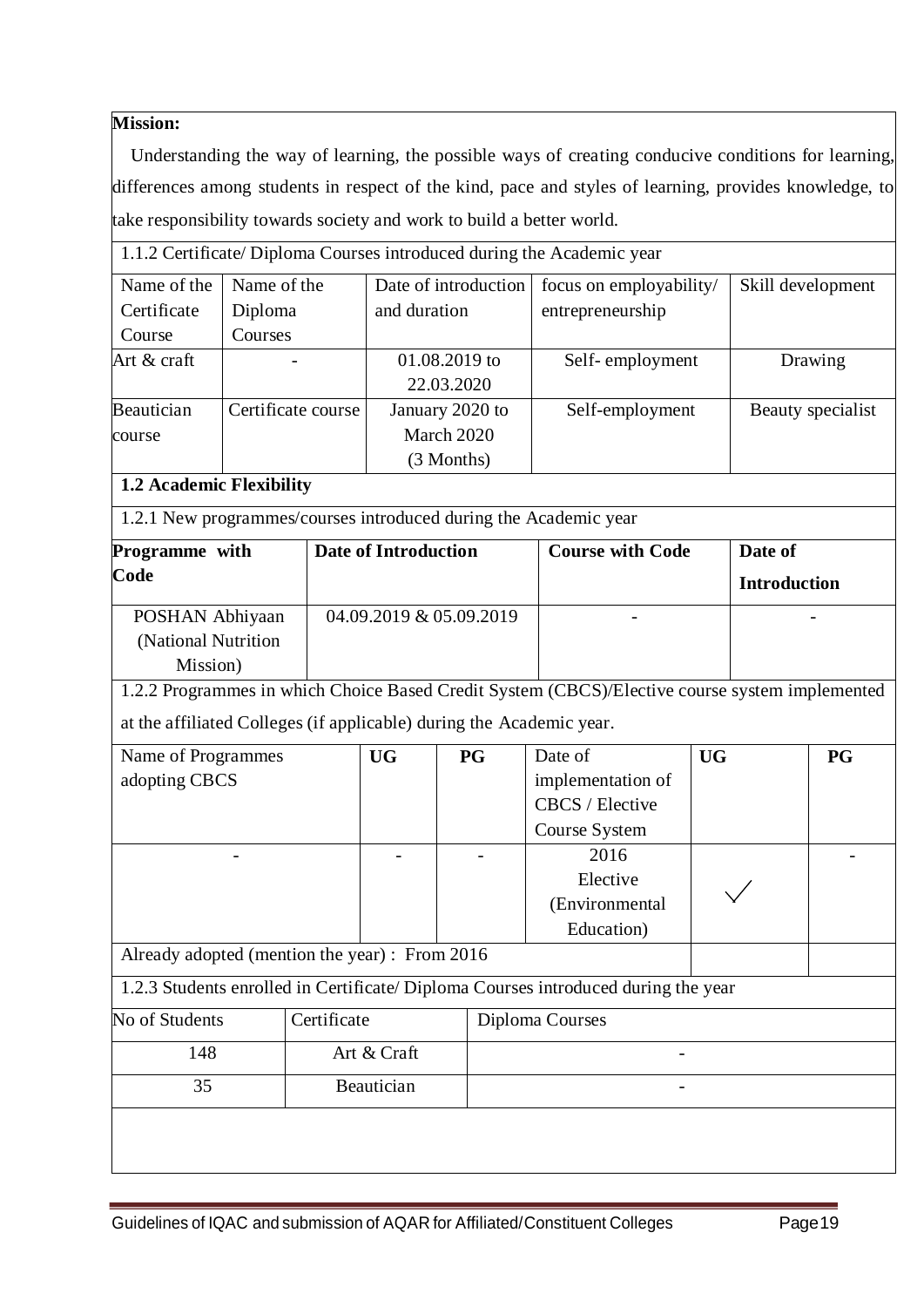**Mission:**

Understanding the way of learning, the possible ways of creating conducive conditions for learning, differences among students in respect of the kind, pace and styles of learning, provides knowledge, to take responsibility towards society and work to build a better world.

1.1.2 Certificate/ Diploma Courses introduced during the Academic year

| Name of the Certificate Course | Name of the Diploma Courses | Date of introduction and duration | focus on employability/ entrepreneurship | Skill development |
|---|---|---|---|---|
| Art & craft | - | 01.08.2019 to 22.03.2020 | Self- employment | Drawing |
| Beautician course | Certificate course | January 2020 to March 2020 (3 Months) | Self-employment | Beauty specialist |

**1.2 Academic Flexibility**

1.2.1 New programmes/courses introduced during the Academic year

| **Programme with Code** | **Date of Introduction** | **Course with Code** | **Date of Introduction** |
|---|---|---|---|
| POSHAN Abhiyaan (National Nutrition Mission) | 04.09.2019 & 05.09.2019 | - | - |

1.2.2 Programmes in which Choice Based Credit System (CBCS)/Elective course system implemented at the affiliated Colleges (if applicable) during the Academic year.

| Name of Programmes adopting CBCS | UG | PG | Date of implementation of CBCS / Elective Course System | UG | PG |
|---|---|---|---|---|---|
| - | - | - | 2016 Elective (Environmental Education) | ✓ | - |
| Already adopted (mention the year) : From 2016 | | | | | |

1.2.3 Students enrolled in Certificate/ Diploma Courses introduced during the year

| No of Students | Certificate | Diploma Courses |
|---|---|---|
| 148 | Art & Craft | - |
| 35 | Beautician | - |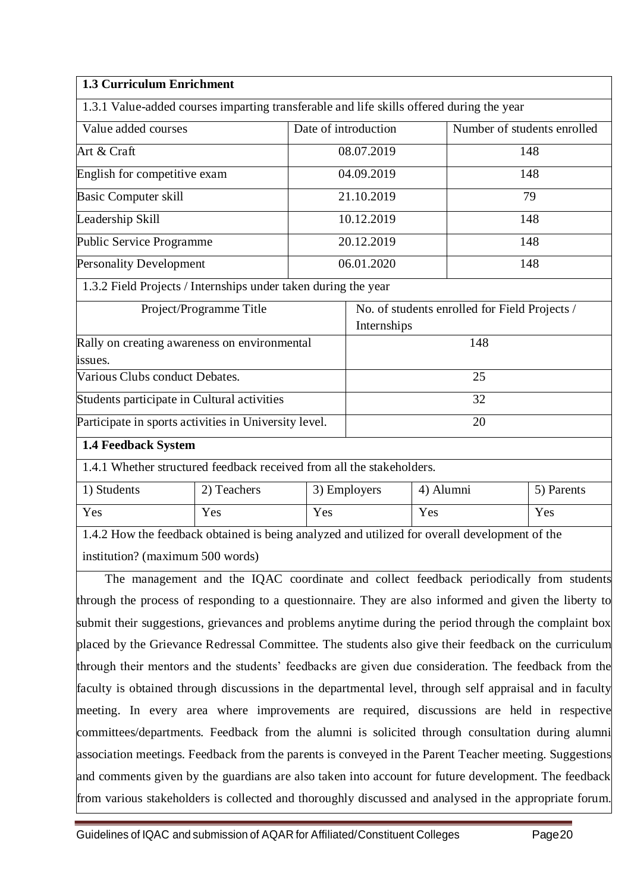**1.3 Curriculum Enrichment**

1.3.1 Value-added courses imparting transferable and life skills offered during the year

| Value added courses | Date of introduction | Number of students enrolled |
|---|---|---|
| Art & Craft | 08.07.2019 | 148 |
| English for competitive exam | 04.09.2019 | 148 |
| Basic Computer skill | 21.10.2019 | 79 |
| Leadership Skill | 10.12.2019 | 148 |
| Public Service Programme | 20.12.2019 | 148 |
| Personality Development | 06.01.2020 | 148 |

1.3.2 Field Projects / Internships under taken during the year

| Project/Programme Title | No. of students enrolled for Field Projects / Internships |
|---|---|
| Rally on creating awareness on environmental issues. | 148 |
| Various Clubs conduct Debates. | 25 |
| Students participate in Cultural activities | 32 |
| Participate in sports activities in University level. | 20 |

**1.4 Feedback System**

1.4.1 Whether structured feedback received from all the stakeholders.

| 1) Students | 2) Teachers | 3) Employers | 4) Alumni | 5) Parents |
|---|---|---|---|---|
| Yes | Yes | Yes | Yes | Yes |

1.4.2 How the feedback obtained is being analyzed and utilized for overall development of the institution? (maximum 500 words)

The management and the IQAC coordinate and collect feedback periodically from students through the process of responding to a questionnaire. They are also informed and given the liberty to submit their suggestions, grievances and problems anytime during the period through the complaint box placed by the Grievance Redressal Committee. The students also give their feedback on the curriculum through their mentors and the students' feedbacks are given due consideration. The feedback from the faculty is obtained through discussions in the departmental level, through self appraisal and in faculty meeting. In every area where improvements are required, discussions are held in respective committees/departments. Feedback from the alumni is solicited through consultation during alumni association meetings. Feedback from the parents is conveyed in the Parent Teacher meeting. Suggestions and comments given by the guardians are also taken into account for future development. The feedback from various stakeholders is collected and thoroughly discussed and analysed in the appropriate forum.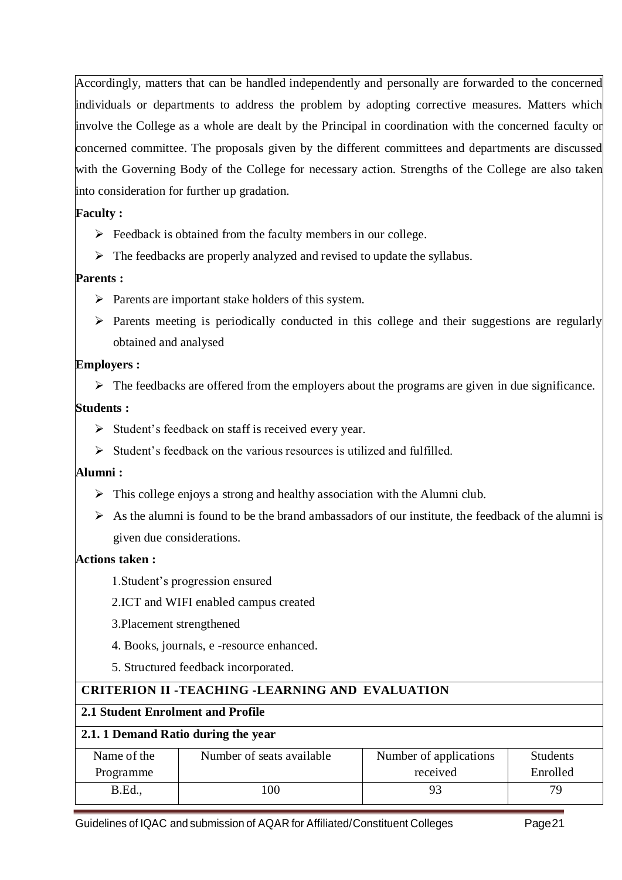Accordingly, matters that can be handled independently and personally are forwarded to the concerned individuals or departments to address the problem by adopting corrective measures. Matters which involve the College as a whole are dealt by the Principal in coordination with the concerned faculty or concerned committee. The proposals given by the different committees and departments are discussed with the Governing Body of the College for necessary action. Strengths of the College are also taken into consideration for further up gradation.

**Faculty :**

- Feedback is obtained from the faculty members in our college.
- The feedbacks are properly analyzed and revised to update the syllabus.

**Parents :**

- Parents are important stake holders of this system.
- Parents meeting is periodically conducted in this college and their suggestions are regularly obtained and analysed

**Employers :**

- The feedbacks are offered from the employers about the programs are given in due significance.

**Students :**

- Student's feedback on staff is received every year.
- Student's feedback on the various resources is utilized and fulfilled.

**Alumni :**

- This college enjoys a strong and healthy association with the Alumni club.
- As the alumni is found to be the brand ambassadors of our institute, the feedback of the alumni is given due considerations.

**Actions taken :**

1.Student's progression ensured

2.ICT and WIFI enabled campus created

3.Placement strengthened

4. Books, journals, e -resource enhanced.

5. Structured feedback incorporated.

## CRITERION II -TEACHING -LEARNING AND EVALUATION

### 2.1 Student Enrolment and Profile

**2.1. 1 Demand Ratio during the year**

| Name of the Programme | Number of seats available | Number of applications received | Students Enrolled |
|---|---|---|---|
| B.Ed., | 100 | 93 | 79 |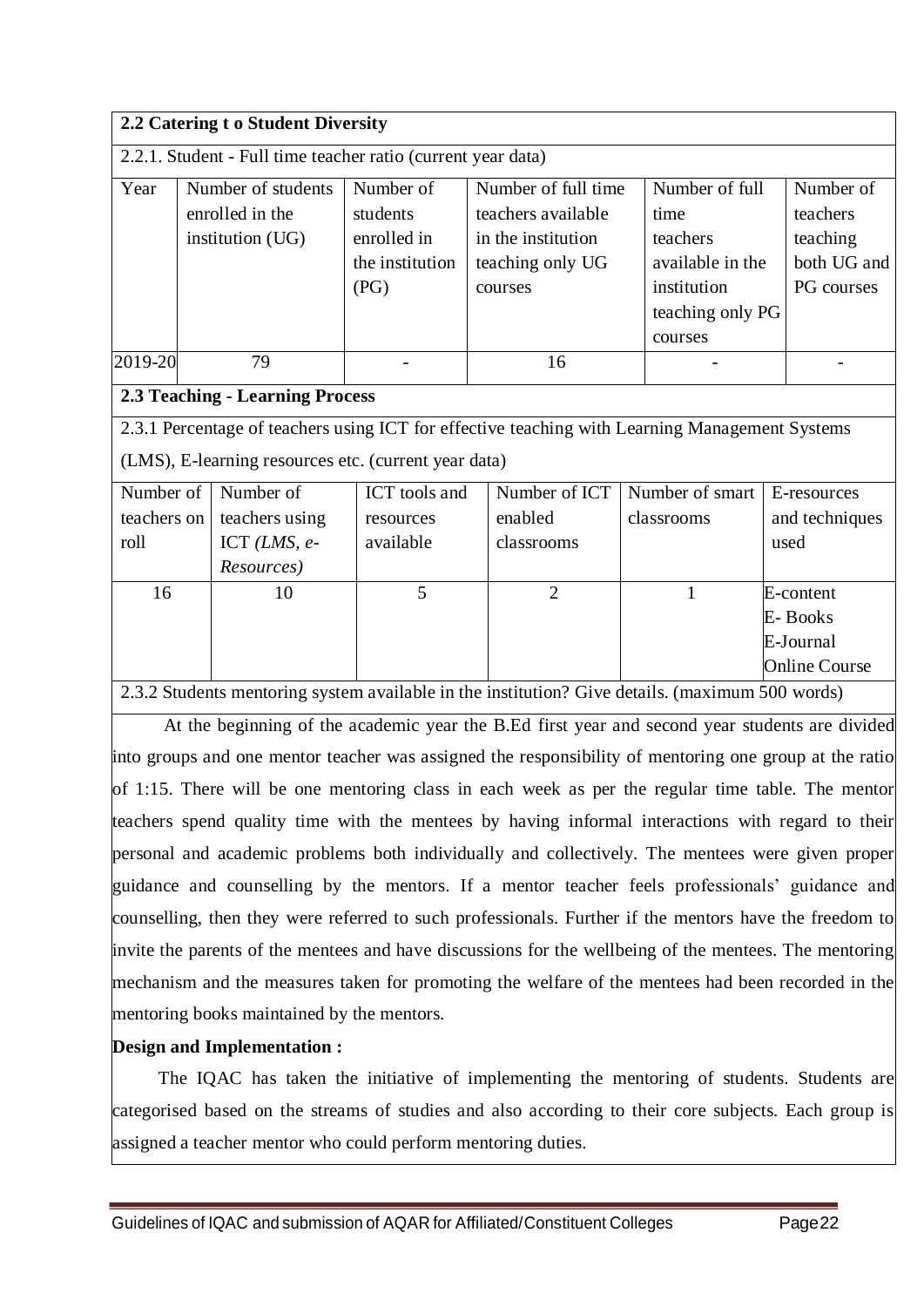**2.2 Catering t o Student Diversity**

2.2.1. Student - Full time teacher ratio (current year data)

| Year | Number of students enrolled in the institution (UG) | Number of students enrolled in the institution (PG) | Number of full time teachers available in the institution teaching only UG courses | Number of full time teachers available in the institution teaching only PG courses | Number of teachers teaching both UG and PG courses |
|---|---|---|---|---|---|
| 2019-20 | 79 | - | 16 | - | - |

**2.3 Teaching - Learning Process**

2.3.1 Percentage of teachers using ICT for effective teaching with Learning Management Systems (LMS), E-learning resources etc. (current year data)

| Number of teachers on roll | Number of teachers using ICT *(LMS, e-Resources)* | ICT tools and resources available | Number of ICT enabled classrooms | Number of smart classrooms | E-resources and techniques used |
|---|---|---|---|---|---|
| 16 | 10 | 5 | 2 | 1 | E-content<br>E- Books<br>E-Journal<br>Online Course |

2.3.2 Students mentoring system available in the institution? Give details. (maximum 500 words)

At the beginning of the academic year the B.Ed first year and second year students are divided into groups and one mentor teacher was assigned the responsibility of mentoring one group at the ratio of 1:15. There will be one mentoring class in each week as per the regular time table. The mentor teachers spend quality time with the mentees by having informal interactions with regard to their personal and academic problems both individually and collectively. The mentees were given proper guidance and counselling by the mentors. If a mentor teacher feels professionals' guidance and counselling, then they were referred to such professionals. Further if the mentors have the freedom to invite the parents of the mentees and have discussions for the wellbeing of the mentees. The mentoring mechanism and the measures taken for promoting the welfare of the mentees had been recorded in the mentoring books maintained by the mentors.

**Design and Implementation :**

The IQAC has taken the initiative of implementing the mentoring of students. Students are categorised based on the streams of studies and also according to their core subjects. Each group is assigned a teacher mentor who could perform mentoring duties.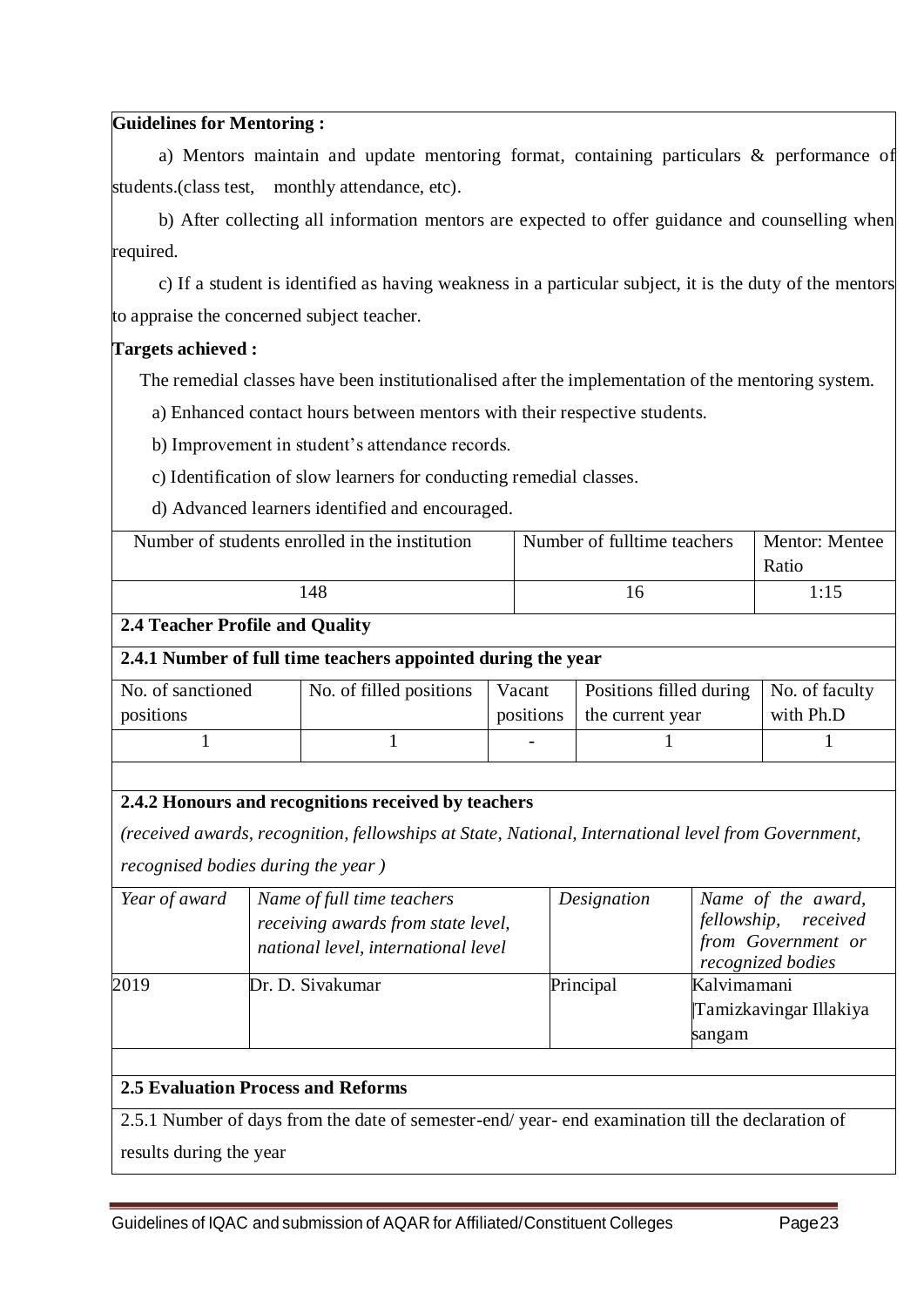**Guidelines for Mentoring :**

a) Mentors maintain and update mentoring format, containing particulars & performance of students.(class test, monthly attendance, etc).

b) After collecting all information mentors are expected to offer guidance and counselling when required.

c) If a student is identified as having weakness in a particular subject, it is the duty of the mentors to appraise the concerned subject teacher.

**Targets achieved :**

The remedial classes have been institutionalised after the implementation of the mentoring system.

a) Enhanced contact hours between mentors with their respective students.

b) Improvement in student's attendance records.

c) Identification of slow learners for conducting remedial classes.

d) Advanced learners identified and encouraged.

| Number of students enrolled in the institution | Number of fulltime teachers | Mentor: Mentee Ratio |
|---|---|---|
| 148 | 16 | 1:15 |

**2.4 Teacher Profile and Quality**

**2.4.1 Number of full time teachers appointed during the year**

| No. of sanctioned positions | No. of filled positions | Vacant positions | Positions filled during the current year | No. of faculty with Ph.D |
|---|---|---|---|---|
| 1 | 1 | - | 1 | 1 |

**2.4.2 Honours and recognitions received by teachers**

*(received awards, recognition, fellowships at State, National, International level from Government, recognised bodies during the year )*

| *Year of award* | *Name of full time teachers receiving awards from state level, national level, international level* | *Designation* | *Name of the award, fellowship, received from Government or recognized bodies* |
|---|---|---|---|
| 2019 | Dr. D. Sivakumar | Principal | Kalvimamani Tamizkavingar Illakiya sangam |

**2.5 Evaluation Process and Reforms**

2.5.1 Number of days from the date of semester-end/ year- end examination till the declaration of results during the year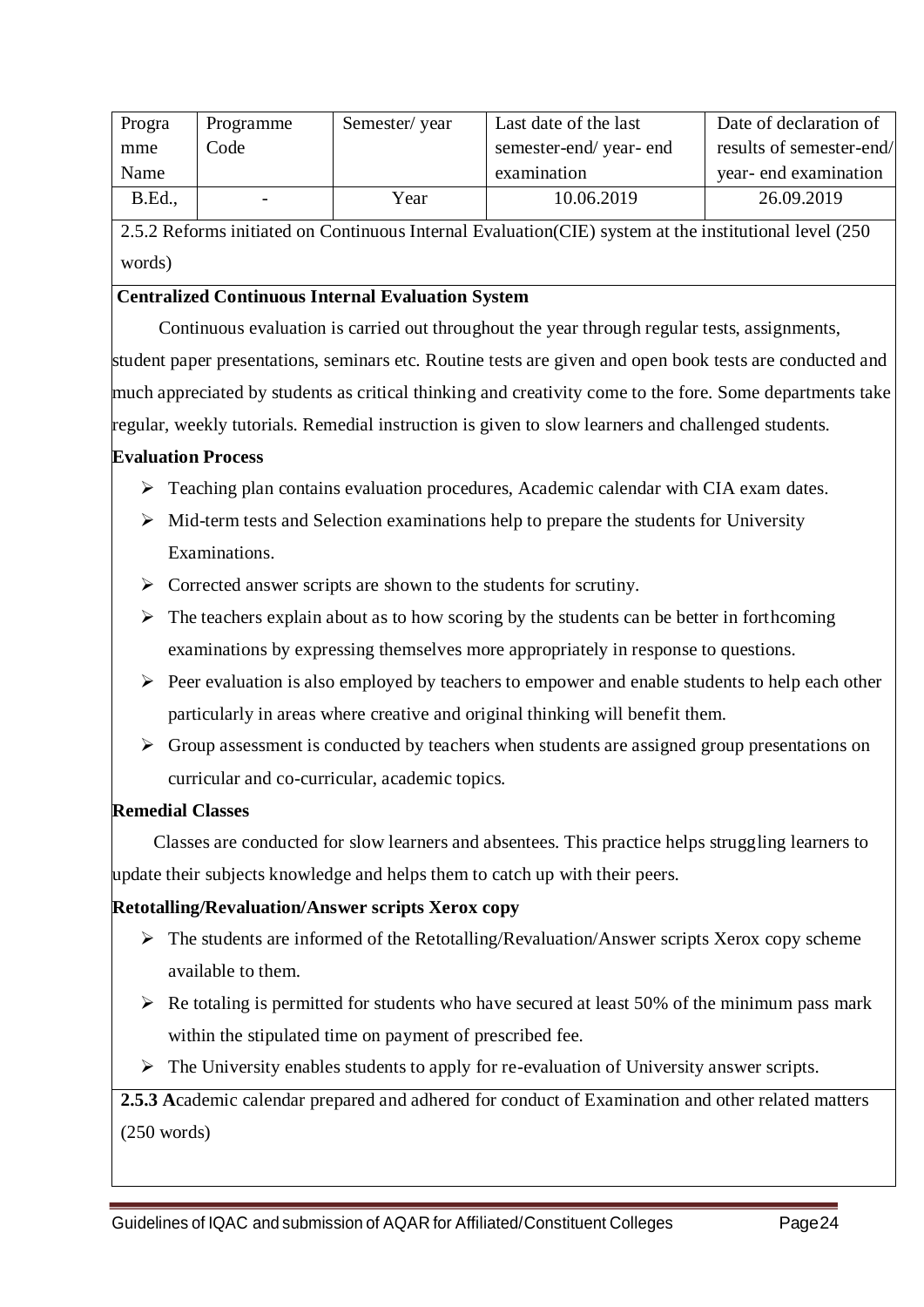| Programme Name | Programme Code | Semester/ year | Last date of the last semester-end/ year- end examination | Date of declaration of results of semester-end/ year- end examination |
|---|---|---|---|---|
| B.Ed., | - | Year | 10.06.2019 | 26.09.2019 |

2.5.2 Reforms initiated on Continuous Internal Evaluation(CIE) system at the institutional level (250 words)

**Centralized Continuous Internal Evaluation System**

Continuous evaluation is carried out throughout the year through regular tests, assignments, student paper presentations, seminars etc. Routine tests are given and open book tests are conducted and much appreciated by students as critical thinking and creativity come to the fore. Some departments take regular, weekly tutorials. Remedial instruction is given to slow learners and challenged students.

**Evaluation Process**

- Teaching plan contains evaluation procedures, Academic calendar with CIA exam dates.
- Mid-term tests and Selection examinations help to prepare the students for University Examinations.
- Corrected answer scripts are shown to the students for scrutiny.
- The teachers explain about as to how scoring by the students can be better in forthcoming examinations by expressing themselves more appropriately in response to questions.
- Peer evaluation is also employed by teachers to empower and enable students to help each other particularly in areas where creative and original thinking will benefit them.
- Group assessment is conducted by teachers when students are assigned group presentations on curricular and co-curricular, academic topics.

**Remedial Classes**

Classes are conducted for slow learners and absentees. This practice helps struggling learners to update their subjects knowledge and helps them to catch up with their peers.

**Retotalling/Revaluation/Answer scripts Xerox copy**

- The students are informed of the Retotalling/Revaluation/Answer scripts Xerox copy scheme available to them.
- Re totaling is permitted for students who have secured at least 50% of the minimum pass mark within the stipulated time on payment of prescribed fee.
- The University enables students to apply for re-evaluation of University answer scripts.

**2.5.3 A**cademic calendar prepared and adhered for conduct of Examination and other related matters (250 words)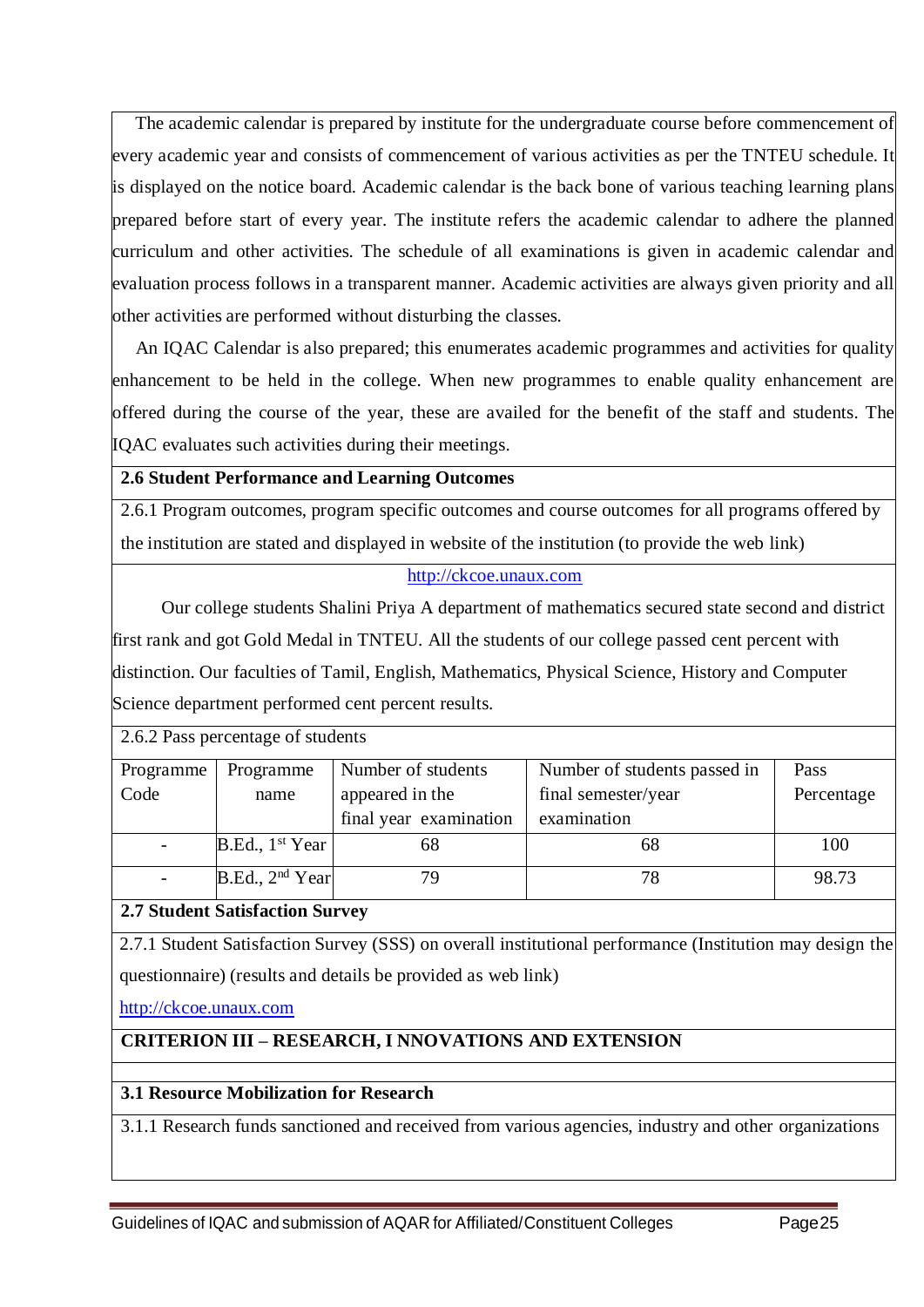The academic calendar is prepared by institute for the undergraduate course before commencement of every academic year and consists of commencement of various activities as per the TNTEU schedule. It is displayed on the notice board. Academic calendar is the back bone of various teaching learning plans prepared before start of every year. The institute refers the academic calendar to adhere the planned curriculum and other activities. The schedule of all examinations is given in academic calendar and evaluation process follows in a transparent manner. Academic activities are always given priority and all other activities are performed without disturbing the classes.

An IQAC Calendar is also prepared; this enumerates academic programmes and activities for quality enhancement to be held in the college. When new programmes to enable quality enhancement are offered during the course of the year, these are availed for the benefit of the staff and students. The IQAC evaluates such activities during their meetings.

**2.6 Student Performance and Learning Outcomes**

2.6.1 Program outcomes, program specific outcomes and course outcomes for all programs offered by the institution are stated and displayed in website of the institution (to provide the web link)

http://ckcoe.unaux.com

Our college students Shalini Priya A department of mathematics secured state second and district first rank and got Gold Medal in TNTEU. All the students of our college passed cent percent with distinction. Our faculties of Tamil, English, Mathematics, Physical Science, History and Computer Science department performed cent percent results.

2.6.2 Pass percentage of students

| Programme Code | Programme name | Number of students appeared in the final year examination | Number of students passed in final semester/year examination | Pass Percentage |
|---|---|---|---|---|
| - | B.Ed., 1st Year | 68 | 68 | 100 |
| - | B.Ed., 2nd Year | 79 | 78 | 98.73 |

**2.7 Student Satisfaction Survey**

2.7.1 Student Satisfaction Survey (SSS) on overall institutional performance (Institution may design the questionnaire) (results and details be provided as web link)

http://ckcoe.unaux.com

**CRITERION III – RESEARCH, I NNOVATIONS AND EXTENSION**

**3.1 Resource Mobilization for Research**

3.1.1 Research funds sanctioned and received from various agencies, industry and other organizations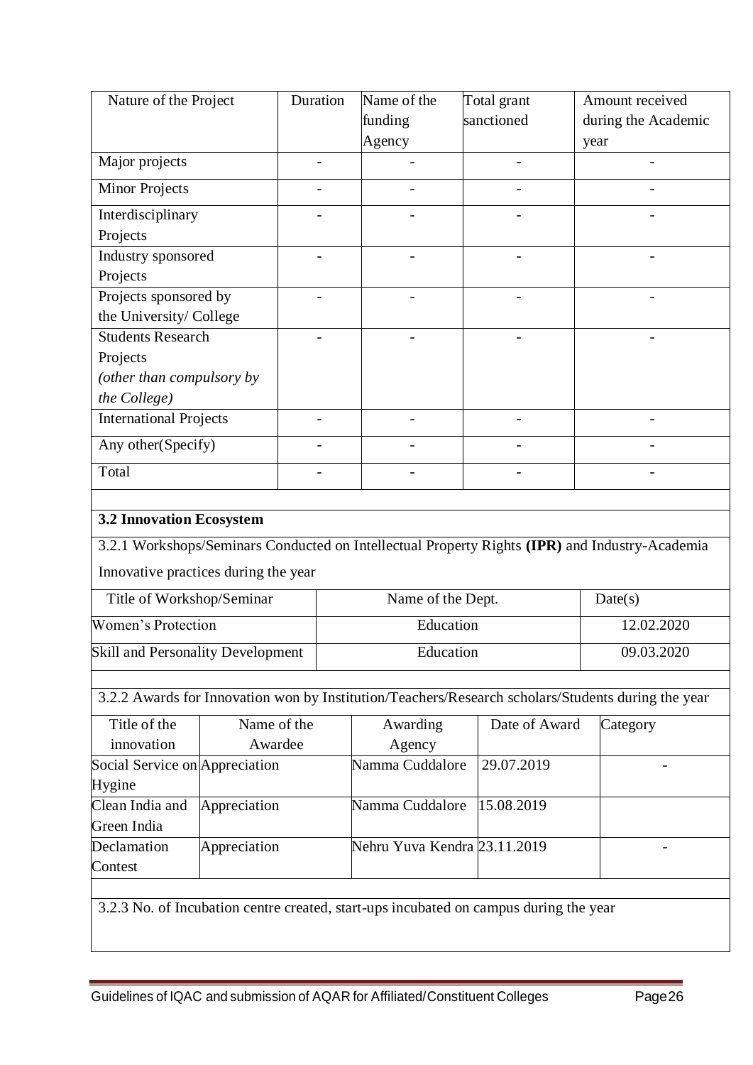| Nature of the Project | Duration | Name of the funding Agency | Total grant sanctioned | Amount received during the Academic year |
|---|---|---|---|---|
| Major projects | - | - | - | - |
| Minor Projects | - | - | - | - |
| Interdisciplinary Projects | - | - | - | - |
| Industry sponsored Projects | - | - | - | - |
| Projects sponsored by the University/ College | - | - | - | - |
| Students Research Projects *(other than compulsory by the College)* | - | - | - | - |
| International Projects | - | - | - | - |
| Any other(Specify) | - | - | - | - |
| Total | - | - | - | - |

**3.2 Innovation Ecosystem**

3.2.1 Workshops/Seminars Conducted on Intellectual Property Rights **(IPR)** and Industry-Academia Innovative practices during the year

| Title of Workshop/Seminar | Name of the Dept. | Date(s) |
|---|---|---|
| Women's Protection | Education | 12.02.2020 |
| Skill and Personality Development | Education | 09.03.2020 |

3.2.2 Awards for Innovation won by Institution/Teachers/Research scholars/Students during the year

| Title of the innovation | Name of the Awardee | Awarding Agency | Date of Award | Category |
|---|---|---|---|---|
| Social Service on Hygine | Appreciation | Namma Cuddalore | 29.07.2019 | - |
| Clean India and Green India | Appreciation | Namma Cuddalore | 15.08.2019 | |
| Declamation Contest | Appreciation | Nehru Yuva Kendra | 23.11.2019 | - |

3.2.3 No. of Incubation centre created, start-ups incubated on campus during the year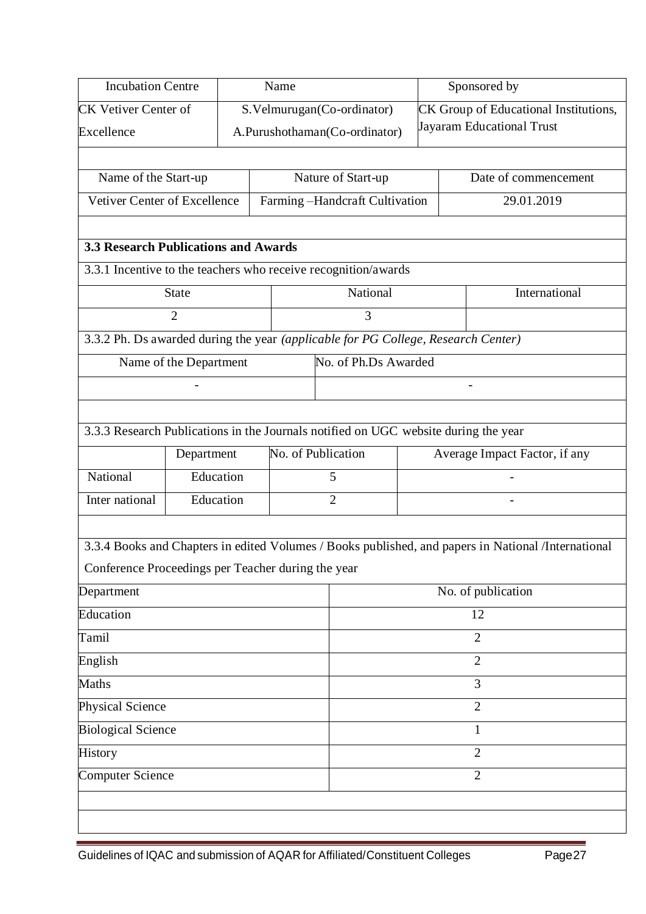| Incubation Centre | Name | Sponsored by |
| --- | --- | --- |
| CK Vetiver Center of Excellence | S.Velmurugan(Co-ordinator)<br>A.Purushothaman(Co-ordinator) | CK Group of Educational Institutions, Jayaram Educational Trust |

| Name of the Start-up | Nature of Start-up | Date of commencement |
| --- | --- | --- |
| Vetiver Center of Excellence | Farming –Handcraft Cultivation | 29.01.2019 |

### 3.3 Research Publications and Awards

3.3.1 Incentive to the teachers who receive recognition/awards

| State | National | International |
| --- | --- | --- |
| 2 | 3 | |

3.3.2 Ph. Ds awarded during the year *(applicable for PG College, Research Center)*

| Name of the Department | No. of Ph.Ds Awarded |
| --- | --- |
| - | - |

3.3.3 Research Publications in the Journals notified on UGC website during the year

| | Department | No. of Publication | Average Impact Factor, if any |
| --- | --- | --- | --- |
| National | Education | 5 | - |
| Inter national | Education | 2 | - |

3.3.4 Books and Chapters in edited Volumes / Books published, and papers in National /International Conference Proceedings per Teacher during the year

| Department | No. of publication |
| --- | --- |
| Education | 12 |
| Tamil | 2 |
| English | 2 |
| Maths | 3 |
| Physical Science | 2 |
| Biological Science | 1 |
| History | 2 |
| Computer Science | 2 |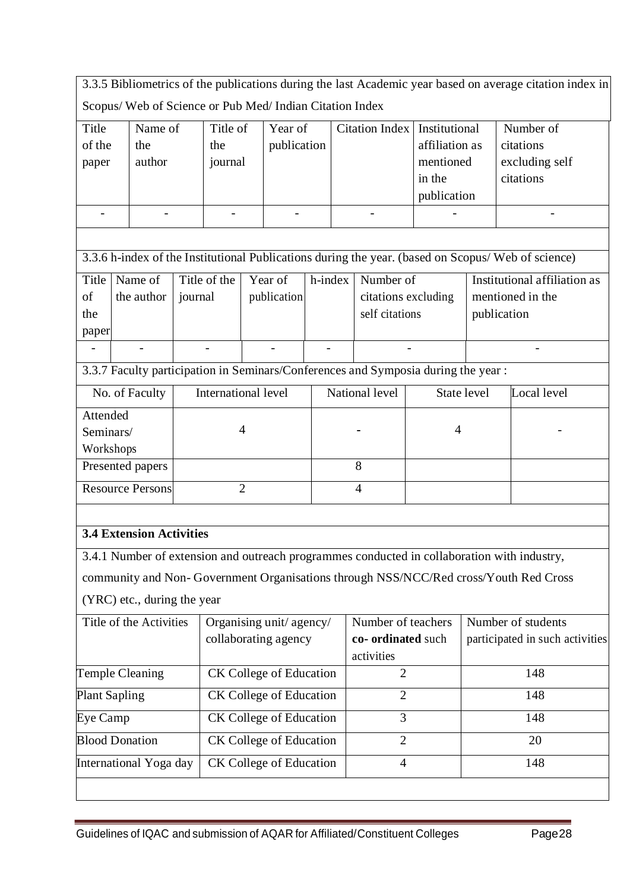3.3.5 Bibliometrics of the publications during the last Academic year based on average citation index in Scopus/ Web of Science or Pub Med/ Indian Citation Index

| Title of the paper | Name of the author | Title of the journal | Year of publication | Citation Index | Institutional affiliation as mentioned in the publication | Number of citations excluding self citations |
|---|---|---|---|---|---|---|
| - | - | - | - | - | - | - |

3.3.6 h-index of the Institutional Publications during the year. (based on Scopus/ Web of science)

| Title of the paper | Name of the author | Title of the journal | Year of publication | h-index | Number of citations excluding self citations | Institutional affiliation as mentioned in the publication |
|---|---|---|---|---|---|---|
| - | - | - | - | - | - | - |

3.3.7 Faculty participation in Seminars/Conferences and Symposia during the year :

| No. of Faculty | International level | National level | State level | Local level |
|---|---|---|---|---|
| Attended Seminars/ Workshops | 4 | - | 4 | - |
| Presented papers | | 8 | | |
| Resource Persons | 2 | 4 | | |

**3.4 Extension Activities**

3.4.1 Number of extension and outreach programmes conducted in collaboration with industry, community and Non- Government Organisations through NSS/NCC/Red cross/Youth Red Cross (YRC) etc., during the year

| Title of the Activities | Organising unit/ agency/ collaborating agency | Number of teachers **co- ordinated** such activities | Number of students participated in such activities |
|---|---|---|---|
| Temple Cleaning | CK College of Education | 2 | 148 |
| Plant Sapling | CK College of Education | 2 | 148 |
| Eye Camp | CK College of Education | 3 | 148 |
| Blood Donation | CK College of Education | 2 | 20 |
| International Yoga day | CK College of Education | 4 | 148 |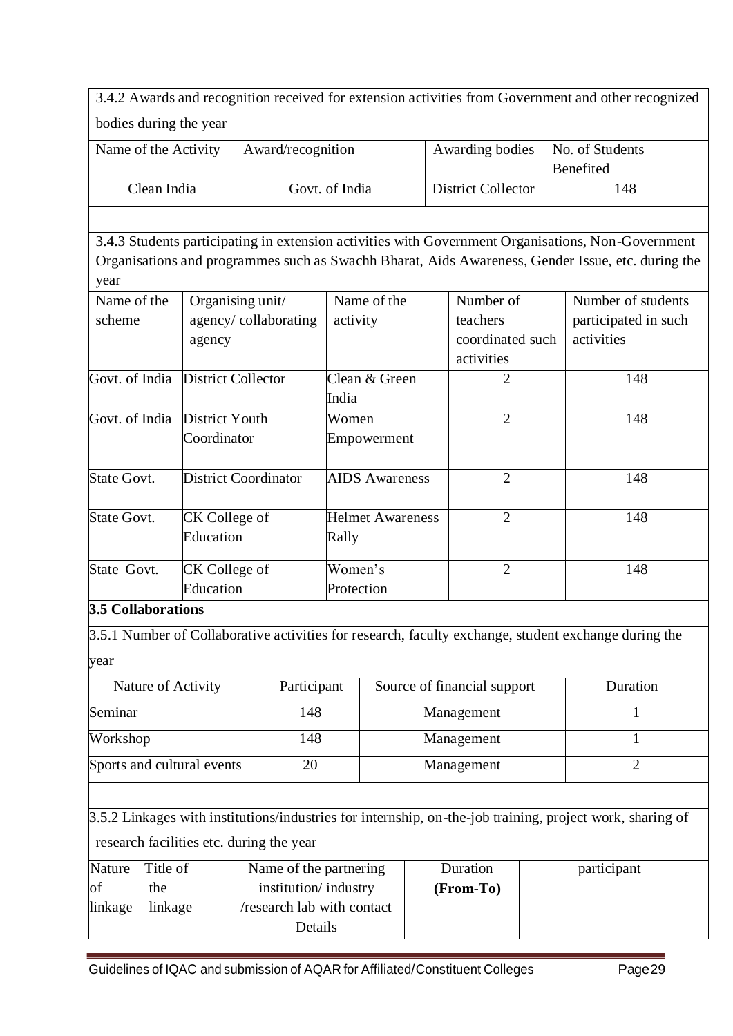3.4.2 Awards and recognition received for extension activities from Government and other recognized bodies during the year

| Name of the Activity | Award/recognition | Awarding bodies | No. of Students Benefited |
|---|---|---|---|
| Clean India | Govt. of India | District Collector | 148 |

3.4.3 Students participating in extension activities with Government Organisations, Non-Government Organisations and programmes such as Swachh Bharat, Aids Awareness, Gender Issue, etc. during the year

| Name of the scheme | Organising unit/ agency/ collaborating agency | Name of the activity | Number of teachers coordinated such activities | Number of students participated in such activities |
|---|---|---|---|---|
| Govt. of India | District Collector | Clean & Green India | 2 | 148 |
| Govt. of India | District Youth Coordinator | Women Empowerment | 2 | 148 |
| State Govt. | District Coordinator | AIDS Awareness | 2 | 148 |
| State Govt. | CK College of Education | Helmet Awareness Rally | 2 | 148 |
| State Govt. | CK College of Education | Women's Protection | 2 | 148 |

**3.5 Collaborations**

3.5.1 Number of Collaborative activities for research, faculty exchange, student exchange during the year

| Nature of Activity | Participant | Source of financial support | Duration |
|---|---|---|---|
| Seminar | 148 | Management | 1 |
| Workshop | 148 | Management | 1 |
| Sports and cultural events | 20 | Management | 2 |

3.5.2 Linkages with institutions/industries for internship, on-the-job training, project work, sharing of research facilities etc. during the year

| Nature of linkage | Title of the linkage | Name of the partnering institution/ industry /research lab with contact Details | Duration **(From-To)** | participant |
|---|---|---|---|---|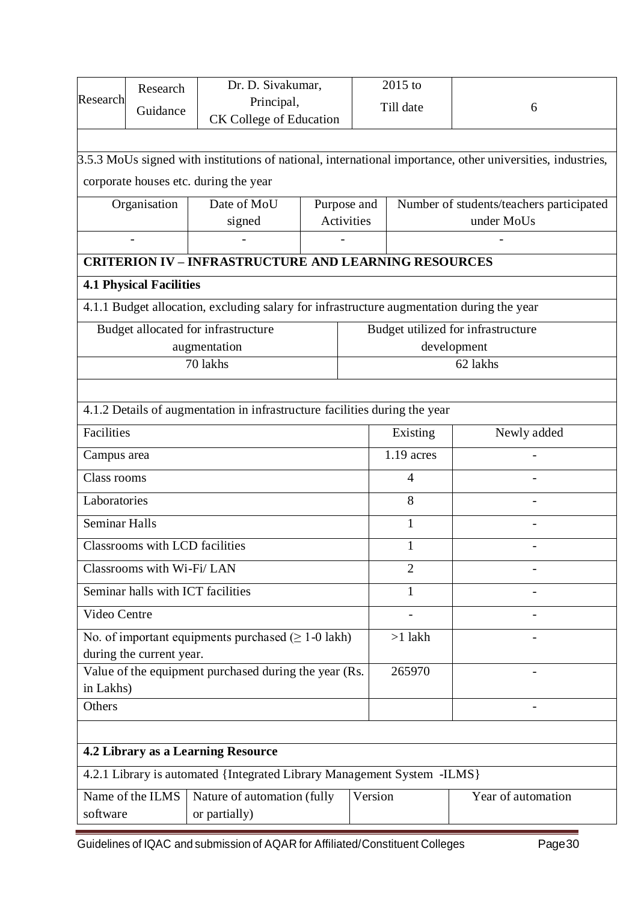| Research | Research Guidance | Dr. D. Sivakumar, Principal, CK College of Education | 2015 to Till date | 6 |
|---|---|---|---|---|

3.5.3 MoUs signed with institutions of national, international importance, other universities, industries, corporate houses etc. during the year

| Organisation | Date of MoU signed | Purpose and Activities | Number of students/teachers participated under MoUs |
|---|---|---|---|
| - | - | - | - |

**CRITERION IV – INFRASTRUCTURE AND LEARNING RESOURCES**

**4.1 Physical Facilities**

4.1.1 Budget allocation, excluding salary for infrastructure augmentation during the year

| Budget allocated for infrastructure augmentation | Budget utilized for infrastructure development |
|---|---|
| 70 lakhs | 62 lakhs |

4.1.2 Details of augmentation in infrastructure facilities during the year

| Facilities | Existing | Newly added |
|---|---|---|
| Campus area | 1.19 acres | - |
| Class rooms | 4 | - |
| Laboratories | 8 | - |
| Seminar Halls | 1 | - |
| Classrooms with LCD facilities | 1 | - |
| Classrooms with Wi-Fi/ LAN | 2 | - |
| Seminar halls with ICT facilities | 1 | - |
| Video Centre | - | - |
| No. of important equipments purchased (≥ 1-0 lakh) during the current year. | >1 lakh | - |
| Value of the equipment purchased during the year (Rs. in Lakhs) | 265970 | - |
| Others | | - |

**4.2 Library as a Learning Resource**

4.2.1 Library is automated {Integrated Library Management System -ILMS}

| Name of the ILMS software | Nature of automation (fully or partially) | Version | Year of automation |
|---|---|---|---|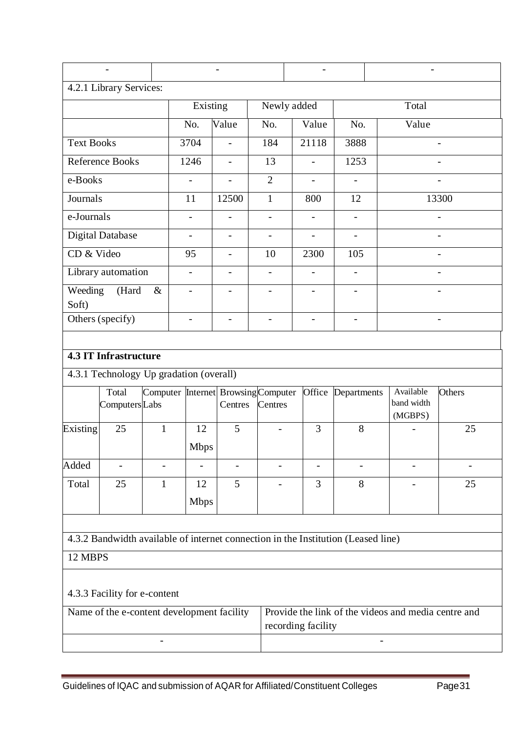| - | - | - | - |
|---|---|---|---|

4.2.1 Library Services:

| | Existing | | Newly added | | Total | |
|---|---|---|---|---|---|---|
| | No. | Value | No. | Value | No. | Value |
| Text Books | 3704 | - | 184 | 21118 | 3888 | - |
| Reference Books | 1246 | - | 13 | - | 1253 | - |
| e-Books | - | - | 2 | - | - | - |
| Journals | 11 | 12500 | 1 | 800 | 12 | 13300 |
| e-Journals | - | - | - | - | - | - |
| Digital Database | - | - | - | - | - | - |
| CD & Video | 95 | - | 10 | 2300 | 105 | - |
| Library automation | - | - | - | - | - | - |
| Weeding (Hard & Soft) | - | - | - | - | - | - |
| Others (specify) | - | - | - | - | - | - |

**4.3 IT Infrastructure**

4.3.1 Technology Up gradation (overall)

| | Total Computers | Computer Labs | Internet | Browsing Centres | Computer Centres | Office | Departments | Available band width (MGBPS) | Others |
|---|---|---|---|---|---|---|---|---|---|
| Existing | 25 | 1 | 12 Mbps | 5 | - | 3 | 8 | - | 25 |
| Added | - | - | - | - | - | - | - | - | - |
| Total | 25 | 1 | 12 Mbps | 5 | - | 3 | 8 | - | 25 |

4.3.2 Bandwidth available of internet connection in the Institution (Leased line)

12 MBPS

4.3.3 Facility for e-content

| Name of the e-content development facility | Provide the link of the videos and media centre and recording facility |
|---|---|
| - | - |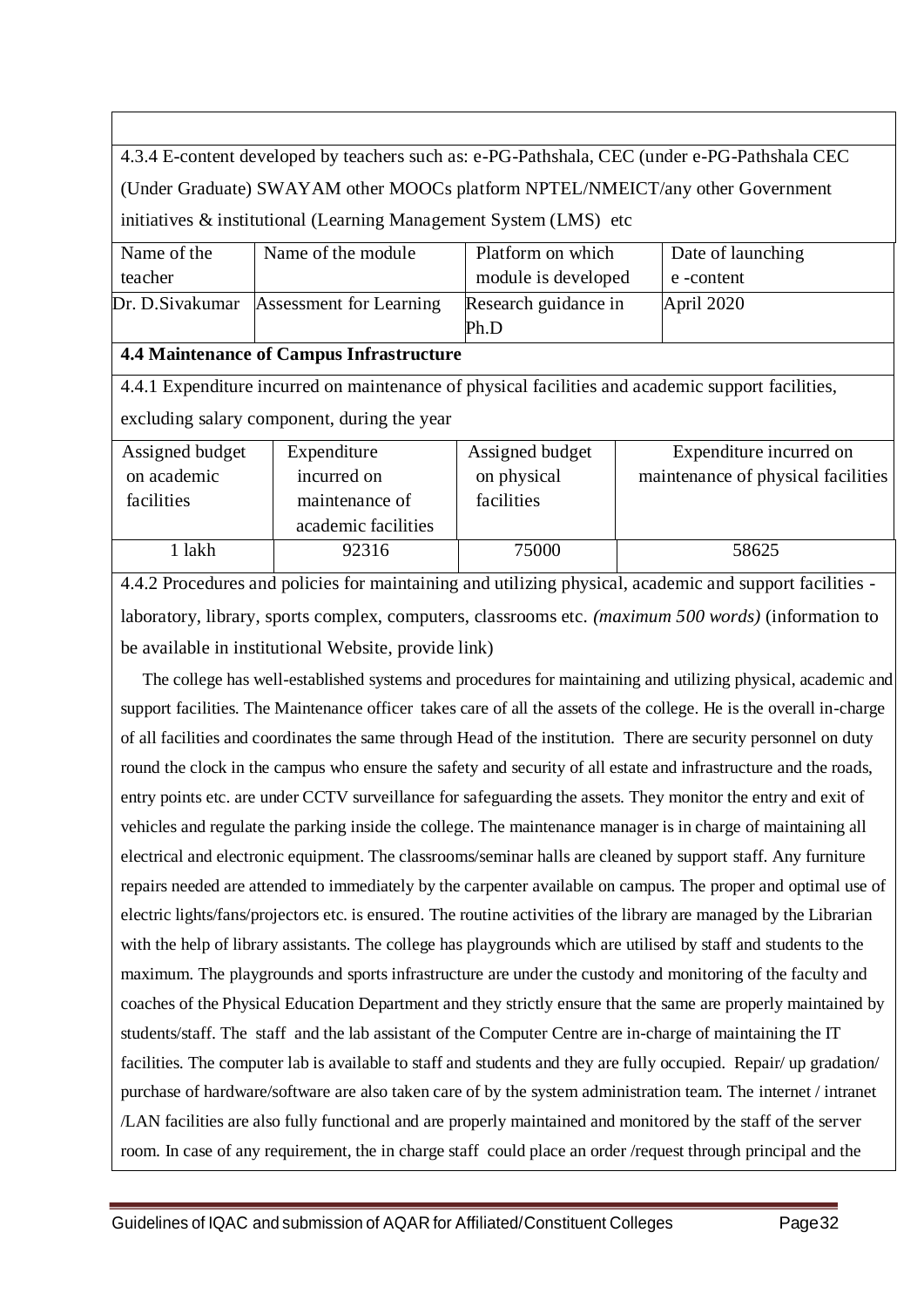4.3.4 E-content developed by teachers such as: e-PG-Pathshala, CEC (under e-PG-Pathshala CEC (Under Graduate) SWAYAM other MOOCs platform NPTEL/NMEICT/any other Government initiatives & institutional (Learning Management System (LMS) etc

| Name of the teacher | Name of the module | Platform on which module is developed | Date of launching e -content |
|---|---|---|---|
| Dr. D.Sivakumar | Assessment for Learning | Research guidance in Ph.D | April 2020 |

**4.4 Maintenance of Campus Infrastructure**

4.4.1 Expenditure incurred on maintenance of physical facilities and academic support facilities, excluding salary component, during the year

| Assigned budget on academic facilities | Expenditure incurred on maintenance of academic facilities | Assigned budget on physical facilities | Expenditure incurred on maintenance of physical facilities |
|---|---|---|---|
| 1 lakh | 92316 | 75000 | 58625 |

4.4.2 Procedures and policies for maintaining and utilizing physical, academic and support facilities - laboratory, library, sports complex, computers, classrooms etc. *(maximum 500 words)* (information to be available in institutional Website, provide link)

The college has well-established systems and procedures for maintaining and utilizing physical, academic and support facilities. The Maintenance officer takes care of all the assets of the college. He is the overall in-charge of all facilities and coordinates the same through Head of the institution. There are security personnel on duty round the clock in the campus who ensure the safety and security of all estate and infrastructure and the roads, entry points etc. are under CCTV surveillance for safeguarding the assets. They monitor the entry and exit of vehicles and regulate the parking inside the college. The maintenance manager is in charge of maintaining all electrical and electronic equipment. The classrooms/seminar halls are cleaned by support staff. Any furniture repairs needed are attended to immediately by the carpenter available on campus. The proper and optimal use of electric lights/fans/projectors etc. is ensured. The routine activities of the library are managed by the Librarian with the help of library assistants. The college has playgrounds which are utilised by staff and students to the maximum. The playgrounds and sports infrastructure are under the custody and monitoring of the faculty and coaches of the Physical Education Department and they strictly ensure that the same are properly maintained by students/staff. The staff and the lab assistant of the Computer Centre are in-charge of maintaining the IT facilities. The computer lab is available to staff and students and they are fully occupied. Repair/ up gradation/ purchase of hardware/software are also taken care of by the system administration team. The internet / intranet /LAN facilities are also fully functional and are properly maintained and monitored by the staff of the server room. In case of any requirement, the in charge staff could place an order /request through principal and the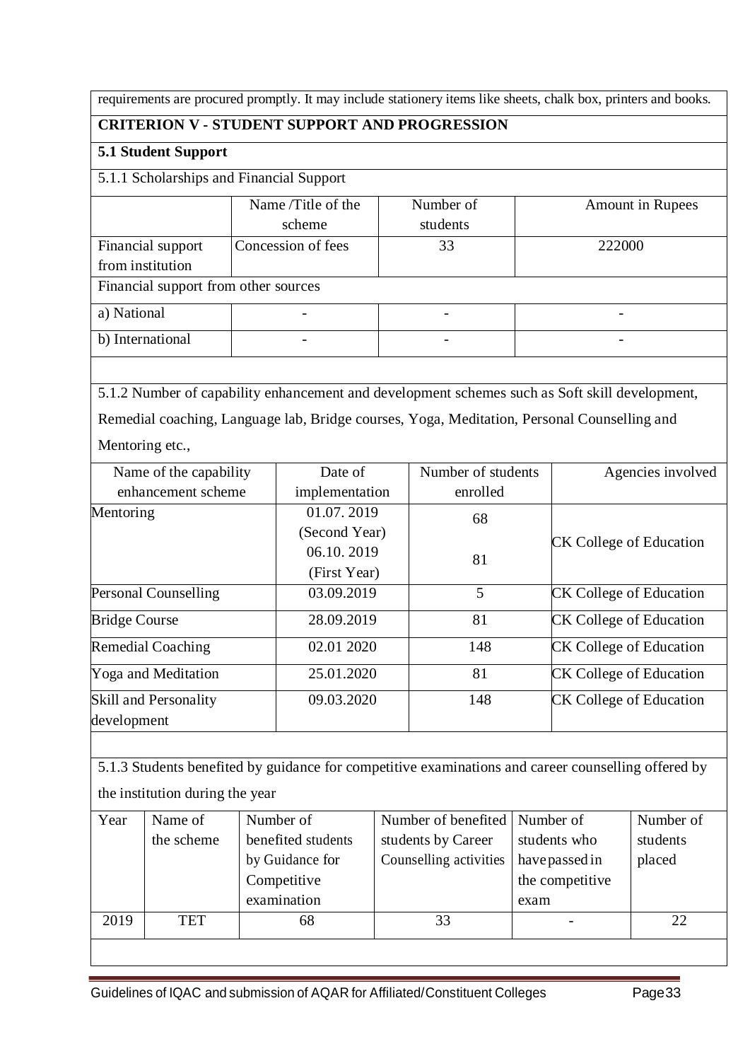requirements are procured promptly. It may include stationery items like sheets, chalk box, printers and books.

## CRITERION V - STUDENT SUPPORT AND PROGRESSION

### 5.1 Student Support

5.1.1 Scholarships and Financial Support

| | Name /Title of the scheme | Number of students | Amount in Rupees |
|---|---|---|---|
| Financial support from institution | Concession of fees | 33 | 222000 |
| Financial support from other sources | | | |
| a) National | - | - | - |
| b) International | - | - | - |

5.1.2 Number of capability enhancement and development schemes such as Soft skill development, Remedial coaching, Language lab, Bridge courses, Yoga, Meditation, Personal Counselling and Mentoring etc.,

| Name of the capability enhancement scheme | Date of implementation | Number of students enrolled | Agencies involved |
|---|---|---|---|
| Mentoring | 01.07. 2019 (Second Year)<br>06.10. 2019 (First Year) | 68<br>81 | CK College of Education |
| Personal Counselling | 03.09.2019 | 5 | CK College of Education |
| Bridge Course | 28.09.2019 | 81 | CK College of Education |
| Remedial Coaching | 02.01 2020 | 148 | CK College of Education |
| Yoga and Meditation | 25.01.2020 | 81 | CK College of Education |
| Skill and Personality development | 09.03.2020 | 148 | CK College of Education |

5.1.3 Students benefited by guidance for competitive examinations and career counselling offered by the institution during the year

| Year | Name of the scheme | Number of benefited students by Guidance for Competitive examination | Number of benefited students by Career Counselling activities | Number of students who have passed in the competitive exam | Number of students placed |
|---|---|---|---|---|---|
| 2019 | TET | 68 | 33 | - | 22 |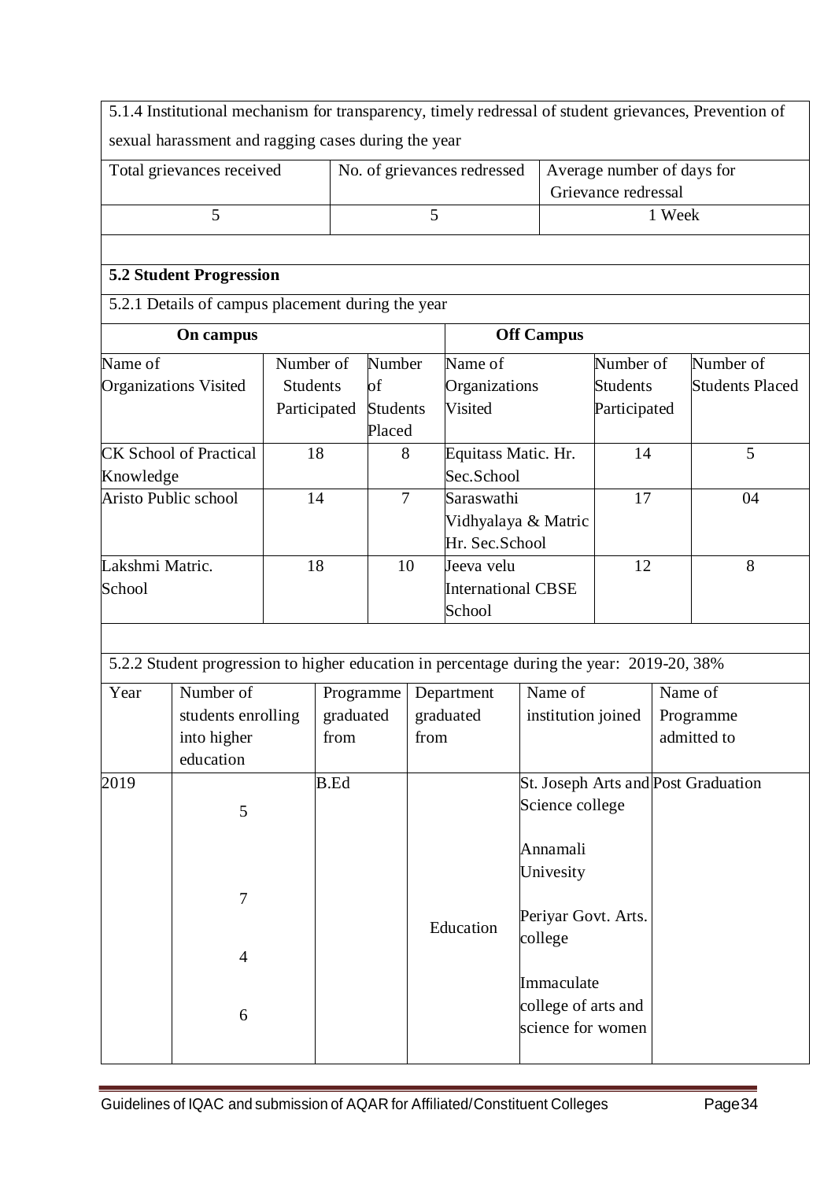5.1.4 Institutional mechanism for transparency, timely redressal of student grievances, Prevention of sexual harassment and ragging cases during the year

| Total grievances received | No. of grievances redressed | Average number of days for Grievance redressal |
|---|---|---|
| 5 | 5 | 1 Week |

**5.2 Student Progression**

5.2.1 Details of campus placement during the year

| On campus | | | Off Campus | | |
|---|---|---|---|---|---|
| Name of Organizations Visited | Number of Students Participated | Number of Students Placed | Name of Organizations Visited | Number of Students Participated | Number of Students Placed |
| CK School of Practical Knowledge | 18 | 8 | Equitass Matic. Hr. Sec.School | 14 | 5 |
| Aristo Public school | 14 | 7 | Saraswathi Vidhyalaya & Matric Hr. Sec.School | 17 | 04 |
| Lakshmi Matric. School | 18 | 10 | Jeeva velu International CBSE School | 12 | 8 |

5.2.2 Student progression to higher education in percentage during the year: 2019-20, 38%

| Year | Number of students enrolling into higher education | Programme graduated from | Department graduated from | Name of institution joined | Name of Programme admitted to |
|---|---|---|---|---|---|
| 2019 | 5 | B.Ed | Education | St. Joseph Arts and Science college | Post Graduation |
| | 7 | | | Annamali Univesity | |
| | 4 | | | Periyar Govt. Arts. college | |
| | 6 | | | Immaculate college of arts and science for women | |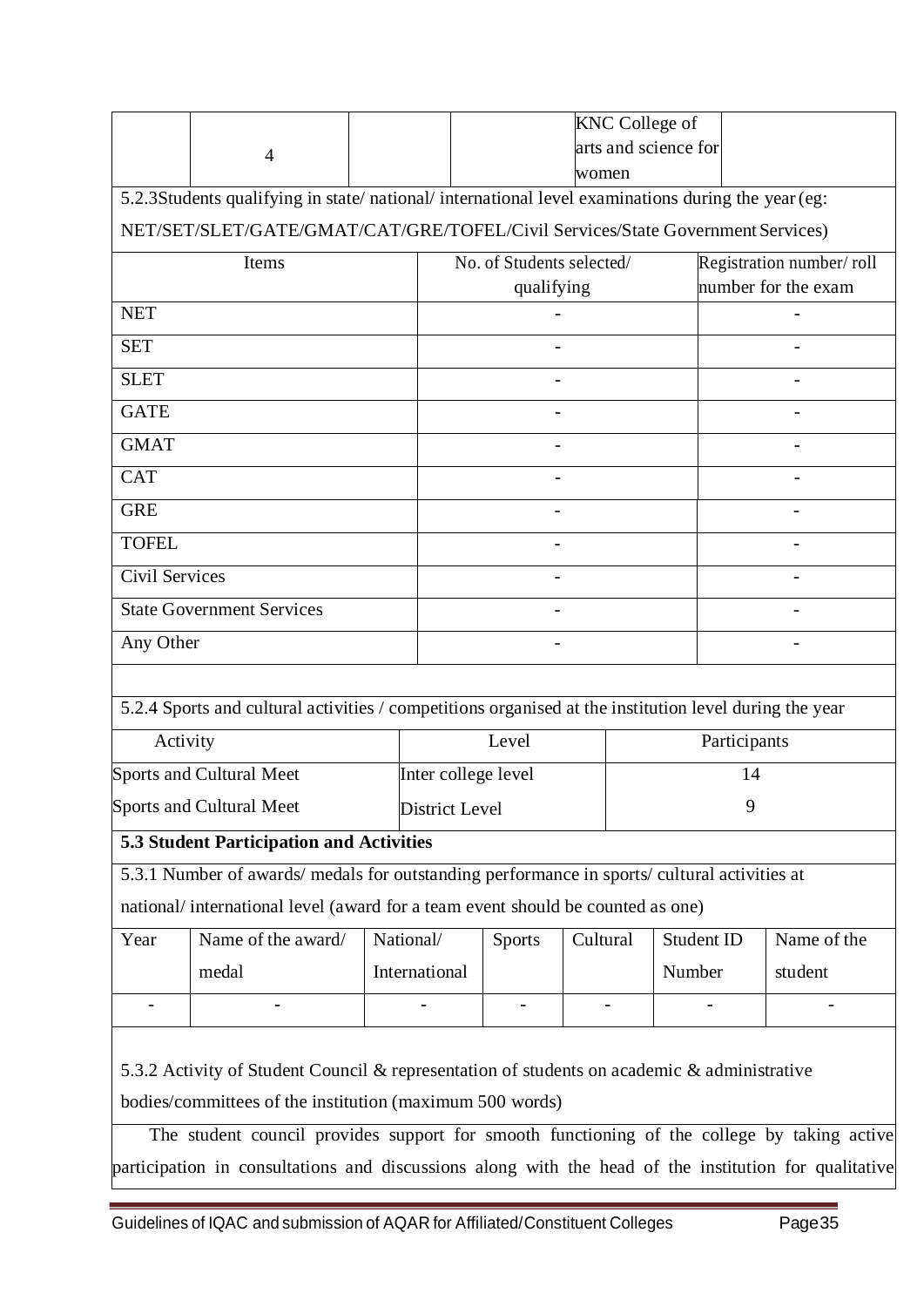| | 4 | | | KNC College of arts and science for women | |
|---|---|---|---|---|---|

5.2.3 Students qualifying in state/ national/ international level examinations during the year (eg: NET/SET/SLET/GATE/GMAT/CAT/GRE/TOFEL/Civil Services/State Government Services)

| Items | No. of Students selected/ qualifying | Registration number/ roll number for the exam |
|---|---|---|
| NET | - | - |
| SET | - | - |
| SLET | - | - |
| GATE | - | - |
| GMAT | - | - |
| CAT | - | - |
| GRE | - | - |
| TOFEL | - | - |
| Civil Services | - | - |
| State Government Services | - | - |
| Any Other | - | - |

5.2.4 Sports and cultural activities / competitions organised at the institution level during the year

| Activity | Level | Participants |
|---|---|---|
| Sports and Cultural Meet | Inter college level | 14 |
| Sports and Cultural Meet | District Level | 9 |

**5.3 Student Participation and Activities**

5.3.1 Number of awards/ medals for outstanding performance in sports/ cultural activities at national/ international level (award for a team event should be counted as one)

| Year | Name of the award/ medal | National/ International | Sports | Cultural | Student ID Number | Name of the student |
|---|---|---|---|---|---|---|
| - | - | - | - | - | - | - |

5.3.2 Activity of Student Council & representation of students on academic & administrative bodies/committees of the institution (maximum 500 words)

The student council provides support for smooth functioning of the college by taking active participation in consultations and discussions along with the head of the institution for qualitative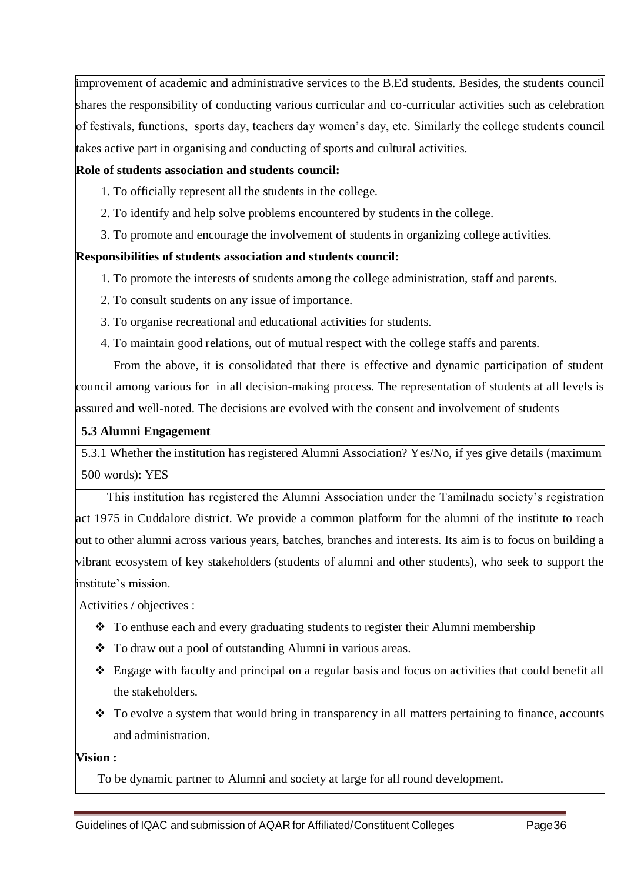improvement of academic and administrative services to the B.Ed students. Besides, the students council shares the responsibility of conducting various curricular and co-curricular activities such as celebration of festivals, functions, sports day, teachers day women's day, etc. Similarly the college students council takes active part in organising and conducting of sports and cultural activities.

**Role of students association and students council:**

1. To officially represent all the students in the college.
2. To identify and help solve problems encountered by students in the college.
3. To promote and encourage the involvement of students in organizing college activities.

**Responsibilities of students association and students council:**

1. To promote the interests of students among the college administration, staff and parents.
2. To consult students on any issue of importance.
3. To organise recreational and educational activities for students.
4. To maintain good relations, out of mutual respect with the college staffs and parents.

From the above, it is consolidated that there is effective and dynamic participation of student council among various for in all decision-making process. The representation of students at all levels is assured and well-noted. The decisions are evolved with the consent and involvement of students

**5.3 Alumni Engagement**

5.3.1 Whether the institution has registered Alumni Association? Yes/No, if yes give details (maximum 500 words): YES

This institution has registered the Alumni Association under the Tamilnadu society's registration act 1975 in Cuddalore district. We provide a common platform for the alumni of the institute to reach out to other alumni across various years, batches, branches and interests. Its aim is to focus on building a vibrant ecosystem of key stakeholders (students of alumni and other students), who seek to support the institute's mission.

Activities / objectives :

- To enthuse each and every graduating students to register their Alumni membership
- To draw out a pool of outstanding Alumni in various areas.
- Engage with faculty and principal on a regular basis and focus on activities that could benefit all the stakeholders.
- To evolve a system that would bring in transparency in all matters pertaining to finance, accounts and administration.

**Vision :**

To be dynamic partner to Alumni and society at large for all round development.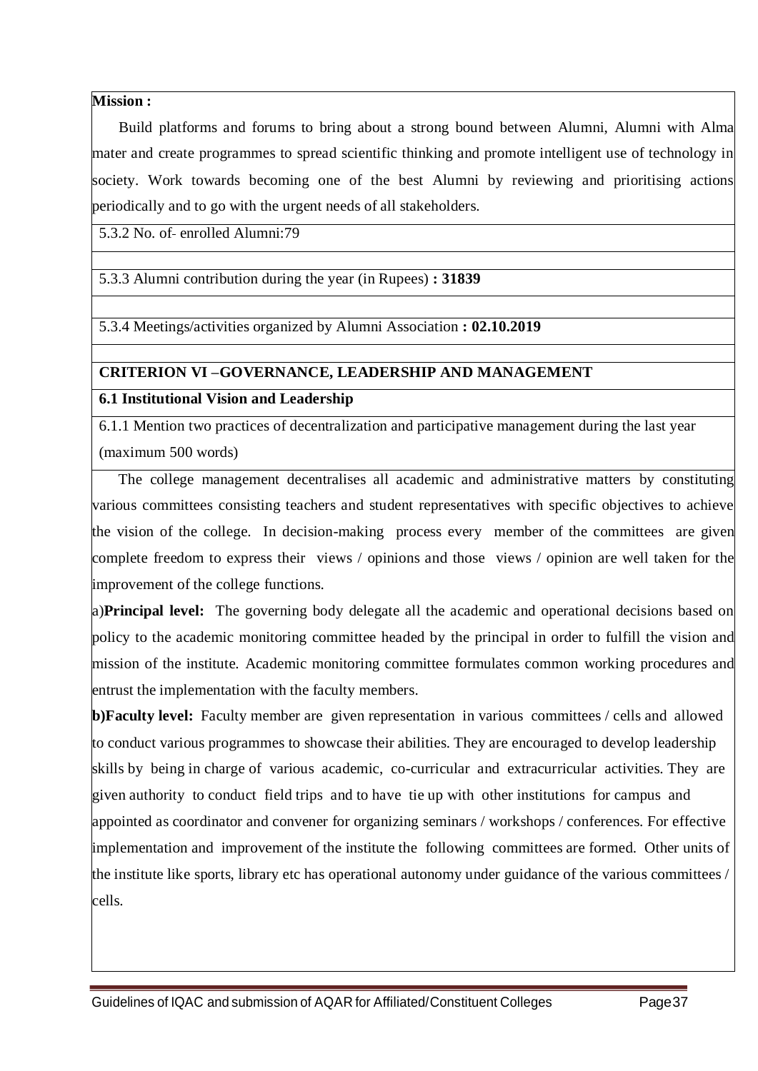**Mission :**

Build platforms and forums to bring about a strong bound between Alumni, Alumni with Alma mater and create programmes to spread scientific thinking and promote intelligent use of technology in society. Work towards becoming one of the best Alumni by reviewing and prioritising actions periodically and to go with the urgent needs of all stakeholders.

5.3.2 No. of- enrolled Alumni:79

5.3.3 Alumni contribution during the year (in Rupees) **: 31839**

5.3.4 Meetings/activities organized by Alumni Association **: 02.10.2019**

## CRITERION VI –GOVERNANCE, LEADERSHIP AND MANAGEMENT

### 6.1 Institutional Vision and Leadership

6.1.1 Mention two practices of decentralization and participative management during the last year (maximum 500 words)

The college management decentralises all academic and administrative matters by constituting various committees consisting teachers and student representatives with specific objectives to achieve the vision of the college. In decision-making process every member of the committees are given complete freedom to express their views / opinions and those views / opinion are well taken for the improvement of the college functions.

a)**Principal level:** The governing body delegate all the academic and operational decisions based on policy to the academic monitoring committee headed by the principal in order to fulfill the vision and mission of the institute. Academic monitoring committee formulates common working procedures and entrust the implementation with the faculty members.

**b)Faculty level:** Faculty member are given representation in various committees / cells and allowed to conduct various programmes to showcase their abilities. They are encouraged to develop leadership skills by being in charge of various academic, co-curricular and extracurricular activities. They are given authority to conduct field trips and to have tie up with other institutions for campus and appointed as coordinator and convener for organizing seminars / workshops / conferences. For effective implementation and improvement of the institute the following committees are formed. Other units of the institute like sports, library etc has operational autonomy under guidance of the various committees / cells.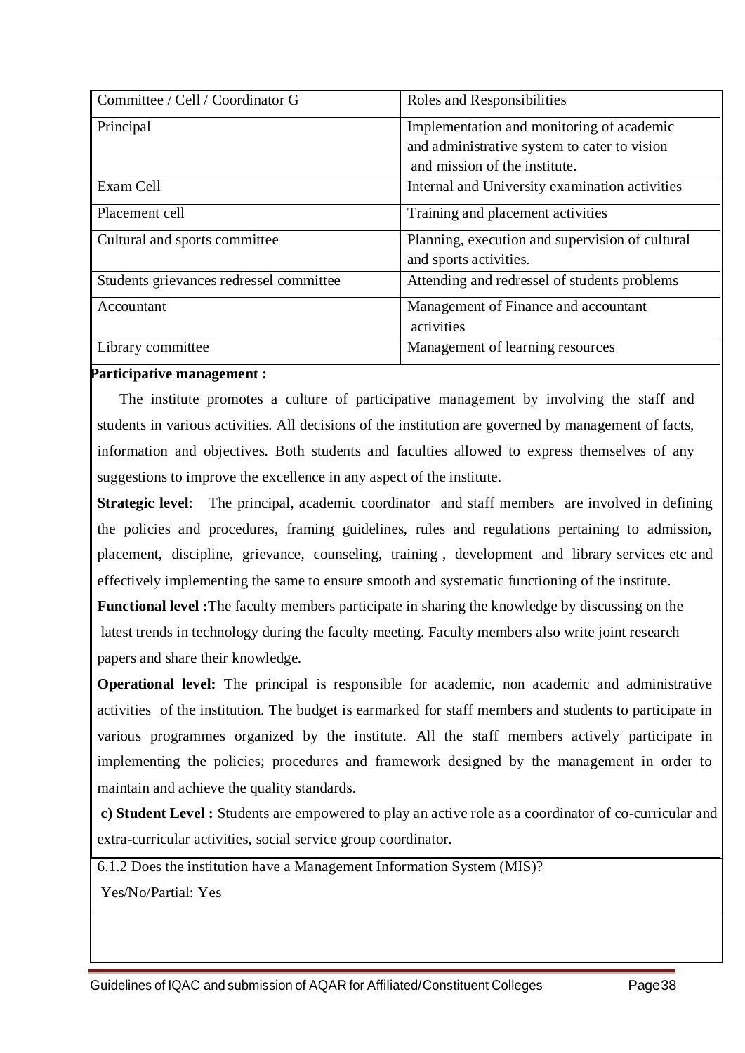| Committee / Cell / Coordinator G | Roles and Responsibilities |
|---|---|
| Principal | Implementation and monitoring of academic and administrative system to cater to vision and mission of the institute. |
| Exam Cell | Internal and University examination activities |
| Placement cell | Training and placement activities |
| Cultural and sports committee | Planning, execution and supervision of cultural and sports activities. |
| Students grievances redressel committee | Attending and redressel of students problems |
| Accountant | Management of Finance and accountant activities |
| Library committee | Management of learning resources |

**Participative management :**

The institute promotes a culture of participative management by involving the staff and students in various activities. All decisions of the institution are governed by management of facts, information and objectives. Both students and faculties allowed to express themselves of any suggestions to improve the excellence in any aspect of the institute.

**Strategic level**: The principal, academic coordinator and staff members are involved in defining the policies and procedures, framing guidelines, rules and regulations pertaining to admission, placement, discipline, grievance, counseling, training , development and library services etc and effectively implementing the same to ensure smooth and systematic functioning of the institute.

**Functional level :**The faculty members participate in sharing the knowledge by discussing on the latest trends in technology during the faculty meeting. Faculty members also write joint research papers and share their knowledge.

**Operational level:** The principal is responsible for academic, non academic and administrative activities of the institution. The budget is earmarked for staff members and students to participate in various programmes organized by the institute. All the staff members actively participate in implementing the policies; procedures and framework designed by the management in order to maintain and achieve the quality standards.

**c) Student Level :** Students are empowered to play an active role as a coordinator of co-curricular and extra-curricular activities, social service group coordinator.

6.1.2 Does the institution have a Management Information System (MIS)?

Yes/No/Partial: Yes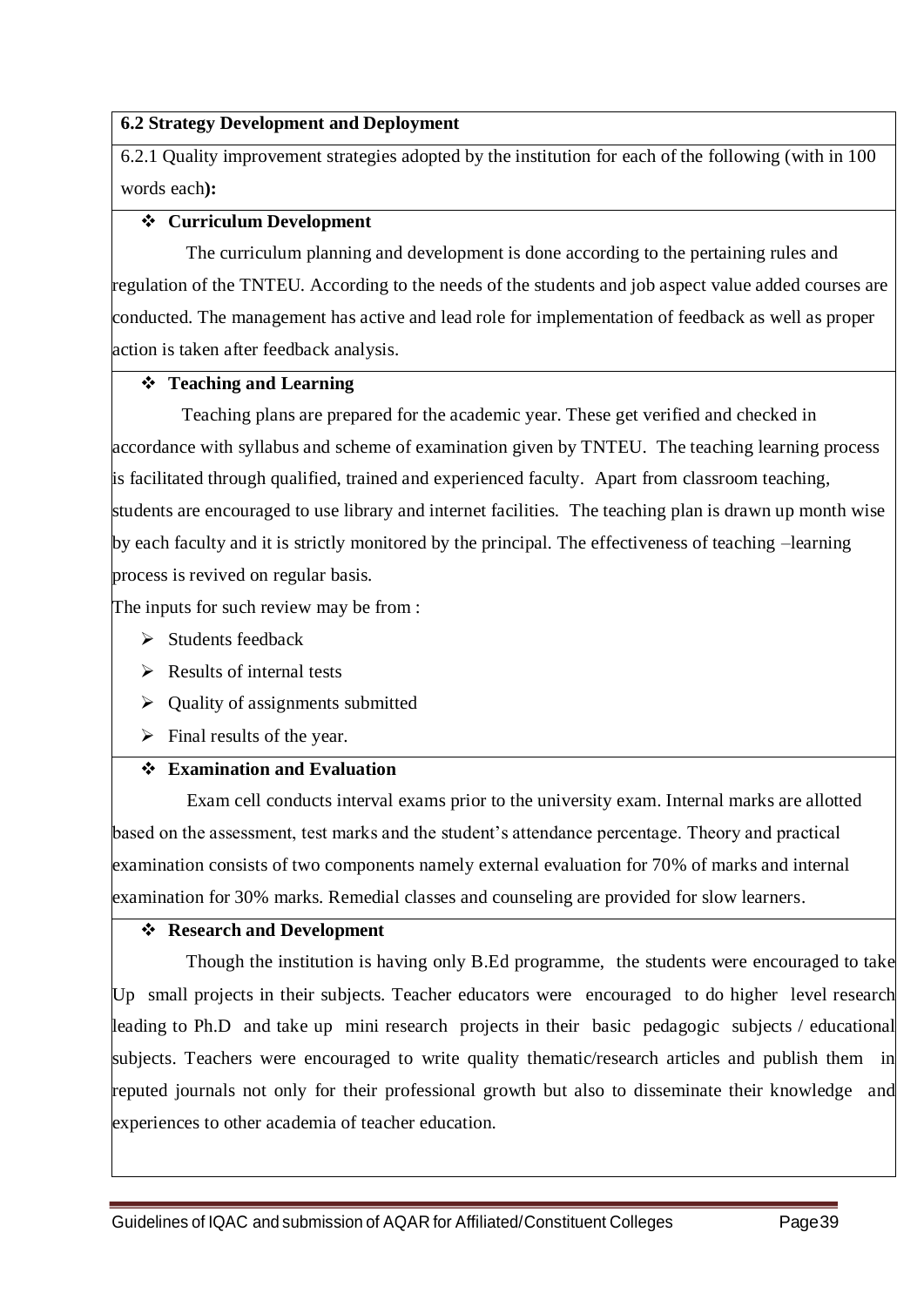**6.2 Strategy Development and Deployment**

6.2.1 Quality improvement strategies adopted by the institution for each of the following (with in 100 words each**):**

- **Curriculum Development**

The curriculum planning and development is done according to the pertaining rules and regulation of the TNTEU. According to the needs of the students and job aspect value added courses are conducted. The management has active and lead role for implementation of feedback as well as proper action is taken after feedback analysis.

- **Teaching and Learning**

Teaching plans are prepared for the academic year. These get verified and checked in accordance with syllabus and scheme of examination given by TNTEU. The teaching learning process is facilitated through qualified, trained and experienced faculty. Apart from classroom teaching, students are encouraged to use library and internet facilities. The teaching plan is drawn up month wise by each faculty and it is strictly monitored by the principal. The effectiveness of teaching –learning process is revived on regular basis.

The inputs for such review may be from :

- Students feedback
- Results of internal tests
- Quality of assignments submitted
- Final results of the year.

- **Examination and Evaluation**

Exam cell conducts interval exams prior to the university exam. Internal marks are allotted based on the assessment, test marks and the student's attendance percentage. Theory and practical examination consists of two components namely external evaluation for 70% of marks and internal examination for 30% marks. Remedial classes and counseling are provided for slow learners.

- **Research and Development**

Though the institution is having only B.Ed programme, the students were encouraged to take Up small projects in their subjects. Teacher educators were encouraged to do higher level research leading to Ph.D and take up mini research projects in their basic pedagogic subjects / educational subjects. Teachers were encouraged to write quality thematic/research articles and publish them in reputed journals not only for their professional growth but also to disseminate their knowledge and experiences to other academia of teacher education.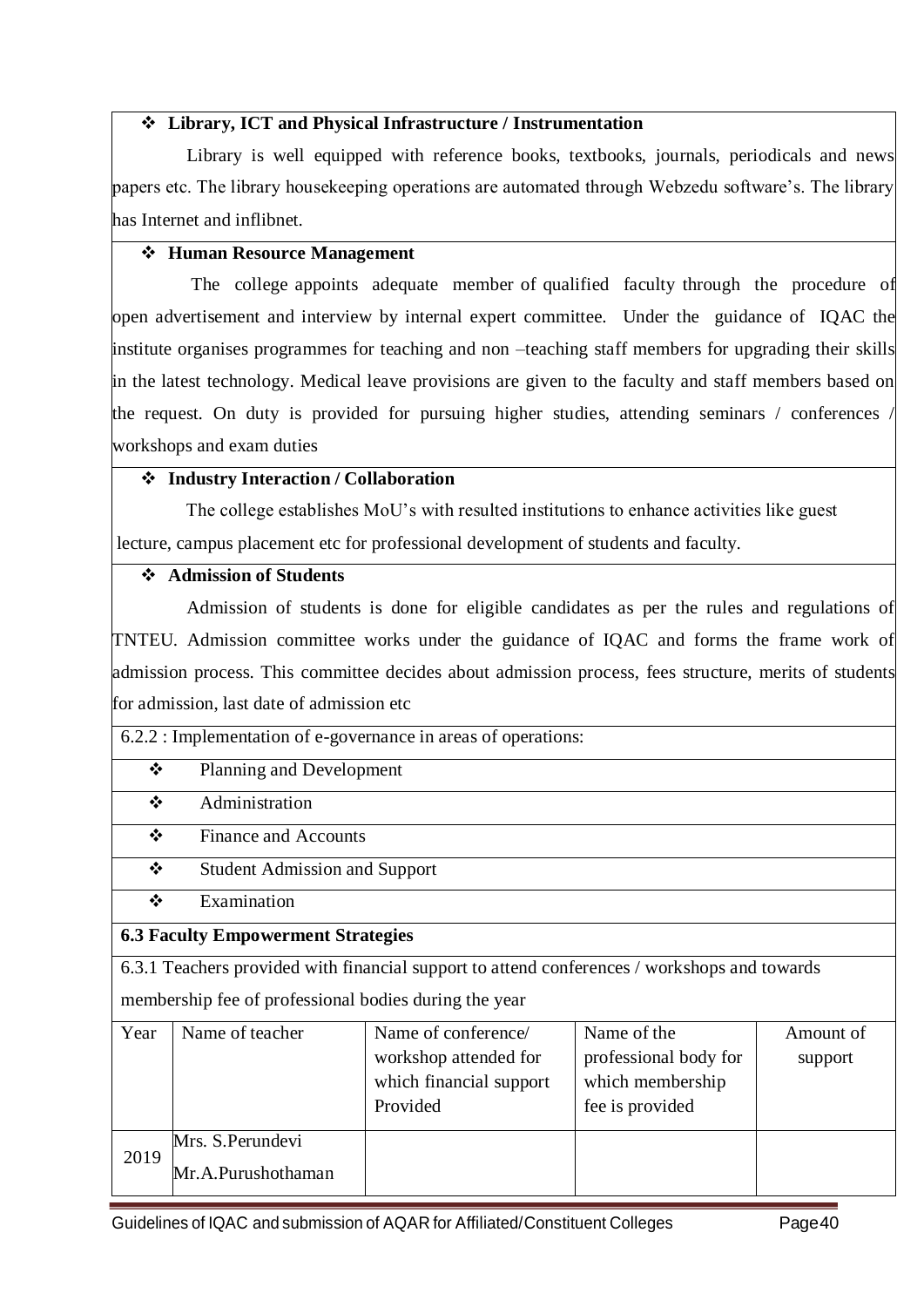- **Library, ICT and Physical Infrastructure / Instrumentation**

Library is well equipped with reference books, textbooks, journals, periodicals and news papers etc. The library housekeeping operations are automated through Webzedu software's. The library has Internet and inflibnet.

- **Human Resource Management**

The college appoints adequate member of qualified faculty through the procedure of open advertisement and interview by internal expert committee. Under the guidance of IQAC the institute organises programmes for teaching and non –teaching staff members for upgrading their skills in the latest technology. Medical leave provisions are given to the faculty and staff members based on the request. On duty is provided for pursuing higher studies, attending seminars / conferences / workshops and exam duties

- **Industry Interaction / Collaboration**

The college establishes MoU's with resulted institutions to enhance activities like guest lecture, campus placement etc for professional development of students and faculty.

- **Admission of Students**

Admission of students is done for eligible candidates as per the rules and regulations of TNTEU. Admission committee works under the guidance of IQAC and forms the frame work of admission process. This committee decides about admission process, fees structure, merits of students for admission, last date of admission etc

6.2.2 : Implementation of e-governance in areas of operations:

- Planning and Development
- Administration
- Finance and Accounts
- Student Admission and Support
- Examination

**6.3 Faculty Empowerment Strategies**

6.3.1 Teachers provided with financial support to attend conferences / workshops and towards membership fee of professional bodies during the year

| Year | Name of teacher | Name of conference/ workshop attended for which financial support Provided | Name of the professional body for which membership fee is provided | Amount of support |
|---|---|---|---|---|
| 2019 | Mrs. S.Perundevi<br>Mr.A.Purushothaman | | | |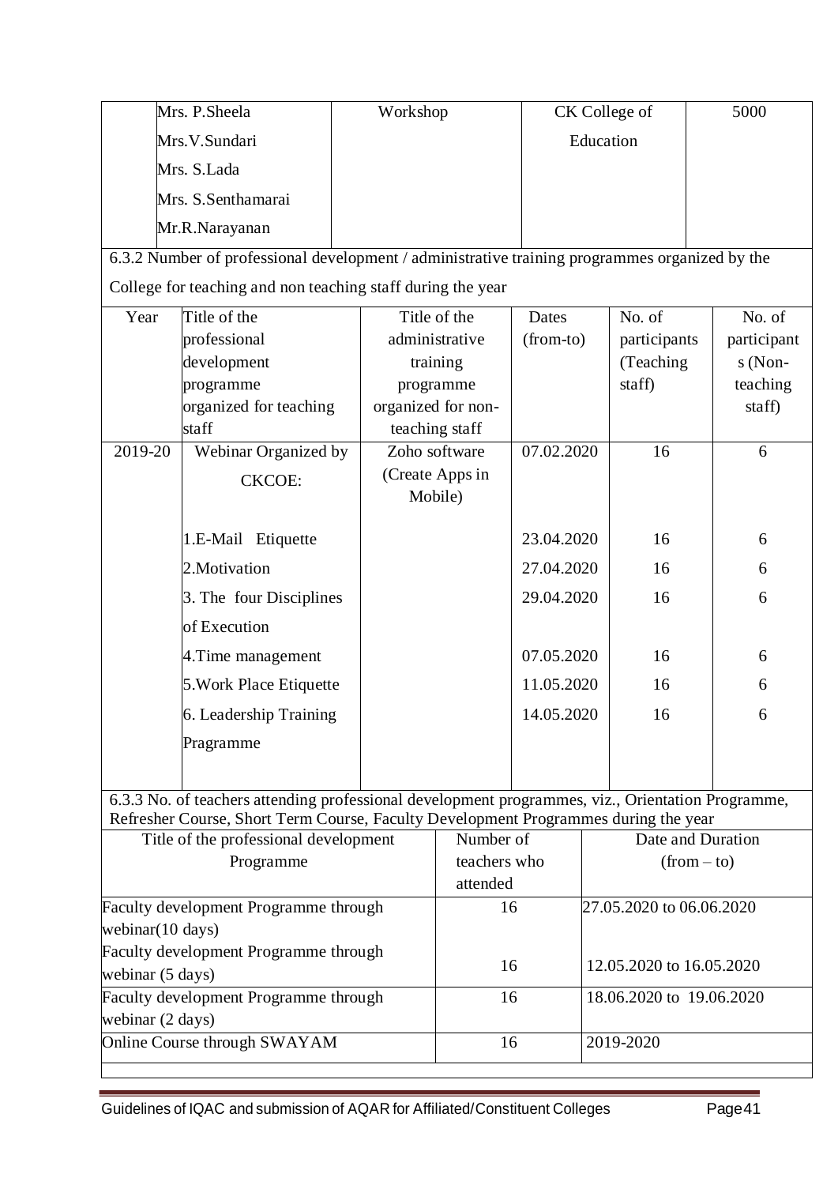| | Mrs. P.Sheela<br>Mrs.V.Sundari<br>Mrs. S.Lada<br>Mrs. S.Senthamarai<br>Mr.R.Narayanan | Workshop | CK College of Education | 5000 |
|---|---|---|---|---|

6.3.2 Number of professional development / administrative training programmes organized by the College for teaching and non teaching staff during the year

| Year | Title of the professional development programme organized for teaching staff | Title of the administrative training programme organized for non-teaching staff | Dates (from-to) | No. of participants (Teaching staff) | No. of participants (Non-teaching staff) |
|---|---|---|---|---|---|
| 2019-20 | Webinar Organized by CKCOE: | Zoho software (Create Apps in Mobile) | 07.02.2020 | 16 | 6 |
| | 1.E-Mail Etiquette | | 23.04.2020 | 16 | 6 |
| | 2.Motivation | | 27.04.2020 | 16 | 6 |
| | 3. The four Disciplines of Execution | | 29.04.2020 | 16 | 6 |
| | 4.Time management | | 07.05.2020 | 16 | 6 |
| | 5.Work Place Etiquette | | 11.05.2020 | 16 | 6 |
| | 6. Leadership Training Pragramme | | 14.05.2020 | 16 | 6 |

6.3.3 No. of teachers attending professional development programmes, viz., Orientation Programme, Refresher Course, Short Term Course, Faculty Development Programmes during the year

| Title of the professional development Programme | Number of teachers who attended | Date and Duration (from – to) |
|---|---|---|
| Faculty development Programme through webinar(10 days) | 16 | 27.05.2020 to 06.06.2020 |
| Faculty development Programme through webinar (5 days) | 16 | 12.05.2020 to 16.05.2020 |
| Faculty development Programme through webinar (2 days) | 16 | 18.06.2020 to 19.06.2020 |
| Online Course through SWAYAM | 16 | 2019-2020 |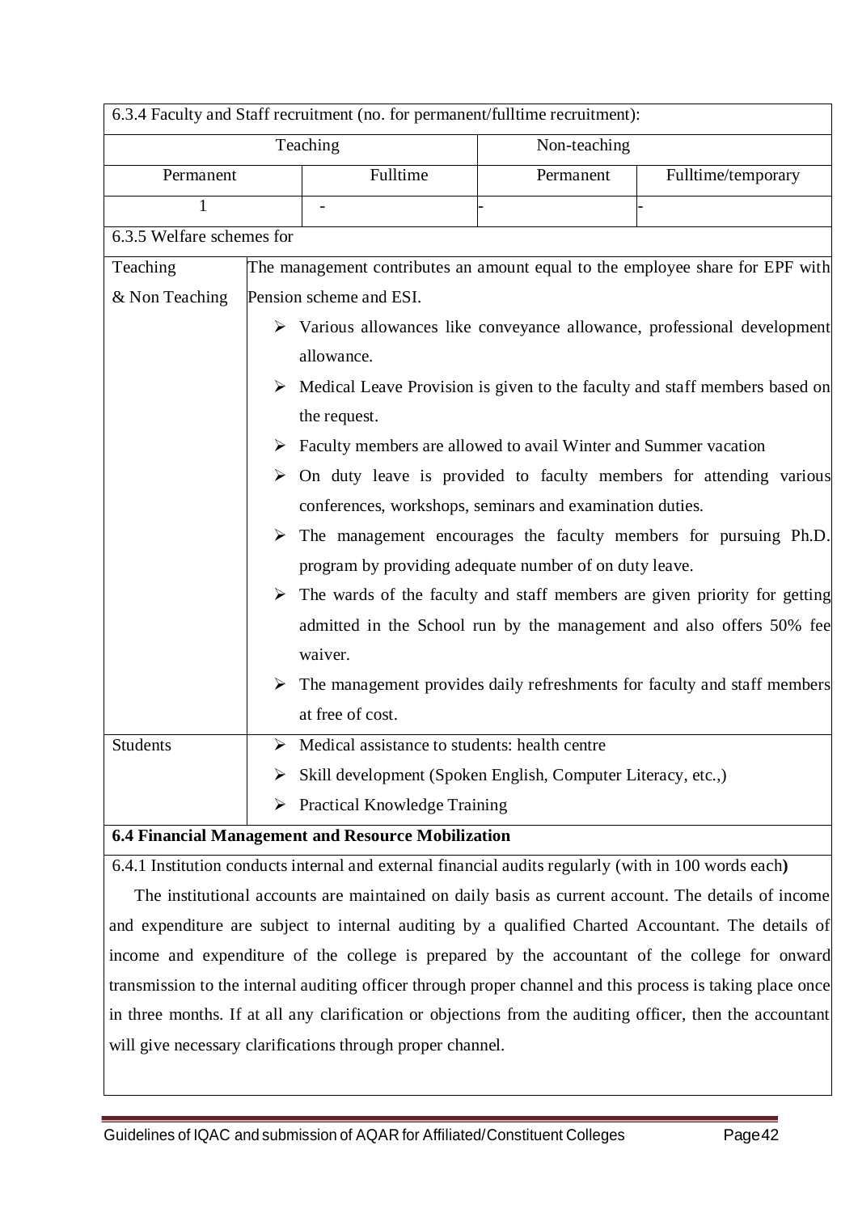6.3.4 Faculty and Staff recruitment (no. for permanent/fulltime recruitment):

| Teaching | | Non-teaching | |
|---|---|---|---|
| Permanent | Fulltime | Permanent | Fulltime/temporary |
| 1 | - | - | - |

6.3.5 Welfare schemes for

| | |
|---|---|
| Teaching & Non Teaching | The management contributes an amount equal to the employee share for EPF with Pension scheme and ESI. <br> ➢ Various allowances like conveyance allowance, professional development allowance. <br> ➢ Medical Leave Provision is given to the faculty and staff members based on the request. <br> ➢ Faculty members are allowed to avail Winter and Summer vacation <br> ➢ On duty leave is provided to faculty members for attending various conferences, workshops, seminars and examination duties. <br> ➢ The management encourages the faculty members for pursuing Ph.D. program by providing adequate number of on duty leave. <br> ➢ The wards of the faculty and staff members are given priority for getting admitted in the School run by the management and also offers 50% fee waiver. <br> ➢ The management provides daily refreshments for faculty and staff members at free of cost. |
| Students | ➢ Medical assistance to students: health centre <br> ➢ Skill development (Spoken English, Computer Literacy, etc.,) <br> ➢ Practical Knowledge Training |

**6.4 Financial Management and Resource Mobilization**

6.4.1 Institution conducts internal and external financial audits regularly (with in 100 words each**)**

The institutional accounts are maintained on daily basis as current account. The details of income and expenditure are subject to internal auditing by a qualified Charted Accountant. The details of income and expenditure of the college is prepared by the accountant of the college for onward transmission to the internal auditing officer through proper channel and this process is taking place once in three months. If at all any clarification or objections from the auditing officer, then the accountant will give necessary clarifications through proper channel.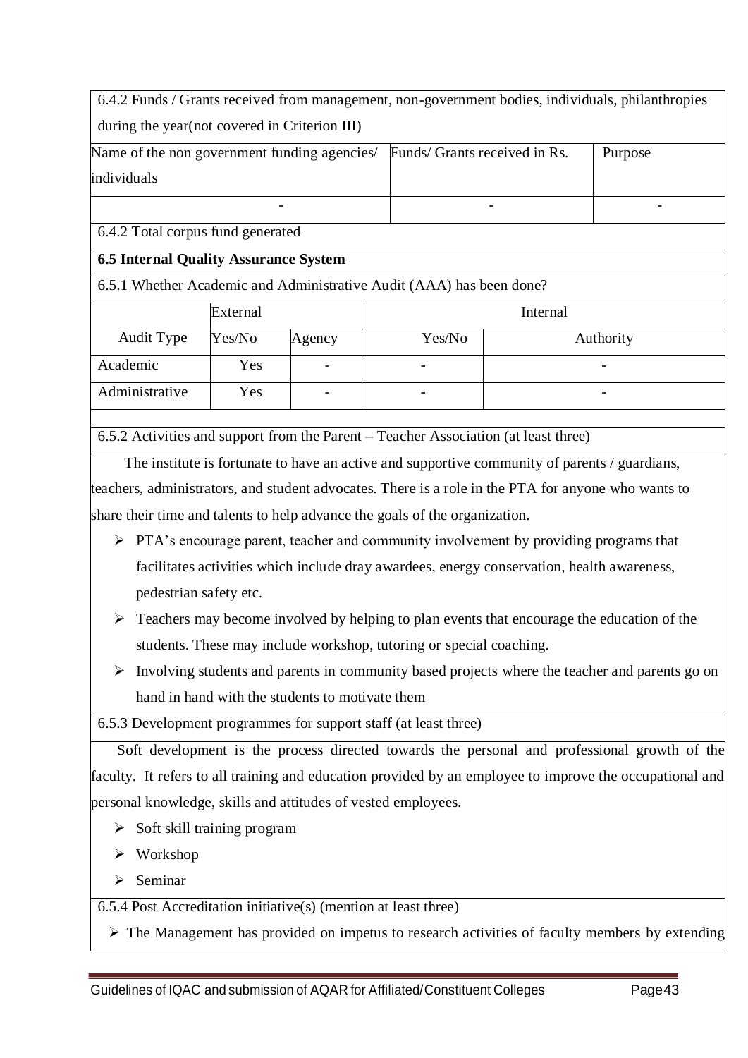6.4.2 Funds / Grants received from management, non-government bodies, individuals, philanthropies during the year(not covered in Criterion III)

| Name of the non government funding agencies/ individuals | Funds/ Grants received in Rs. | Purpose |
|---|---|---|
| - | - | - |

6.4.2 Total corpus fund generated

**6.5 Internal Quality Assurance System**

6.5.1 Whether Academic and Administrative Audit (AAA) has been done?

| | External | | Internal | |
|---|---|---|---|---|
| Audit Type | Yes/No | Agency | Yes/No | Authority |
| Academic | Yes | - | - | - |
| Administrative | Yes | - | - | - |

6.5.2 Activities and support from the Parent – Teacher Association (at least three)

The institute is fortunate to have an active and supportive community of parents / guardians, teachers, administrators, and student advocates. There is a role in the PTA for anyone who wants to share their time and talents to help advance the goals of the organization.

- PTA's encourage parent, teacher and community involvement by providing programs that facilitates activities which include dray awardees, energy conservation, health awareness, pedestrian safety etc.
- Teachers may become involved by helping to plan events that encourage the education of the students. These may include workshop, tutoring or special coaching.
- Involving students and parents in community based projects where the teacher and parents go on hand in hand with the students to motivate them

6.5.3 Development programmes for support staff (at least three)

Soft development is the process directed towards the personal and professional growth of the faculty. It refers to all training and education provided by an employee to improve the occupational and personal knowledge, skills and attitudes of vested employees.

- Soft skill training program
- Workshop
- Seminar

6.5.4 Post Accreditation initiative(s) (mention at least three)

- The Management has provided on impetus to research activities of faculty members by extending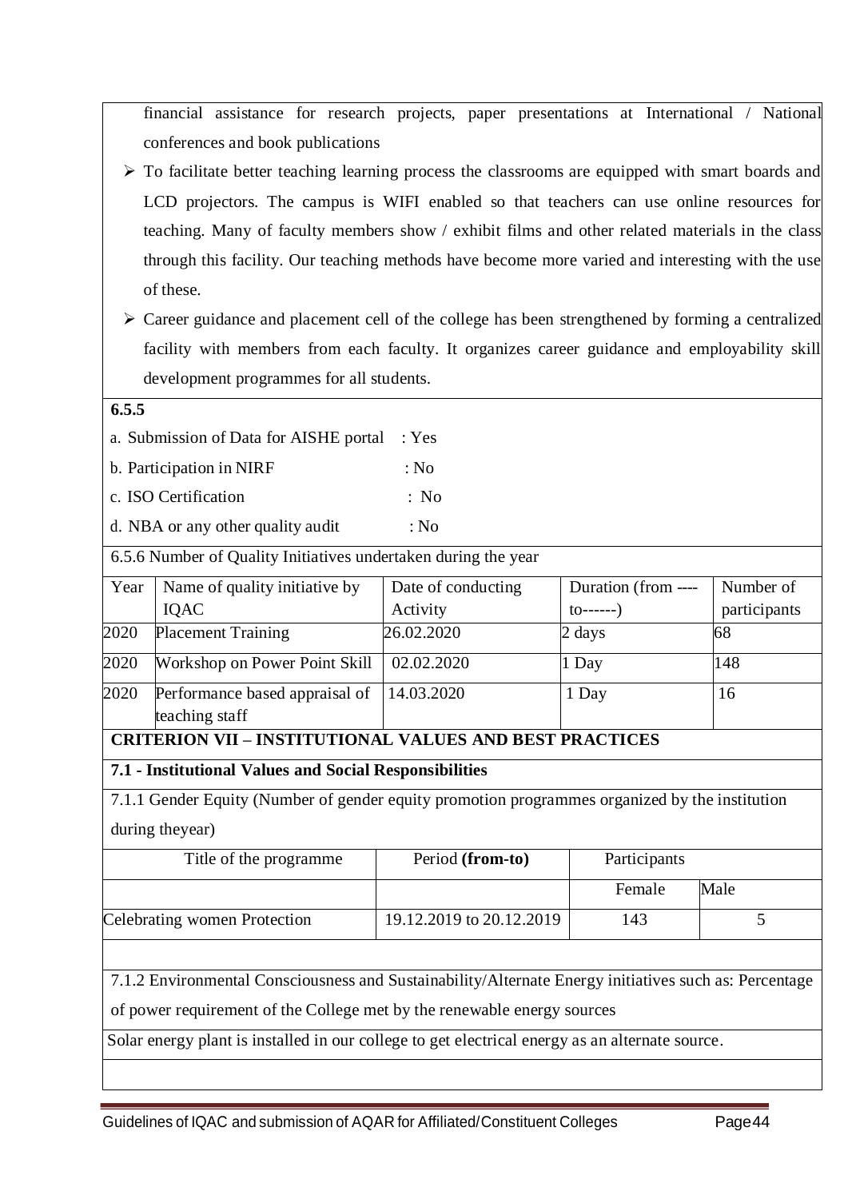financial assistance for research projects, paper presentations at International / National conferences and book publications

- To facilitate better teaching learning process the classrooms are equipped with smart boards and LCD projectors. The campus is WIFI enabled so that teachers can use online resources for teaching. Many of faculty members show / exhibit films and other related materials in the class through this facility. Our teaching methods have become more varied and interesting with the use of these.
- Career guidance and placement cell of the college has been strengthened by forming a centralized facility with members from each faculty. It organizes career guidance and employability skill development programmes for all students.

**6.5.5**

a. Submission of Data for AISHE portal : Yes

b. Participation in NIRF : No

c. ISO Certification : No

d. NBA or any other quality audit : No

6.5.6 Number of Quality Initiatives undertaken during the year

| Year | Name of quality initiative by IQAC | Date of conducting Activity | Duration (from ---- to------) | Number of participants |
|---|---|---|---|---|
| 2020 | Placement Training | 26.02.2020 | 2 days | 68 |
| 2020 | Workshop on Power Point Skill | 02.02.2020 | 1 Day | 148 |
| 2020 | Performance based appraisal of teaching staff | 14.03.2020 | 1 Day | 16 |

## CRITERION VII – INSTITUTIONAL VALUES AND BEST PRACTICES

### 7.1 - Institutional Values and Social Responsibilities

7.1.1 Gender Equity (Number of gender equity promotion programmes organized by the institution during theyear)

| Title of the programme | Period **(from-to)** | Participants | |
|---|---|---|---|
| | | Female | Male |
| Celebrating women Protection | 19.12.2019 to 20.12.2019 | 143 | 5 |

7.1.2 Environmental Consciousness and Sustainability/Alternate Energy initiatives such as: Percentage of power requirement of the College met by the renewable energy sources

Solar energy plant is installed in our college to get electrical energy as an alternate source.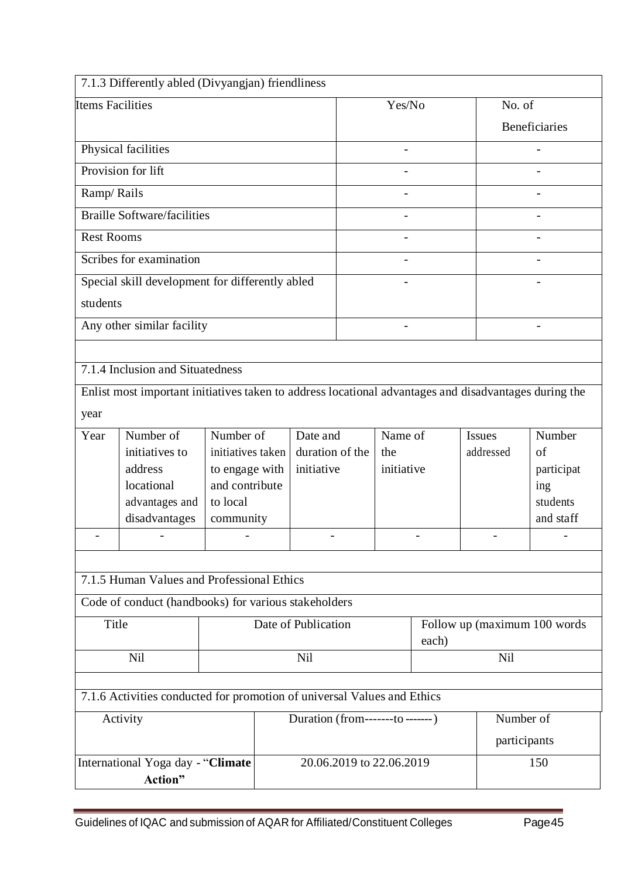### 7.1.3 Differently abled (Divyangjan) friendliness

| Items Facilities | Yes/No | No. of Beneficiaries |
|---|---|---|
| Physical facilities | - | - |
| Provision for lift | - | - |
| Ramp/ Rails | - | - |
| Braille Software/facilities | - | - |
| Rest Rooms | - | - |
| Scribes for examination | - | - |
| Special skill development for differently abled students | - | - |
| Any other similar facility | - | - |

### 7.1.4 Inclusion and Situatedness

Enlist most important initiatives taken to address locational advantages and disadvantages during the year

| Year | Number of initiatives to address locational advantages and disadvantages | Number of initiatives taken to engage with and contribute to local community | Date and duration of the initiative | Name of the initiative | Issues addressed | Number of participating students and staff |
|---|---|---|---|---|---|---|
| - | - | - | - | - | - | - |

### 7.1.5 Human Values and Professional Ethics

Code of conduct (handbooks) for various stakeholders

| Title | Date of Publication | Follow up (maximum 100 words each) |
|---|---|---|
| Nil | Nil | Nil |

### 7.1.6 Activities conducted for promotion of universal Values and Ethics

| Activity | Duration (from-------to -------) | Number of participants |
|---|---|---|
| International Yoga day - "**Climate Action"** | 20.06.2019 to 22.06.2019 | 150 |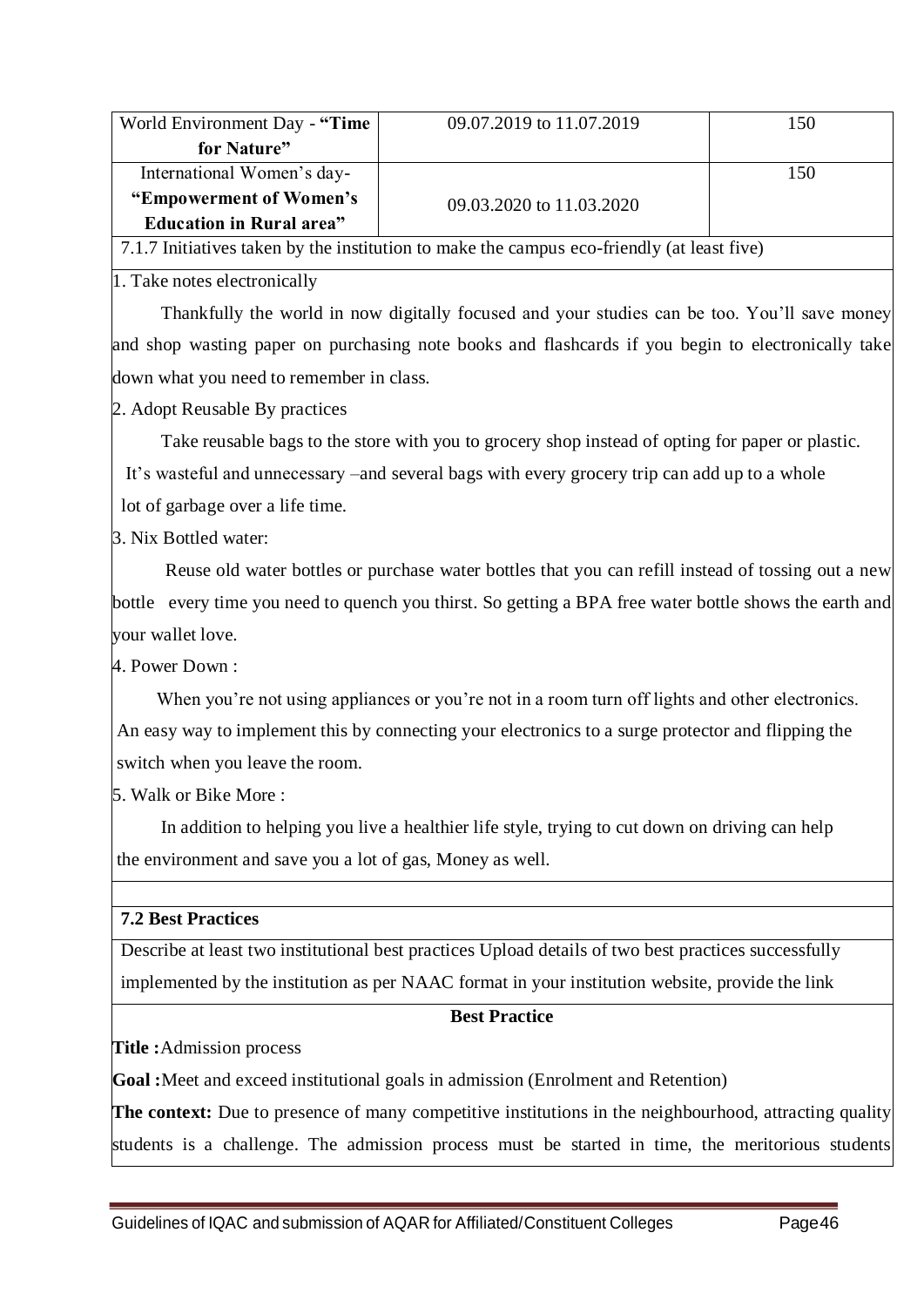| World Environment Day - **"Time for Nature"** | 09.07.2019 to 11.07.2019 | 150 |
|---|---|---|
| International Women's day- **"Empowerment of Women's Education in Rural area"** | 09.03.2020 to 11.03.2020 | 150 |

7.1.7 Initiatives taken by the institution to make the campus eco-friendly (at least five)

1. Take notes electronically

Thankfully the world in now digitally focused and your studies can be too. You'll save money and shop wasting paper on purchasing note books and flashcards if you begin to electronically take down what you need to remember in class.

2. Adopt Reusable By practices

Take reusable bags to the store with you to grocery shop instead of opting for paper or plastic. It's wasteful and unnecessary –and several bags with every grocery trip can add up to a whole lot of garbage over a life time.

3. Nix Bottled water:

Reuse old water bottles or purchase water bottles that you can refill instead of tossing out a new bottle every time you need to quench you thirst. So getting a BPA free water bottle shows the earth and your wallet love.

4. Power Down :

When you're not using appliances or you're not in a room turn off lights and other electronics. An easy way to implement this by connecting your electronics to a surge protector and flipping the switch when you leave the room.

5. Walk or Bike More :

In addition to helping you live a healthier life style, trying to cut down on driving can help the environment and save you a lot of gas, Money as well.

**7.2 Best Practices**

Describe at least two institutional best practices Upload details of two best practices successfully implemented by the institution as per NAAC format in your institution website, provide the link

**Best Practice**

**Title :**Admission process

**Goal :**Meet and exceed institutional goals in admission (Enrolment and Retention)

**The context:** Due to presence of many competitive institutions in the neighbourhood, attracting quality students is a challenge. The admission process must be started in time, the meritorious students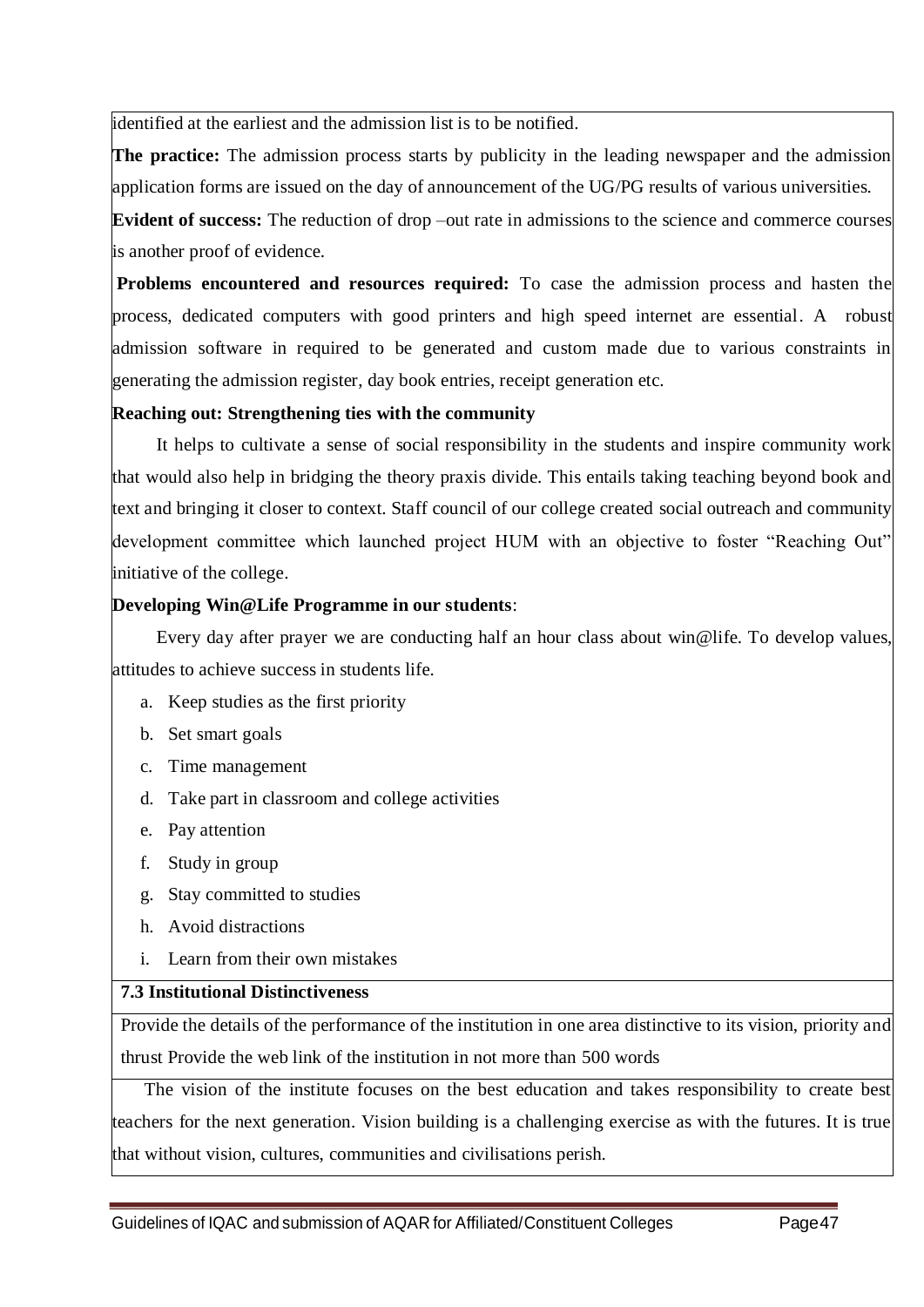identified at the earliest and the admission list is to be notified.

**The practice:** The admission process starts by publicity in the leading newspaper and the admission application forms are issued on the day of announcement of the UG/PG results of various universities.

**Evident of success:** The reduction of drop –out rate in admissions to the science and commerce courses is another proof of evidence.

**Problems encountered and resources required:** To case the admission process and hasten the process, dedicated computers with good printers and high speed internet are essential. A robust admission software in required to be generated and custom made due to various constraints in generating the admission register, day book entries, receipt generation etc.

**Reaching out: Strengthening ties with the community**

It helps to cultivate a sense of social responsibility in the students and inspire community work that would also help in bridging the theory praxis divide. This entails taking teaching beyond book and text and bringing it closer to context. Staff council of our college created social outreach and community development committee which launched project HUM with an objective to foster "Reaching Out" initiative of the college.

**Developing Win@Life Programme in our students**:

Every day after prayer we are conducting half an hour class about win@life. To develop values, attitudes to achieve success in students life.

a. Keep studies as the first priority
b. Set smart goals
c. Time management
d. Take part in classroom and college activities
e. Pay attention
f. Study in group
g. Stay committed to studies
h. Avoid distractions
i. Learn from their own mistakes

**7.3 Institutional Distinctiveness**

Provide the details of the performance of the institution in one area distinctive to its vision, priority and thrust Provide the web link of the institution in not more than 500 words

The vision of the institute focuses on the best education and takes responsibility to create best teachers for the next generation. Vision building is a challenging exercise as with the futures. It is true that without vision, cultures, communities and civilisations perish.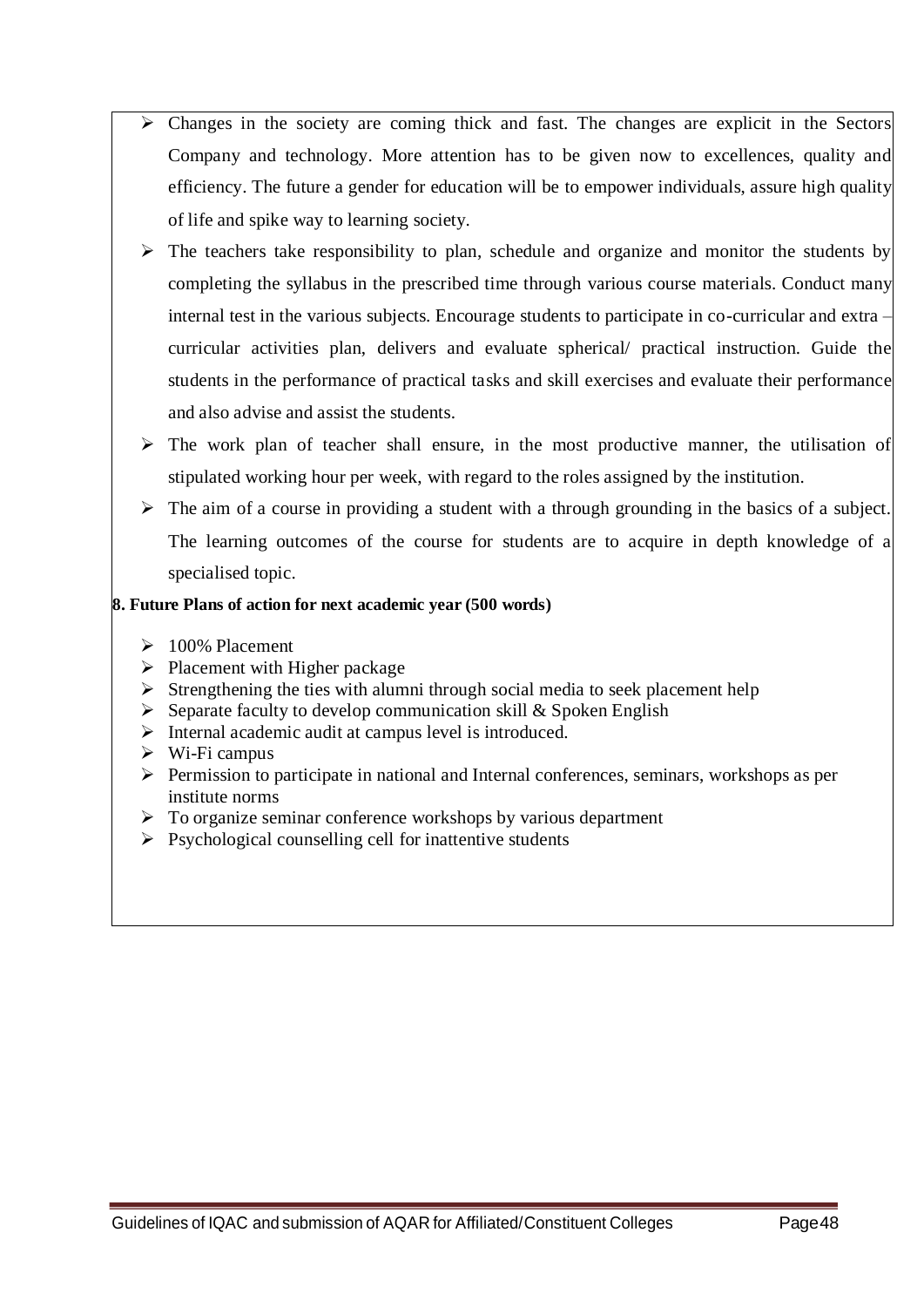- Changes in the society are coming thick and fast. The changes are explicit in the Sectors Company and technology. More attention has to be given now to excellences, quality and efficiency. The future a gender for education will be to empower individuals, assure high quality of life and spike way to learning society.
- The teachers take responsibility to plan, schedule and organize and monitor the students by completing the syllabus in the prescribed time through various course materials. Conduct many internal test in the various subjects. Encourage students to participate in co-curricular and extra – curricular activities plan, delivers and evaluate spherical/ practical instruction. Guide the students in the performance of practical tasks and skill exercises and evaluate their performance and also advise and assist the students.
- The work plan of teacher shall ensure, in the most productive manner, the utilisation of stipulated working hour per week, with regard to the roles assigned by the institution.
- The aim of a course in providing a student with a through grounding in the basics of a subject. The learning outcomes of the course for students are to acquire in depth knowledge of a specialised topic.

**8. Future Plans of action for next academic year (500 words)**

- 100% Placement
- Placement with Higher package
- Strengthening the ties with alumni through social media to seek placement help
- Separate faculty to develop communication skill & Spoken English
- Internal academic audit at campus level is introduced.
- Wi-Fi campus
- Permission to participate in national and Internal conferences, seminars, workshops as per institute norms
- To organize seminar conference workshops by various department
- Psychological counselling cell for inattentive students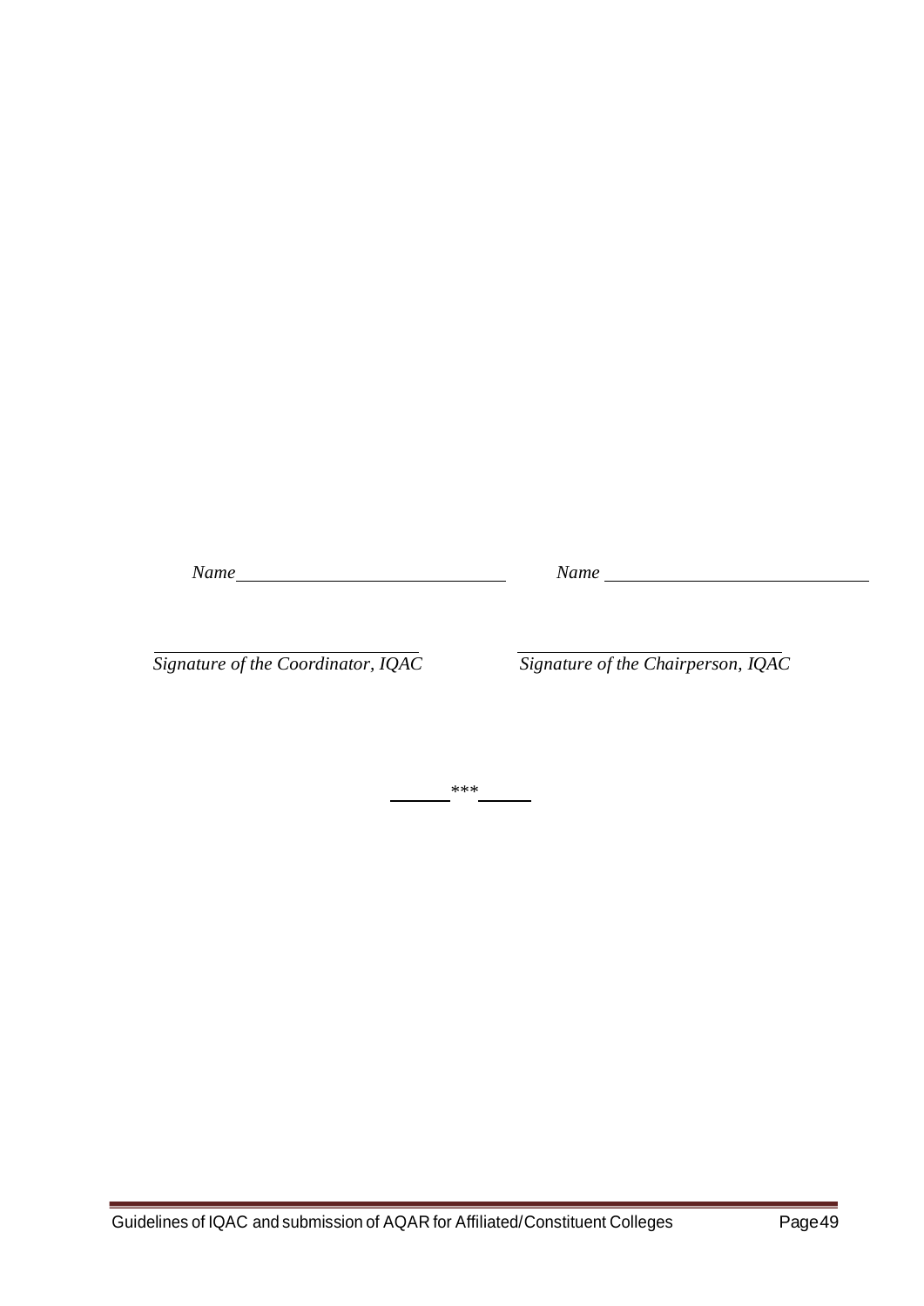*Name* \_\_\_\_\_\_\_\_\_\_\_\_\_\_\_\_\_\_\_\_\_\_\_\_\_\_\_\_ *Name* \_\_\_\_\_\_\_\_\_\_\_\_\_\_\_\_\_\_\_\_\_\_\_\_\_\_\_\_

\_\_\_\_\_\_\_\_\_\_\_\_\_\_\_\_\_\_\_\_\_\_\_\_\_\_\_\_ \_\_\_\_\_\_\_\_\_\_\_\_\_\_\_\_\_\_\_\_\_\_\_\_\_\_\_\_

*Signature of the Coordinator, IQAC* *Signature of the Chairperson, IQAC*

\_\_\_\_\_\_\*\*\*\_\_\_\_\_\_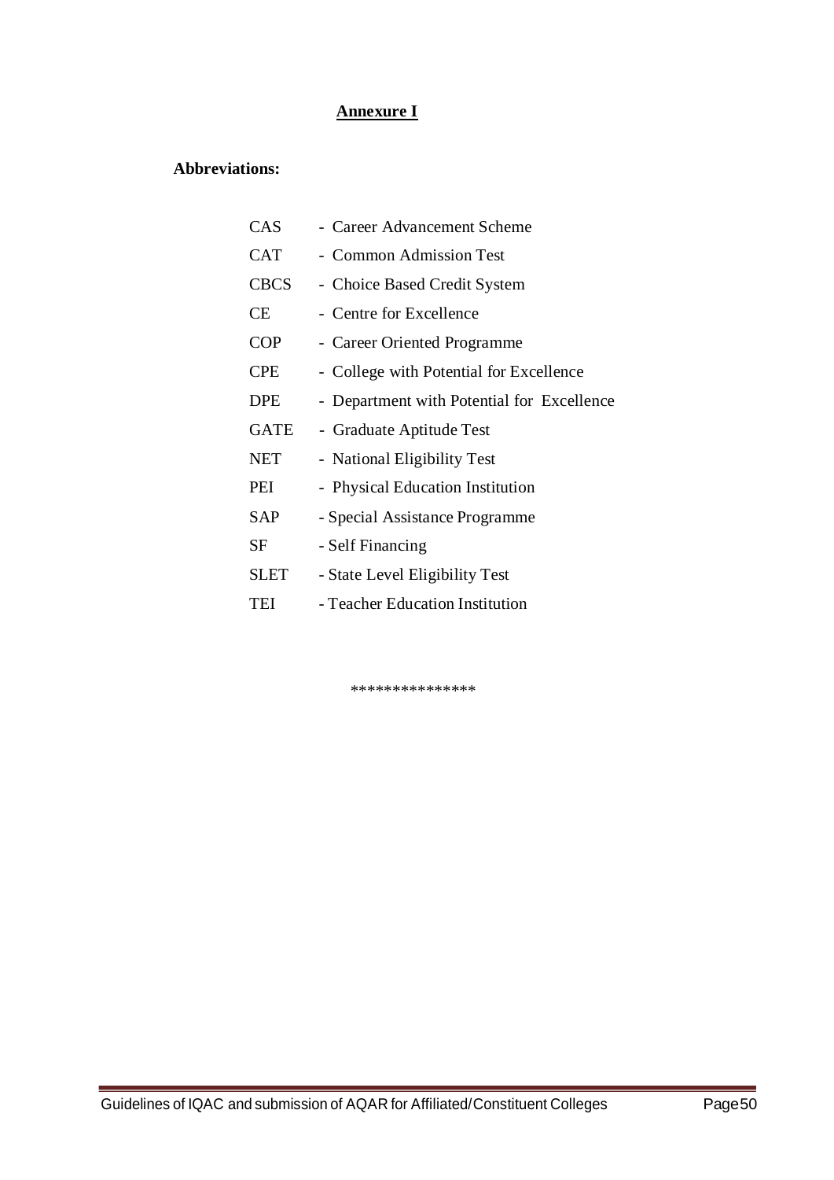## Annexure I

**Abbreviations:**

| | |
|---|---|
| CAS | - Career Advancement Scheme |
| CAT | - Common Admission Test |
| CBCS | - Choice Based Credit System |
| CE | - Centre for Excellence |
| COP | - Career Oriented Programme |
| CPE | - College with Potential for Excellence |
| DPE | - Department with Potential for Excellence |
| GATE | - Graduate Aptitude Test |
| NET | - National Eligibility Test |
| PEI | - Physical Education Institution |
| SAP | - Special Assistance Programme |
| SF | - Self Financing |
| SLET | - State Level Eligibility Test |
| TEI | - Teacher Education Institution |

***************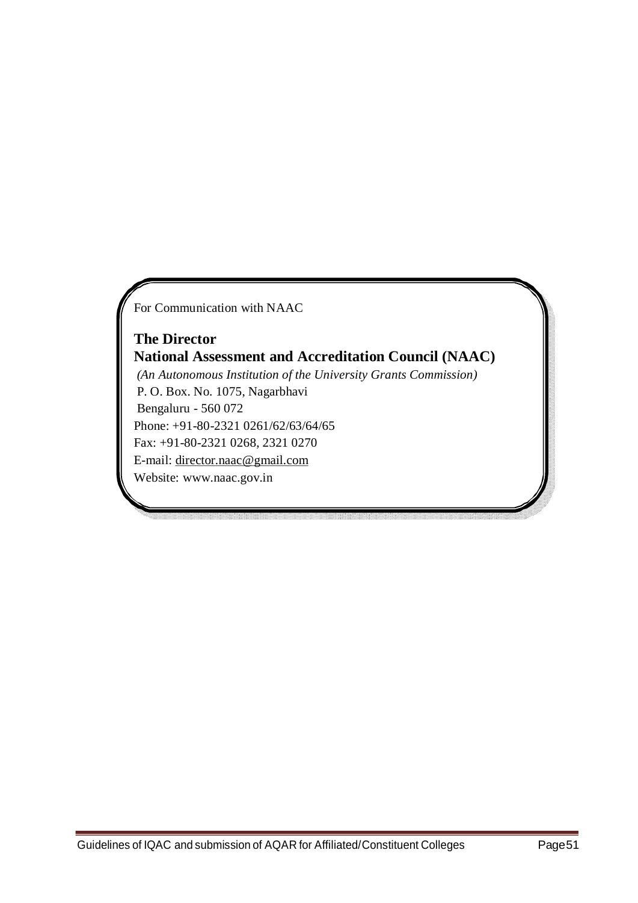For Communication with NAAC

**The Director**
**National Assessment and Accreditation Council (NAAC)**

*(An Autonomous Institution of the University Grants Commission)*
P. O. Box. No. 1075, Nagarbhavi
Bengaluru - 560 072
Phone: +91-80-2321 0261/62/63/64/65
Fax: +91-80-2321 0268, 2321 0270
E-mail: director.naac@gmail.com
Website: www.naac.gov.in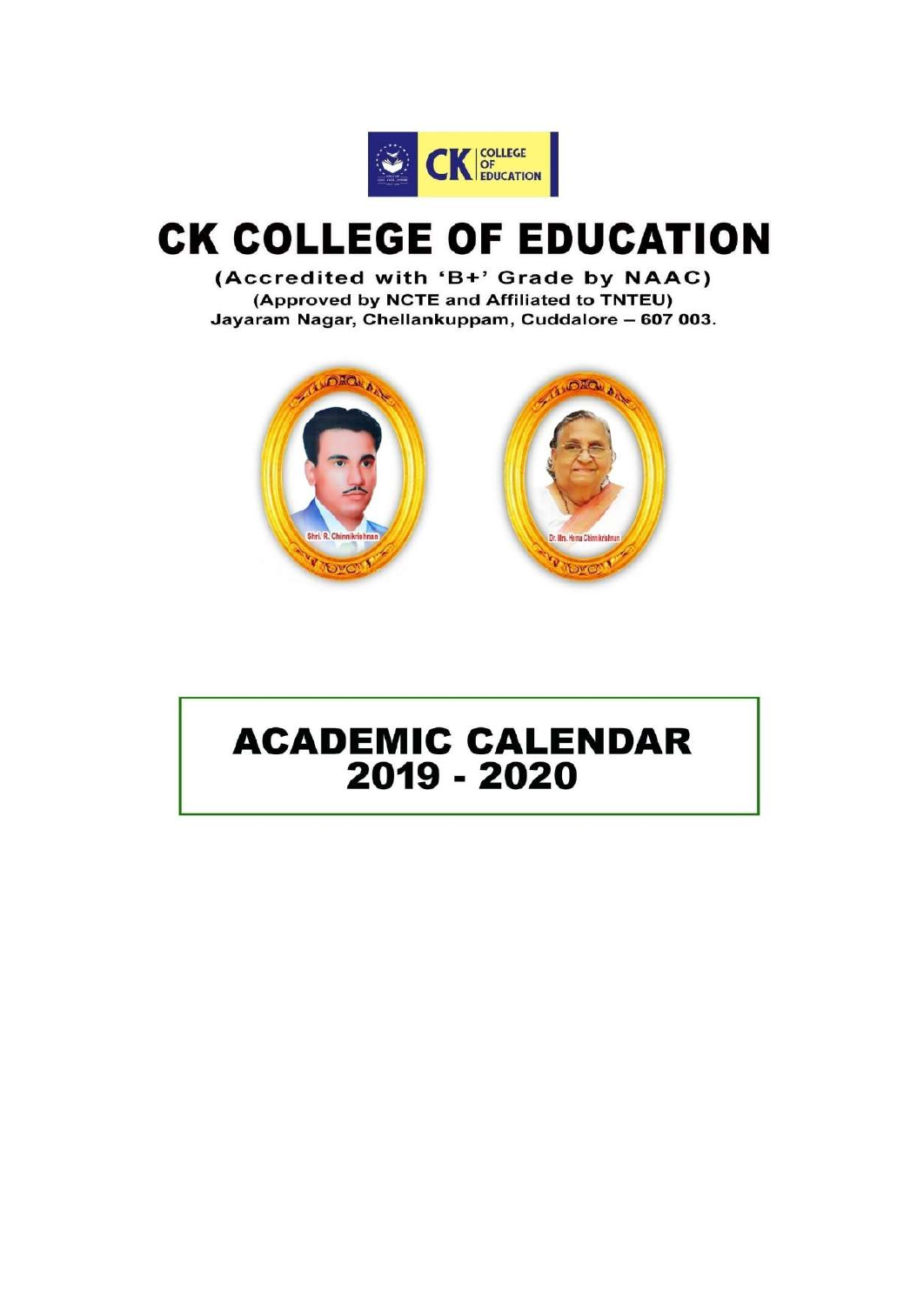# CK COLLEGE OF EDUCATION

(Accredited with 'B+' Grade by NAAC)
(Approved by NCTE and Affiliated to TNTEU)
Jayaram Nagar, Chellankuppam, Cuddalore – 607 003.

Shri. R. Chinnikrishnan

Dr. Mrs. Hema Chinnikrishnan

# ACADEMIC CALENDAR 2019 - 2020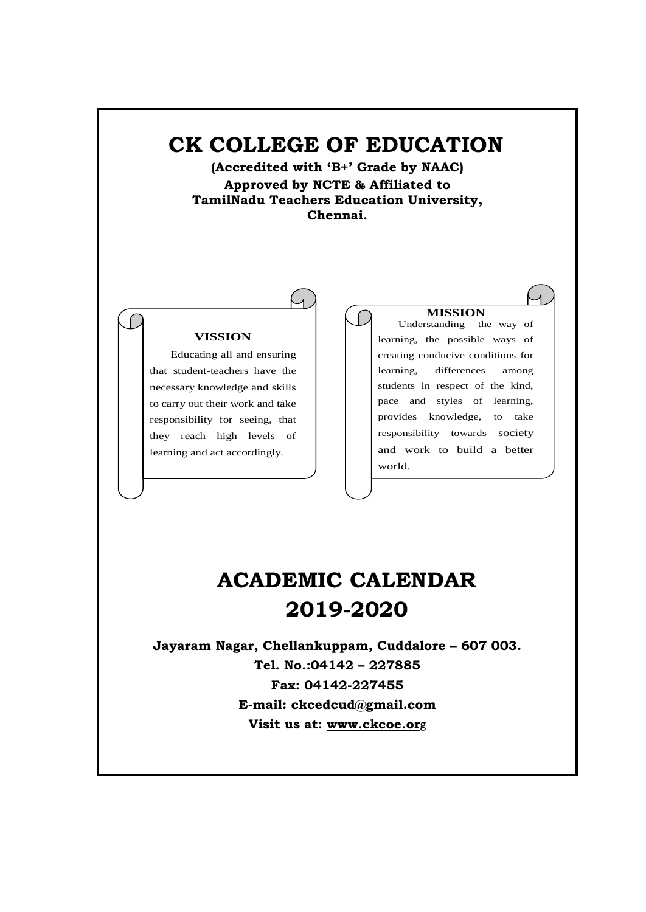# CK COLLEGE OF EDUCATION

**(Accredited with 'B+' Grade by NAAC)**
**Approved by NCTE & Affiliated to**
**TamilNadu Teachers Education University,**
**Chennai.**

**VISSION**

Educating all and ensuring that student-teachers have the necessary knowledge and skills to carry out their work and take responsibility for seeing, that they reach high levels of learning and act accordingly.

**MISSION**

Understanding the way of learning, the possible ways of creating conducive conditions for learning, differences among students in respect of the kind, pace and styles of learning, provides knowledge, to take responsibility towards society and work to build a better world.

# ACADEMIC CALENDAR
# 2019-2020

**Jayaram Nagar, Chellankuppam, Cuddalore – 607 003.**
**Tel. No.:04142 – 227885**
**Fax: 04142-227455**
**E-mail: ckcedcud@gmail.com**
**Visit us at: www.ckcoe.org**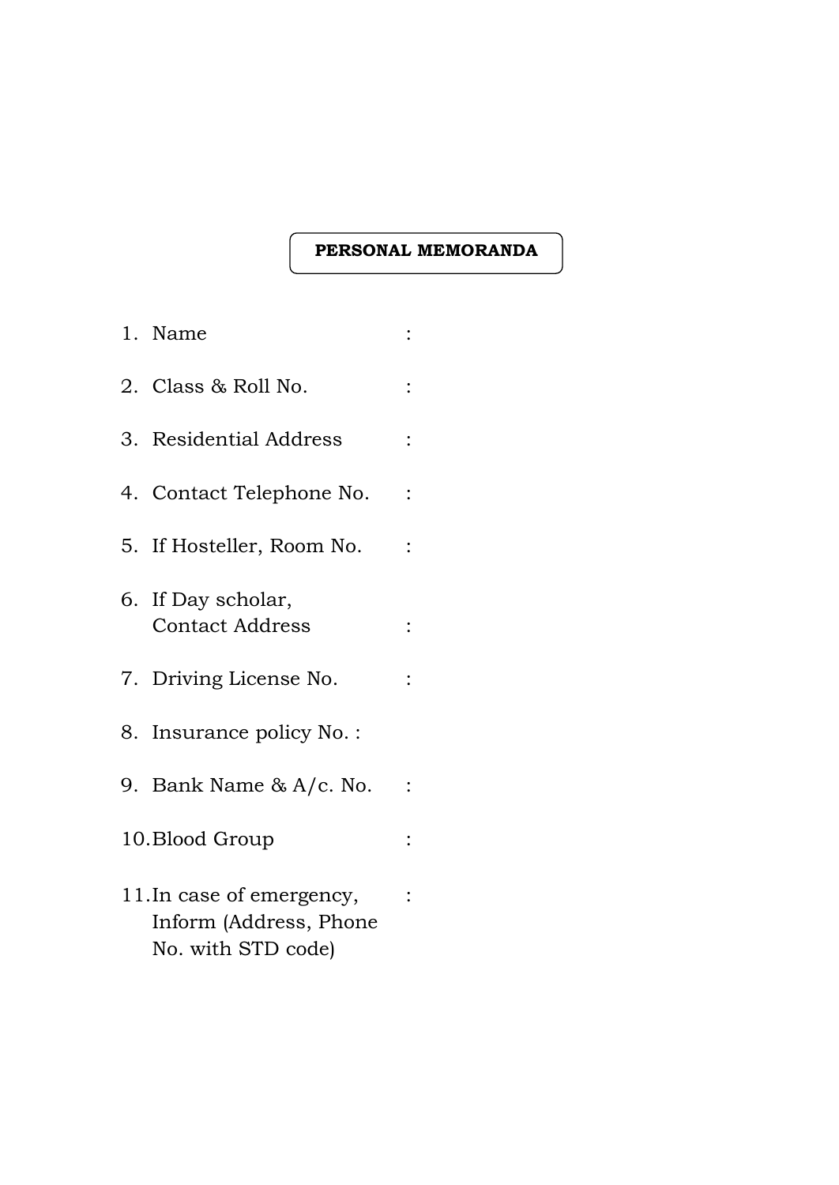**PERSONAL MEMORANDA**

1. Name :
2. Class & Roll No. :
3. Residential Address :
4. Contact Telephone No. :
5. If Hosteller, Room No. :
6. If Day scholar, Contact Address :
7. Driving License No. :
8. Insurance policy No. :
9. Bank Name & A/c. No. :
10. Blood Group :
11. In case of emergency, Inform (Address, Phone No. with STD code) :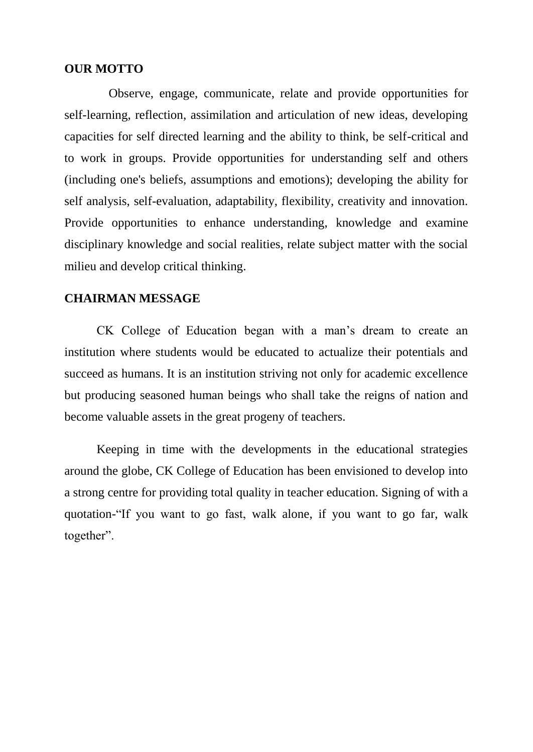**OUR MOTTO**

Observe, engage, communicate, relate and provide opportunities for self-learning, reflection, assimilation and articulation of new ideas, developing capacities for self directed learning and the ability to think, be self-critical and to work in groups. Provide opportunities for understanding self and others (including one's beliefs, assumptions and emotions); developing the ability for self analysis, self-evaluation, adaptability, flexibility, creativity and innovation. Provide opportunities to enhance understanding, knowledge and examine disciplinary knowledge and social realities, relate subject matter with the social milieu and develop critical thinking.

**CHAIRMAN MESSAGE**

CK College of Education began with a man’s dream to create an institution where students would be educated to actualize their potentials and succeed as humans. It is an institution striving not only for academic excellence but producing seasoned human beings who shall take the reigns of nation and become valuable assets in the great progeny of teachers.

Keeping in time with the developments in the educational strategies around the globe, CK College of Education has been envisioned to develop into a strong centre for providing total quality in teacher education. Signing of with a quotation-“If you want to go fast, walk alone, if you want to go far, walk together”.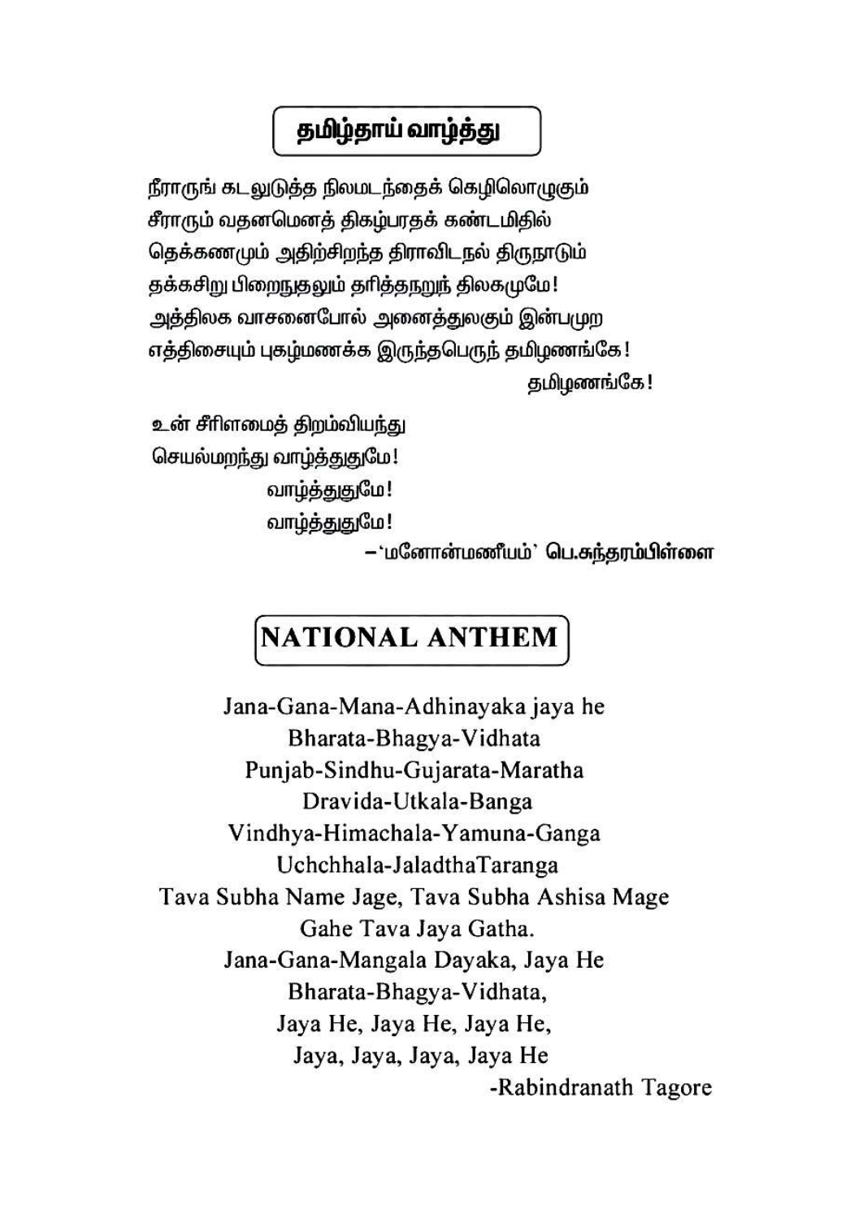## தமிழ்தாய் வாழ்த்து

நீராருங் கடலுடுத்த நிலமடந்தைக் கெழிலொழுகும்
சீராரும் வதனமெனத் திகழ்பரதக் கண்டமிதில்
தெக்கணமும் அதிற்சிறந்த திராவிடநல் திருநாடும்
தக்கசிறு பிறைநுதலும் தரித்தநறுந் திலகமுமே!
அத்திலக வாசனைபோல் அனைத்துலகும் இன்பமுற
எத்திசையும் புகழ்மணக்க இருந்தபெருந் தமிழணங்கே!
தமிழணங்கே!

உன் சீரிளமைத் திறம்வியந்து
செயல்மறந்து வாழ்த்துதுமே!
வாழ்த்துதுமே!
வாழ்த்துதுமே!

–'மனோன்மணீயம்' பெ.சுந்தரம்பிள்ளை

## NATIONAL ANTHEM

Jana-Gana-Mana-Adhinayaka jaya he
Bharata-Bhagya-Vidhata
Punjab-Sindhu-Gujarata-Maratha
Dravida-Utkala-Banga
Vindhya-Himachala-Yamuna-Ganga
Uchchhala-JaladthaTaranga
Tava Subha Name Jage, Tava Subha Ashisa Mage
Gahe Tava Jaya Gatha.
Jana-Gana-Mangala Dayaka, Jaya He
Bharata-Bhagya-Vidhata,
Jaya He, Jaya He, Jaya He,
Jaya, Jaya, Jaya, Jaya He

-Rabindranath Tagore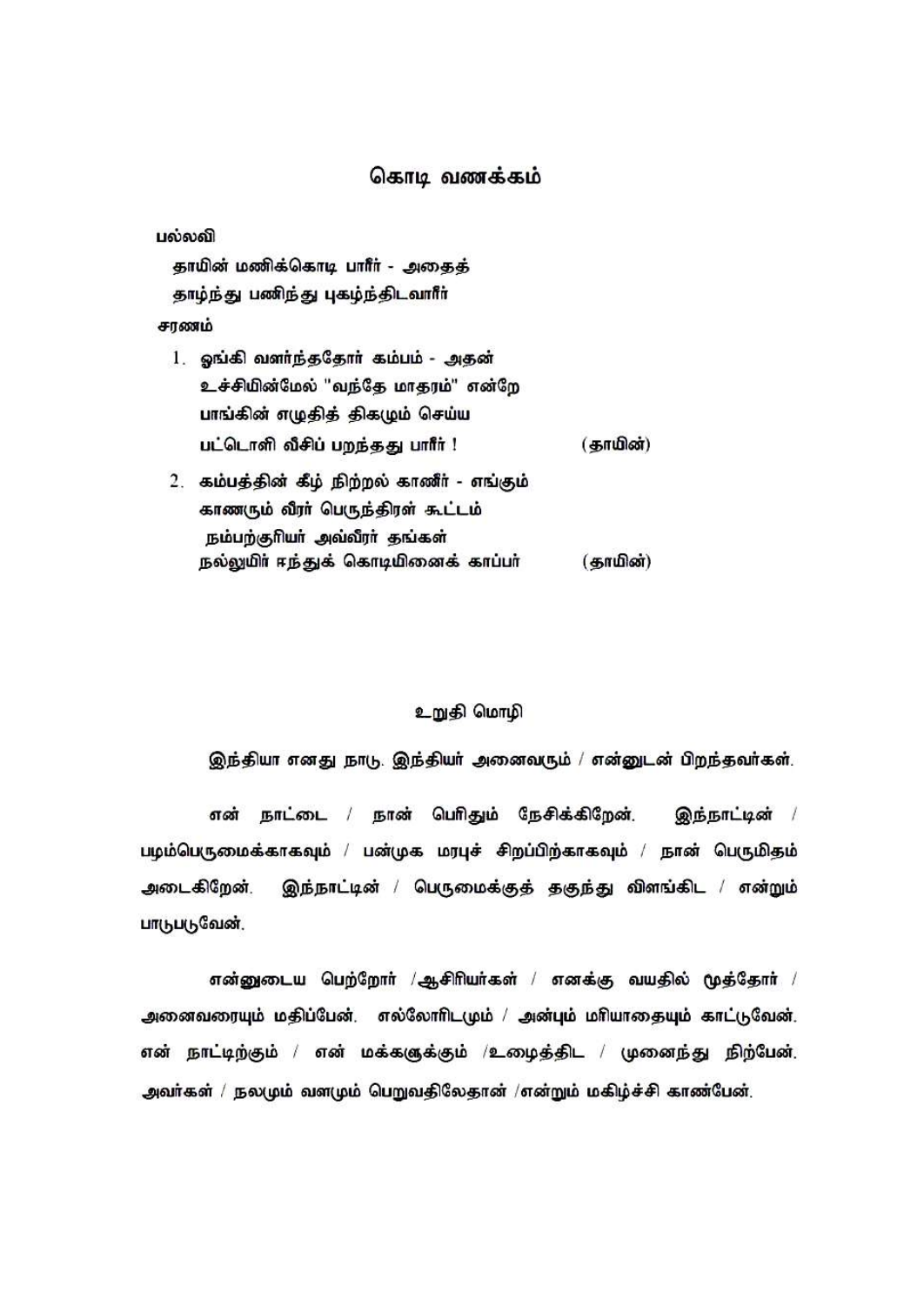# கொடி வணக்கம்

பல்லவி

தாயின் மணிக்கொடி பாரீர் - அதைத்
தாழ்ந்து பணிந்து புகழ்ந்திடவாரீர்

சரணம்

1. ஓங்கி வளர்ந்ததோர் கம்பம் - அதன்
   உச்சியின்மேல் "வந்தே மாதரம்" என்றே
   பாங்கின் எழுதித் திகழும் செய்ய
   பட்டொளி வீசிப் பறந்தது பாரீர் ! (தாயின்)

2. கம்பத்தின் கீழ் நிற்றல் காணீர் - எங்கும்
   காணரும் வீரர் பெருந்திரள் கூட்டம்
   நம்பற்குரியர் அவ்வீரர் தங்கள்
   நல்லுயிர் ஈந்துக் கொடியினைக் காப்பர் (தாயின்)

## உறுதி மொழி

இந்தியா எனது நாடு. இந்தியர் அனைவரும் / என்னுடன் பிறந்தவர்கள்.

என் நாட்டை / நான் பெரிதும் நேசிக்கிறேன். இந்நாட்டின் / பழம்பெருமைக்காகவும் / பன்முக மரபுச் சிறப்பிற்காகவும் / நான் பெருமிதம் அடைகிறேன். இந்நாட்டின் / பெருமைக்குத் தகுந்து விளங்கிட / என்றும் பாடுபடுவேன்.

என்னுடைய பெற்றோர் /ஆசிரியர்கள் / எனக்கு வயதில் மூத்தோர் / அனைவரையும் மதிப்பேன். எல்லோரிடமும் / அன்பும் மரியாதையும் காட்டுவேன். என் நாட்டிற்கும் / என் மக்களுக்கும் /உழைத்திட / முனைந்து நிற்பேன். அவர்கள் / நலமும் வளமும் பெறுவதிலேதான் /என்றும் மகிழ்ச்சி காண்பேன்.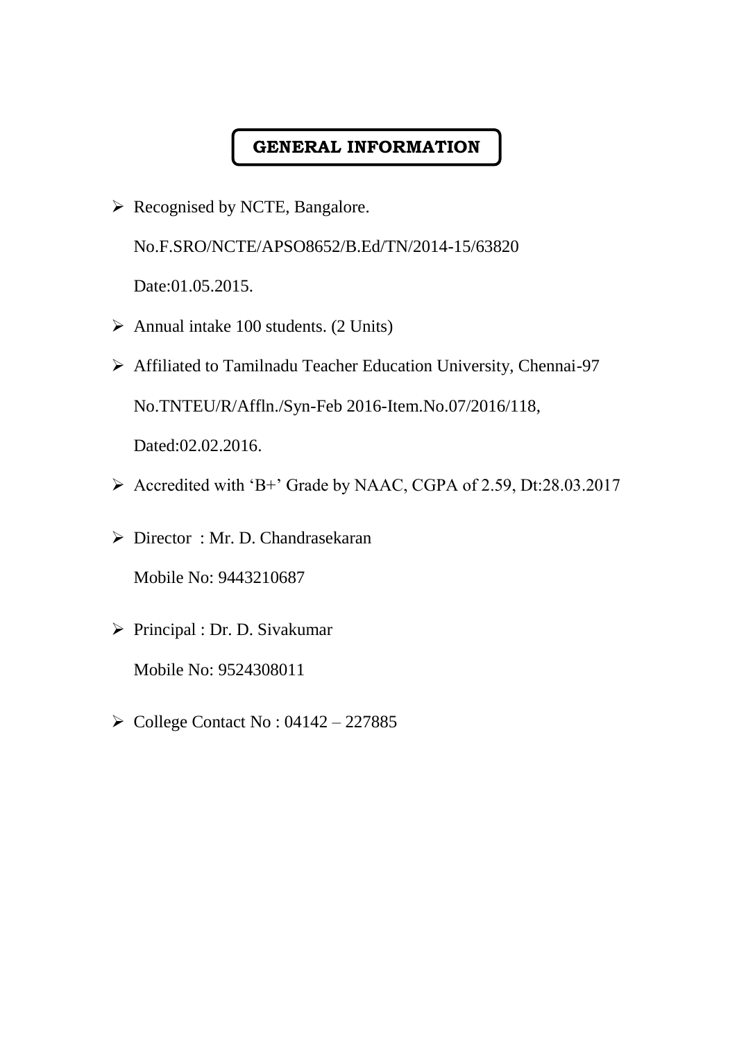## GENERAL INFORMATION

- Recognised by NCTE, Bangalore.

  No.F.SRO/NCTE/APSO8652/B.Ed/TN/2014-15/63820

  Date:01.05.2015.

- Annual intake 100 students. (2 Units)
- Affiliated to Tamilnadu Teacher Education University, Chennai-97

  No.TNTEU/R/Affln./Syn-Feb 2016-Item.No.07/2016/118,

  Dated:02.02.2016.

- Accredited with 'B+' Grade by NAAC, CGPA of 2.59, Dt:28.03.2017
- Director : Mr. D. Chandrasekaran

  Mobile No: 9443210687

- Principal : Dr. D. Sivakumar

  Mobile No: 9524308011

- College Contact No : 04142 – 227885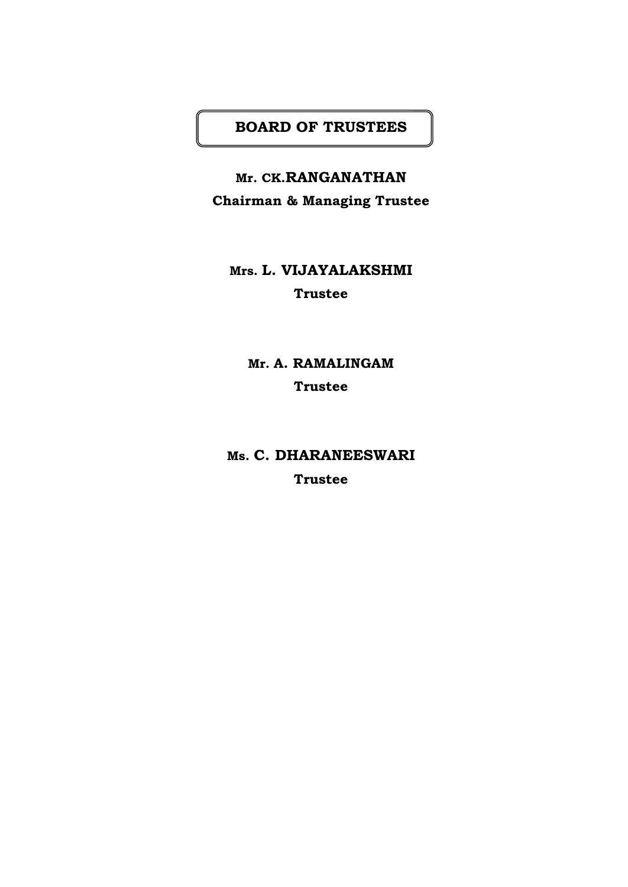# BOARD OF TRUSTEES

**Mr. CK.RANGANATHAN**
**Chairman & Managing Trustee**

**Mrs. L. VIJAYALAKSHMI**
**Trustee**

**Mr. A. RAMALINGAM**
**Trustee**

**Ms. C. DHARANEESWARI**
**Trustee**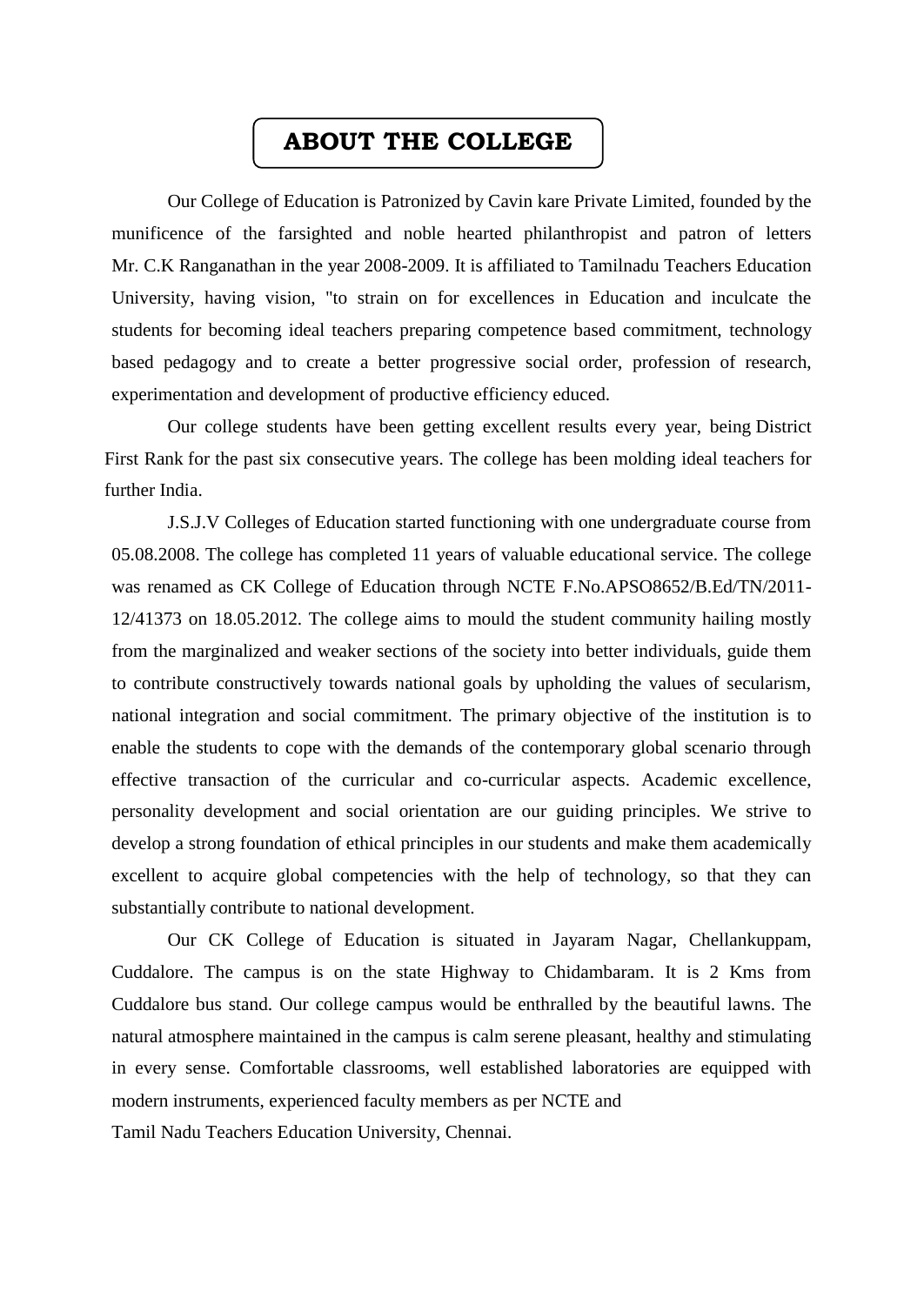# ABOUT THE COLLEGE

Our College of Education is Patronized by Cavin kare Private Limited, founded by the munificence of the farsighted and noble hearted philanthropist and patron of letters Mr. C.K Ranganathan in the year 2008-2009. It is affiliated to Tamilnadu Teachers Education University, having vision, "to strain on for excellences in Education and inculcate the students for becoming ideal teachers preparing competence based commitment, technology based pedagogy and to create a better progressive social order, profession of research, experimentation and development of productive efficiency educed.

Our college students have been getting excellent results every year, being District First Rank for the past six consecutive years. The college has been molding ideal teachers for further India.

J.S.J.V Colleges of Education started functioning with one undergraduate course from 05.08.2008. The college has completed 11 years of valuable educational service. The college was renamed as CK College of Education through NCTE F.No.APSO8652/B.Ed/TN/2011-12/41373 on 18.05.2012. The college aims to mould the student community hailing mostly from the marginalized and weaker sections of the society into better individuals, guide them to contribute constructively towards national goals by upholding the values of secularism, national integration and social commitment. The primary objective of the institution is to enable the students to cope with the demands of the contemporary global scenario through effective transaction of the curricular and co-curricular aspects. Academic excellence, personality development and social orientation are our guiding principles. We strive to develop a strong foundation of ethical principles in our students and make them academically excellent to acquire global competencies with the help of technology, so that they can substantially contribute to national development.

Our CK College of Education is situated in Jayaram Nagar, Chellankuppam, Cuddalore. The campus is on the state Highway to Chidambaram. It is 2 Kms from Cuddalore bus stand. Our college campus would be enthralled by the beautiful lawns. The natural atmosphere maintained in the campus is calm serene pleasant, healthy and stimulating in every sense. Comfortable classrooms, well established laboratories are equipped with modern instruments, experienced faculty members as per NCTE and

Tamil Nadu Teachers Education University, Chennai.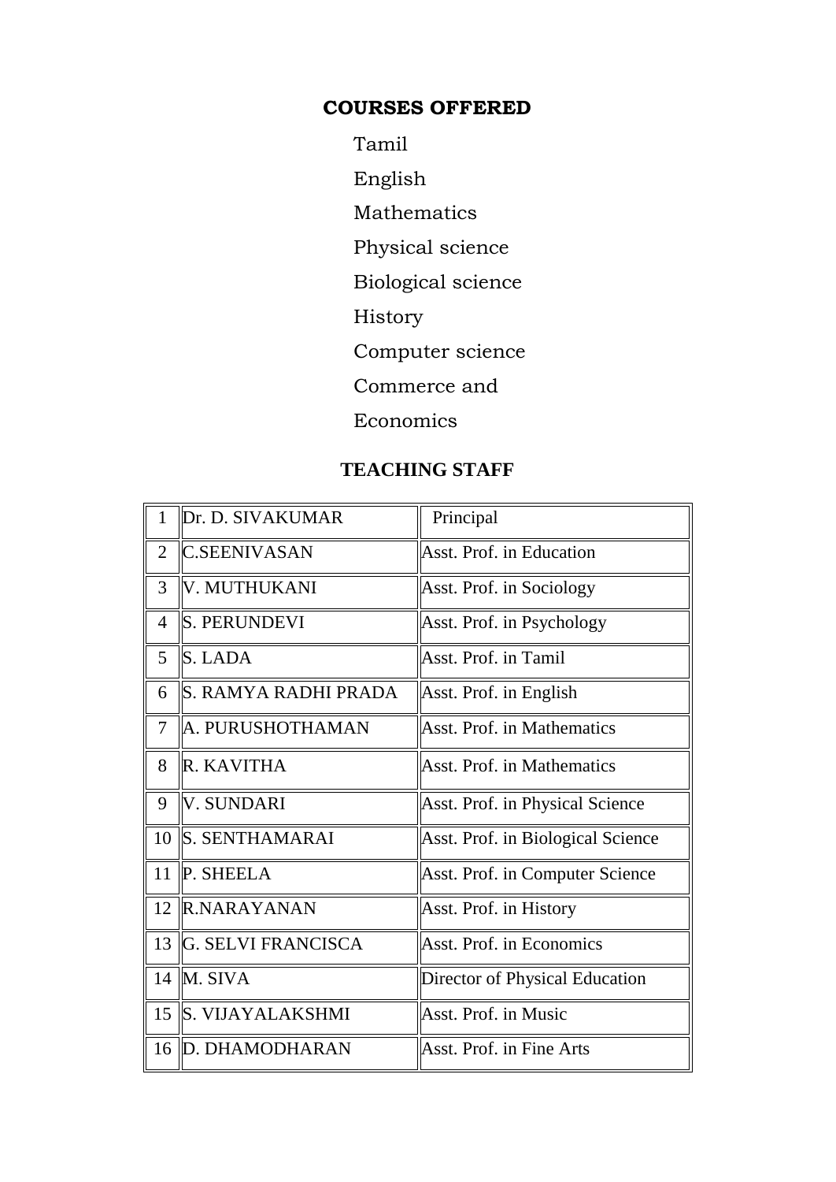## COURSES OFFERED

Tamil

English

Mathematics

Physical science

Biological science

History

Computer science

Commerce and

Economics

## TEACHING STAFF

| | | |
|---|---|---|
| 1 | Dr. D. SIVAKUMAR | Principal |
| 2 | C.SEENIVASAN | Asst. Prof. in Education |
| 3 | V. MUTHUKANI | Asst. Prof. in Sociology |
| 4 | S. PERUNDEVI | Asst. Prof. in Psychology |
| 5 | S. LADA | Asst. Prof. in Tamil |
| 6 | S. RAMYA RADHI PRADA | Asst. Prof. in English |
| 7 | A. PURUSHOTHAMAN | Asst. Prof. in Mathematics |
| 8 | R. KAVITHA | Asst. Prof. in Mathematics |
| 9 | V. SUNDARI | Asst. Prof. in Physical Science |
| 10 | S. SENTHAMARAI | Asst. Prof. in Biological Science |
| 11 | P. SHEELA | Asst. Prof. in Computer Science |
| 12 | R.NARAYANAN | Asst. Prof. in History |
| 13 | G. SELVI FRANCISCA | Asst. Prof. in Economics |
| 14 | M. SIVA | Director of Physical Education |
| 15 | S. VIJAYALAKSHMI | Asst. Prof. in Music |
| 16 | D. DHAMODHARAN | Asst. Prof. in Fine Arts |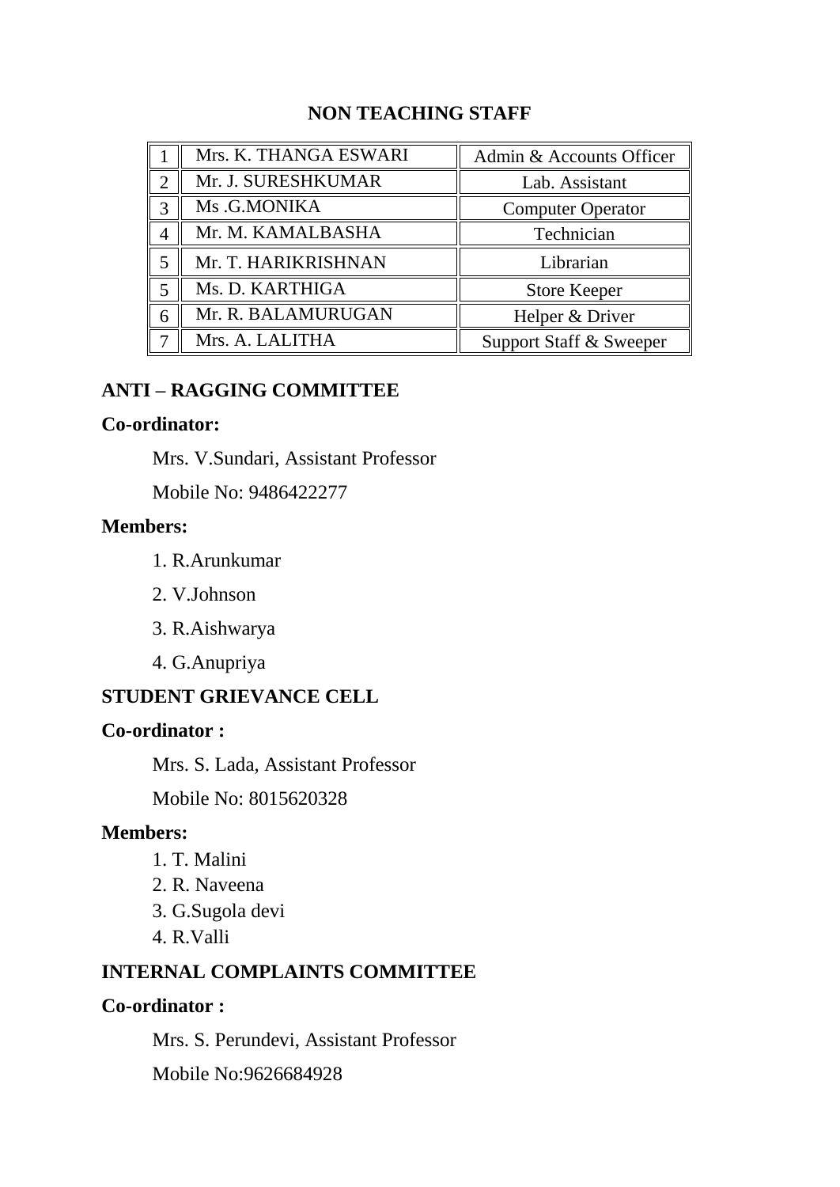**NON TEACHING STAFF**

| | | |
|---|---|---|
| 1 | Mrs. K. THANGA ESWARI | Admin & Accounts Officer |
| 2 | Mr. J. SURESHKUMAR | Lab. Assistant |
| 3 | Ms .G.MONIKA | Computer Operator |
| 4 | Mr. M. KAMALBASHA | Technician |
| 5 | Mr. T. HARIKRISHNAN | Librarian |
| 5 | Ms. D. KARTHIGA | Store Keeper |
| 6 | Mr. R. BALAMURUGAN | Helper & Driver |
| 7 | Mrs. A. LALITHA | Support Staff & Sweeper |

**ANTI – RAGGING COMMITTEE**

**Co-ordinator:**

Mrs. V.Sundari, Assistant Professor

Mobile No: 9486422277

**Members:**

1. R.Arunkumar
2. V.Johnson
3. R.Aishwarya
4. G.Anupriya

**STUDENT GRIEVANCE CELL**

**Co-ordinator :**

Mrs. S. Lada, Assistant Professor

Mobile No: 8015620328

**Members:**

1. T. Malini
2. R. Naveena
3. G.Sugola devi
4. R.Valli

**INTERNAL COMPLAINTS COMMITTEE**

**Co-ordinator :**

Mrs. S. Perundevi, Assistant Professor

Mobile No:9626684928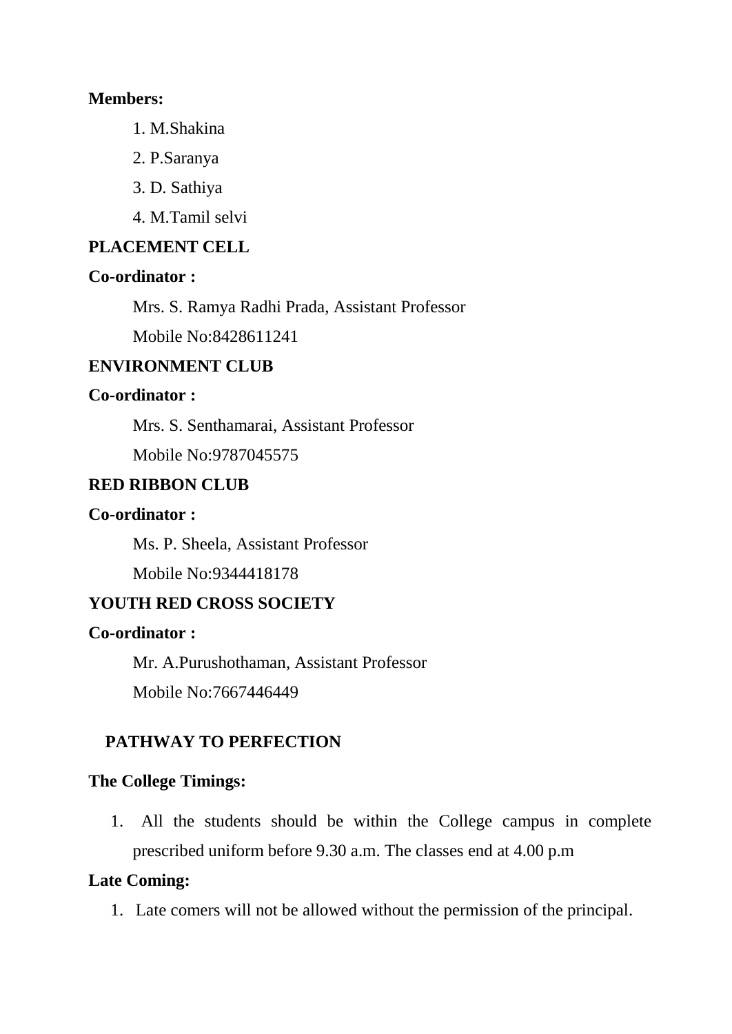**Members:**

1. M.Shakina
2. P.Saranya
3. D. Sathiya
4. M.Tamil selvi

## PLACEMENT CELL

**Co-ordinator :**

Mrs. S. Ramya Radhi Prada, Assistant Professor

Mobile No:8428611241

## ENVIRONMENT CLUB

**Co-ordinator :**

Mrs. S. Senthamarai, Assistant Professor

Mobile No:9787045575

## RED RIBBON CLUB

**Co-ordinator :**

Ms. P. Sheela, Assistant Professor

Mobile No:9344418178

## YOUTH RED CROSS SOCIETY

**Co-ordinator :**

Mr. A.Purushothaman, Assistant Professor

Mobile No:7667446449

## PATHWAY TO PERFECTION

**The College Timings:**

1. All the students should be within the College campus in complete prescribed uniform before 9.30 a.m. The classes end at 4.00 p.m

**Late Coming:**

1. Late comers will not be allowed without the permission of the principal.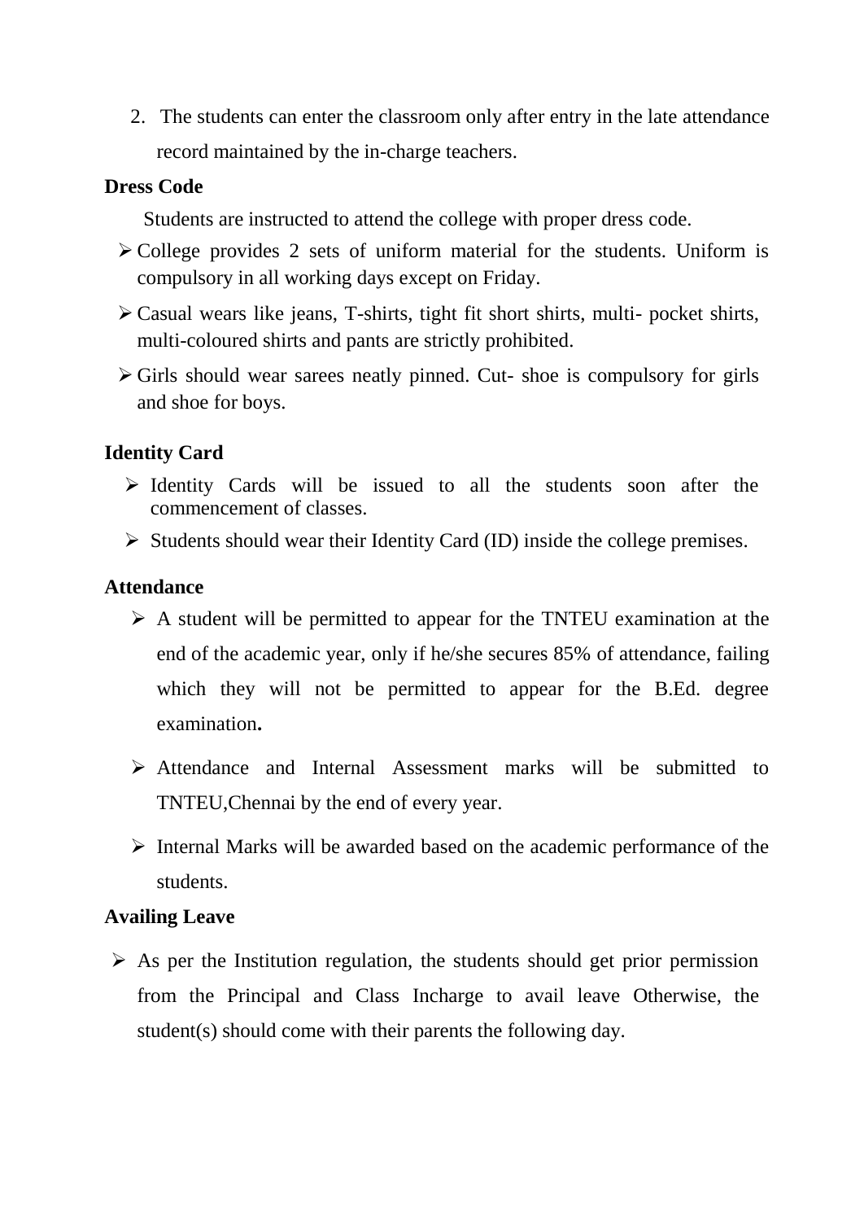2. The students can enter the classroom only after entry in the late attendance record maintained by the in-charge teachers.

**Dress Code**

Students are instructed to attend the college with proper dress code.

- College provides 2 sets of uniform material for the students. Uniform is compulsory in all working days except on Friday.
- Casual wears like jeans, T-shirts, tight fit short shirts, multi- pocket shirts, multi-coloured shirts and pants are strictly prohibited.
- Girls should wear sarees neatly pinned. Cut- shoe is compulsory for girls and shoe for boys.

**Identity Card**

- Identity Cards will be issued to all the students soon after the commencement of classes.
- Students should wear their Identity Card (ID) inside the college premises.

**Attendance**

- A student will be permitted to appear for the TNTEU examination at the end of the academic year, only if he/she secures 85% of attendance, failing which they will not be permitted to appear for the B.Ed. degree examination**.**
- Attendance and Internal Assessment marks will be submitted to TNTEU,Chennai by the end of every year.
- Internal Marks will be awarded based on the academic performance of the students.

**Availing Leave**

- As per the Institution regulation, the students should get prior permission from the Principal and Class Incharge to avail leave Otherwise, the student(s) should come with their parents the following day.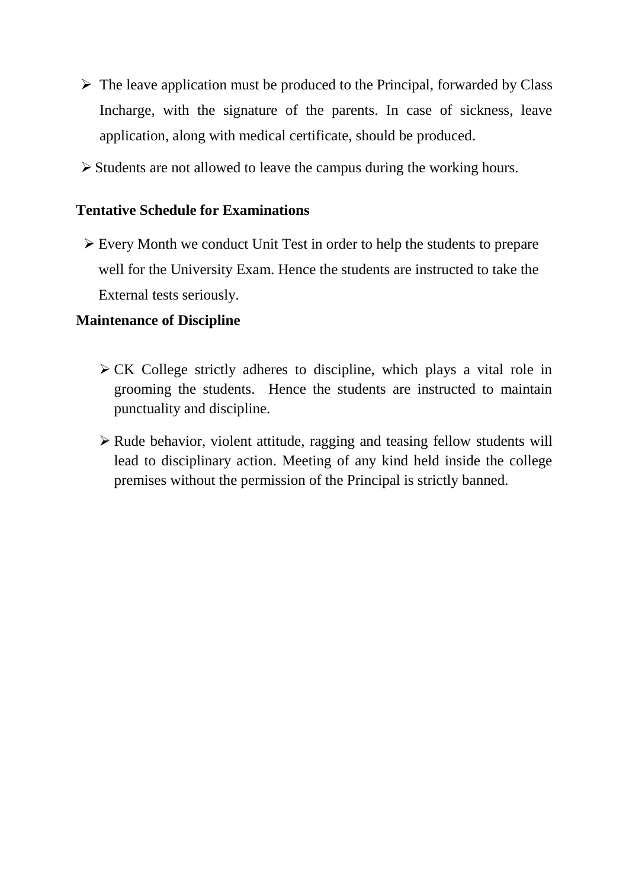- The leave application must be produced to the Principal, forwarded by Class Incharge, with the signature of the parents. In case of sickness, leave application, along with medical certificate, should be produced.
- Students are not allowed to leave the campus during the working hours.

**Tentative Schedule for Examinations**

- Every Month we conduct Unit Test in order to help the students to prepare well for the University Exam. Hence the students are instructed to take the External tests seriously.

**Maintenance of Discipline**

- CK College strictly adheres to discipline, which plays a vital role in grooming the students. Hence the students are instructed to maintain punctuality and discipline.
- Rude behavior, violent attitude, ragging and teasing fellow students will lead to disciplinary action. Meeting of any kind held inside the college premises without the permission of the Principal is strictly banned.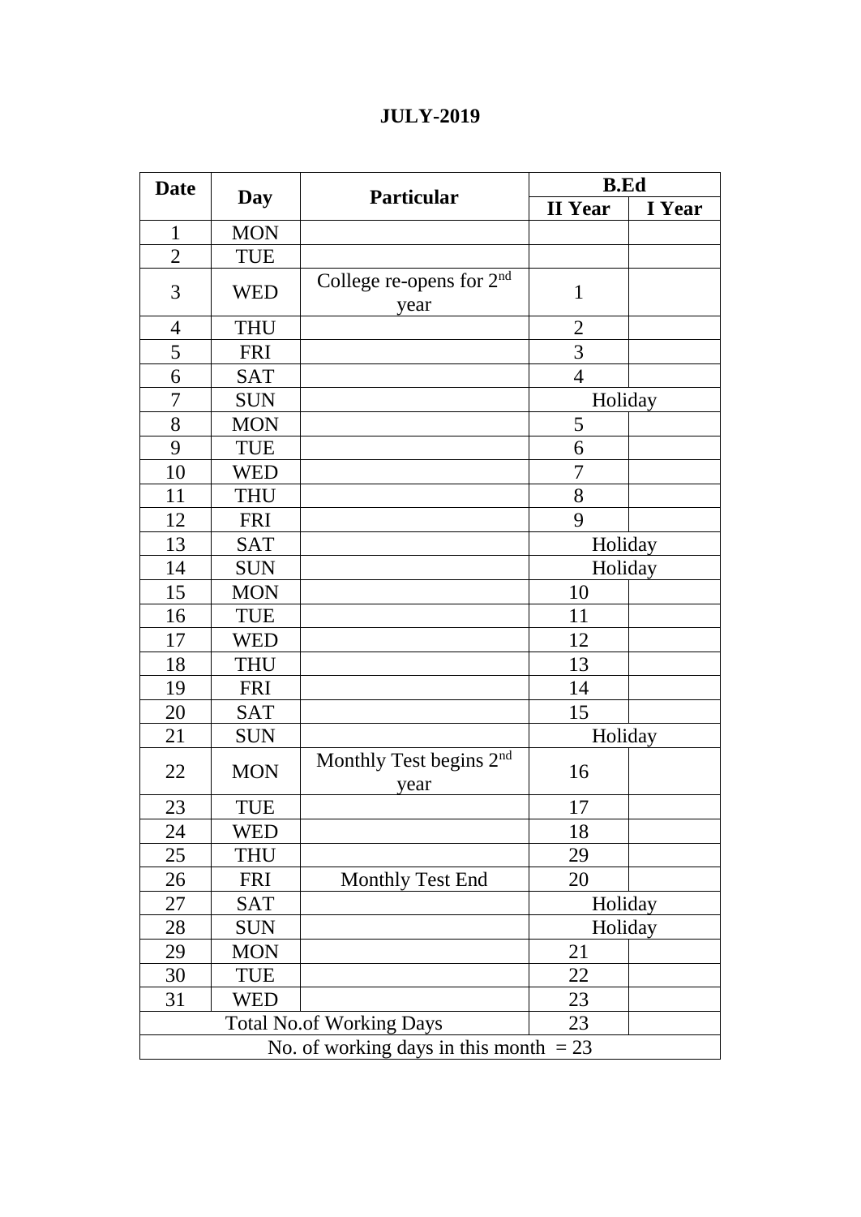**JULY-2019**

| Date | Day | Particular | B.Ed | |
|---|---|---|---|---|
| | | | II Year | I Year |
| 1 | MON | | | |
| 2 | TUE | | | |
| 3 | WED | College re-opens for 2nd year | 1 | |
| 4 | THU | | 2 | |
| 5 | FRI | | 3 | |
| 6 | SAT | | 4 | |
| 7 | SUN | | Holiday | |
| 8 | MON | | 5 | |
| 9 | TUE | | 6 | |
| 10 | WED | | 7 | |
| 11 | THU | | 8 | |
| 12 | FRI | | 9 | |
| 13 | SAT | | Holiday | |
| 14 | SUN | | Holiday | |
| 15 | MON | | 10 | |
| 16 | TUE | | 11 | |
| 17 | WED | | 12 | |
| 18 | THU | | 13 | |
| 19 | FRI | | 14 | |
| 20 | SAT | | 15 | |
| 21 | SUN | | Holiday | |
| 22 | MON | Monthly Test begins 2nd year | 16 | |
| 23 | TUE | | 17 | |
| 24 | WED | | 18 | |
| 25 | THU | | 29 | |
| 26 | FRI | Monthly Test End | 20 | |
| 27 | SAT | | Holiday | |
| 28 | SUN | | Holiday | |
| 29 | MON | | 21 | |
| 30 | TUE | | 22 | |
| 31 | WED | | 23 | |
| Total No.of Working Days | | | 23 | |
| No. of working days in this month = 23 | | | | |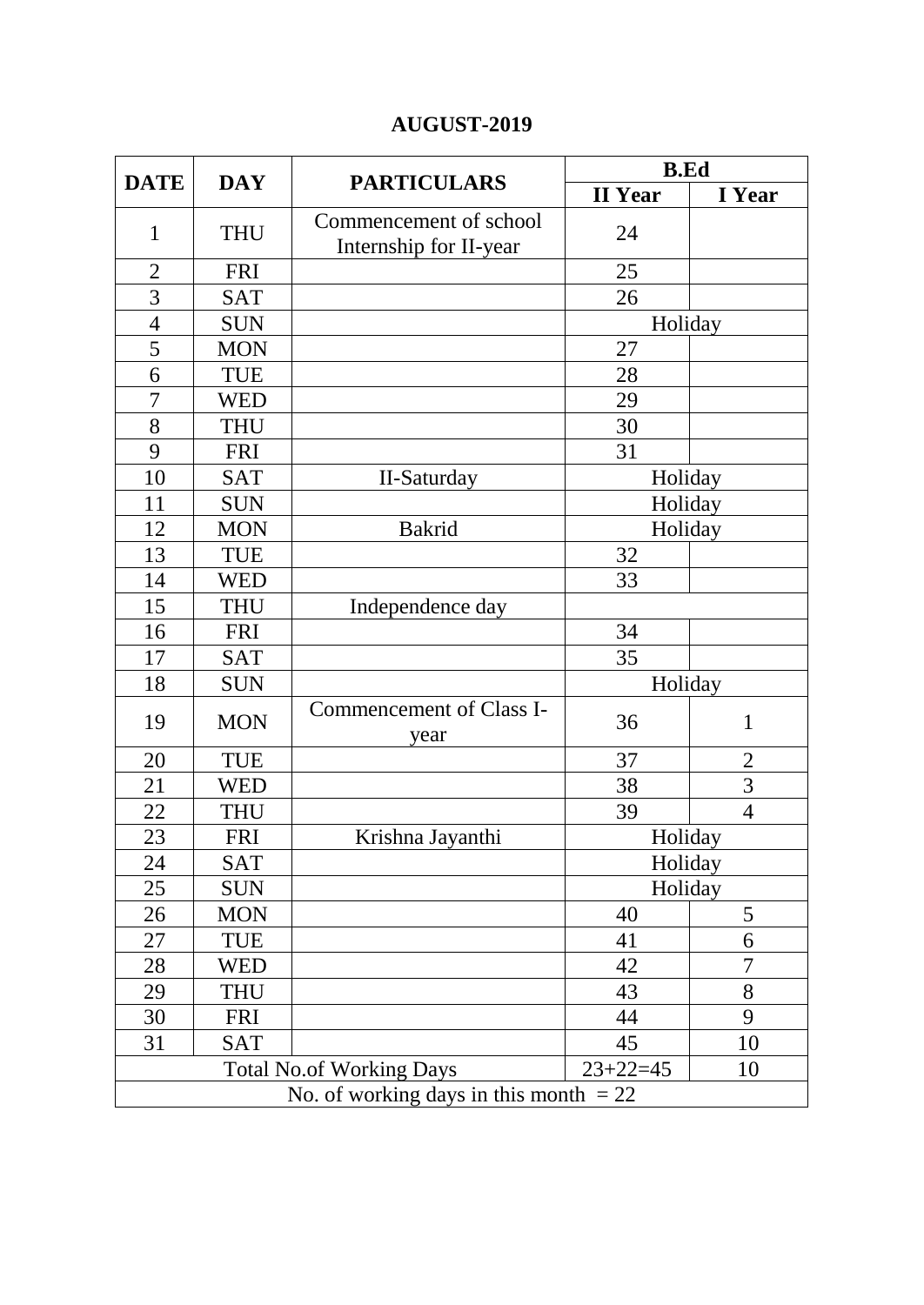**AUGUST-2019**

| DATE | DAY | PARTICULARS | B.Ed | |
|---|---|---|---|---|
| | | | II Year | I Year |
| 1 | THU | Commencement of school Internship for II-year | 24 | |
| 2 | FRI | | 25 | |
| 3 | SAT | | 26 | |
| 4 | SUN | | Holiday | |
| 5 | MON | | 27 | |
| 6 | TUE | | 28 | |
| 7 | WED | | 29 | |
| 8 | THU | | 30 | |
| 9 | FRI | | 31 | |
| 10 | SAT | II-Saturday | Holiday | |
| 11 | SUN | | Holiday | |
| 12 | MON | Bakrid | Holiday | |
| 13 | TUE | | 32 | |
| 14 | WED | | 33 | |
| 15 | THU | Independence day | | |
| 16 | FRI | | 34 | |
| 17 | SAT | | 35 | |
| 18 | SUN | | Holiday | |
| 19 | MON | Commencement of Class I-year | 36 | 1 |
| 20 | TUE | | 37 | 2 |
| 21 | WED | | 38 | 3 |
| 22 | THU | | 39 | 4 |
| 23 | FRI | Krishna Jayanthi | Holiday | |
| 24 | SAT | | Holiday | |
| 25 | SUN | | Holiday | |
| 26 | MON | | 40 | 5 |
| 27 | TUE | | 41 | 6 |
| 28 | WED | | 42 | 7 |
| 29 | THU | | 43 | 8 |
| 30 | FRI | | 44 | 9 |
| 31 | SAT | | 45 | 10 |
| Total No.of Working Days | | | 23+22=45 | 10 |
| No. of working days in this month = 22 | | | | |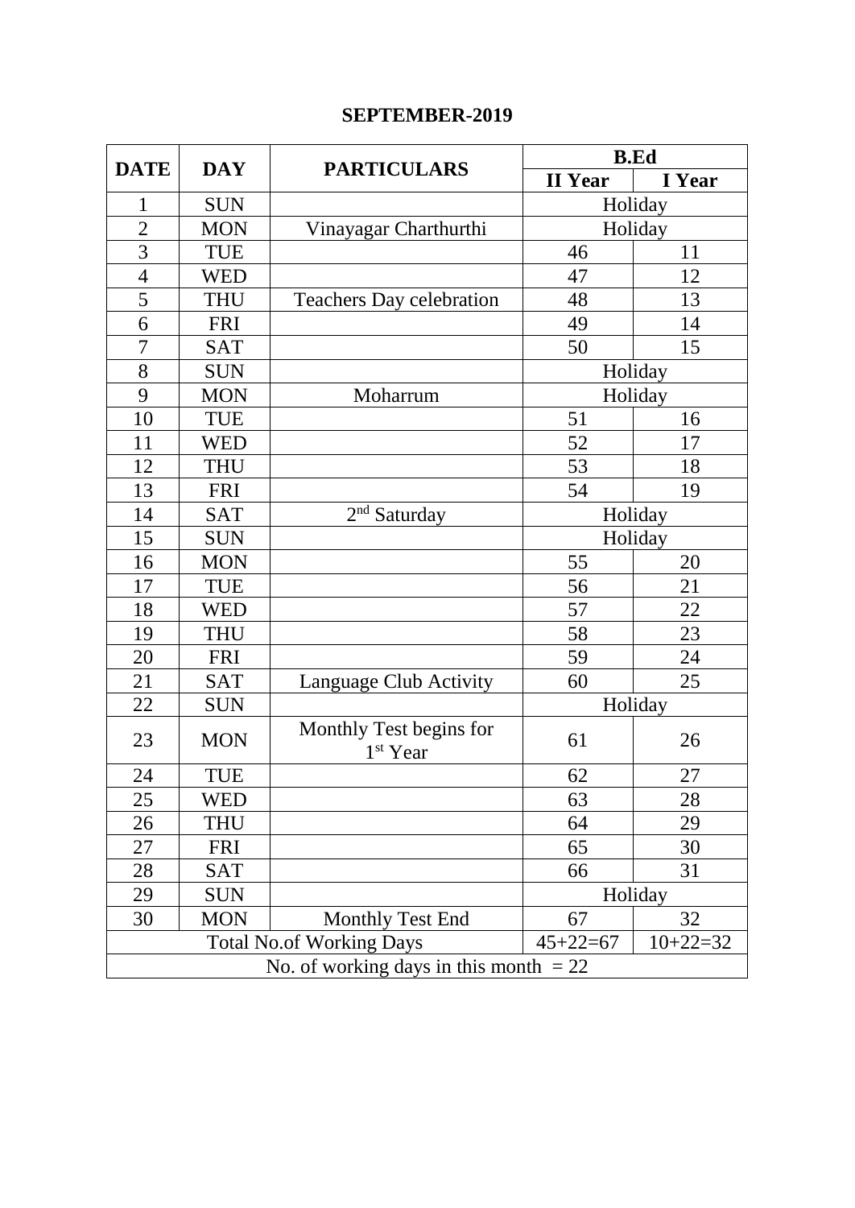# SEPTEMBER-2019

| DATE | DAY | PARTICULARS | B.Ed | |
|---|---|---|---|---|
| | | | II Year | I Year |
| 1 | SUN | | Holiday | |
| 2 | MON | Vinayagar Charthurthi | Holiday | |
| 3 | TUE | | 46 | 11 |
| 4 | WED | | 47 | 12 |
| 5 | THU | Teachers Day celebration | 48 | 13 |
| 6 | FRI | | 49 | 14 |
| 7 | SAT | | 50 | 15 |
| 8 | SUN | | Holiday | |
| 9 | MON | Moharrum | Holiday | |
| 10 | TUE | | 51 | 16 |
| 11 | WED | | 52 | 17 |
| 12 | THU | | 53 | 18 |
| 13 | FRI | | 54 | 19 |
| 14 | SAT | 2nd Saturday | Holiday | |
| 15 | SUN | | Holiday | |
| 16 | MON | | 55 | 20 |
| 17 | TUE | | 56 | 21 |
| 18 | WED | | 57 | 22 |
| 19 | THU | | 58 | 23 |
| 20 | FRI | | 59 | 24 |
| 21 | SAT | Language Club Activity | 60 | 25 |
| 22 | SUN | | Holiday | |
| 23 | MON | Monthly Test begins for 1st Year | 61 | 26 |
| 24 | TUE | | 62 | 27 |
| 25 | WED | | 63 | 28 |
| 26 | THU | | 64 | 29 |
| 27 | FRI | | 65 | 30 |
| 28 | SAT | | 66 | 31 |
| 29 | SUN | | Holiday | |
| 30 | MON | Monthly Test End | 67 | 32 |
| Total No.of Working Days | | | 45+22=67 | 10+22=32 |
| No. of working days in this month = 22 | | | | |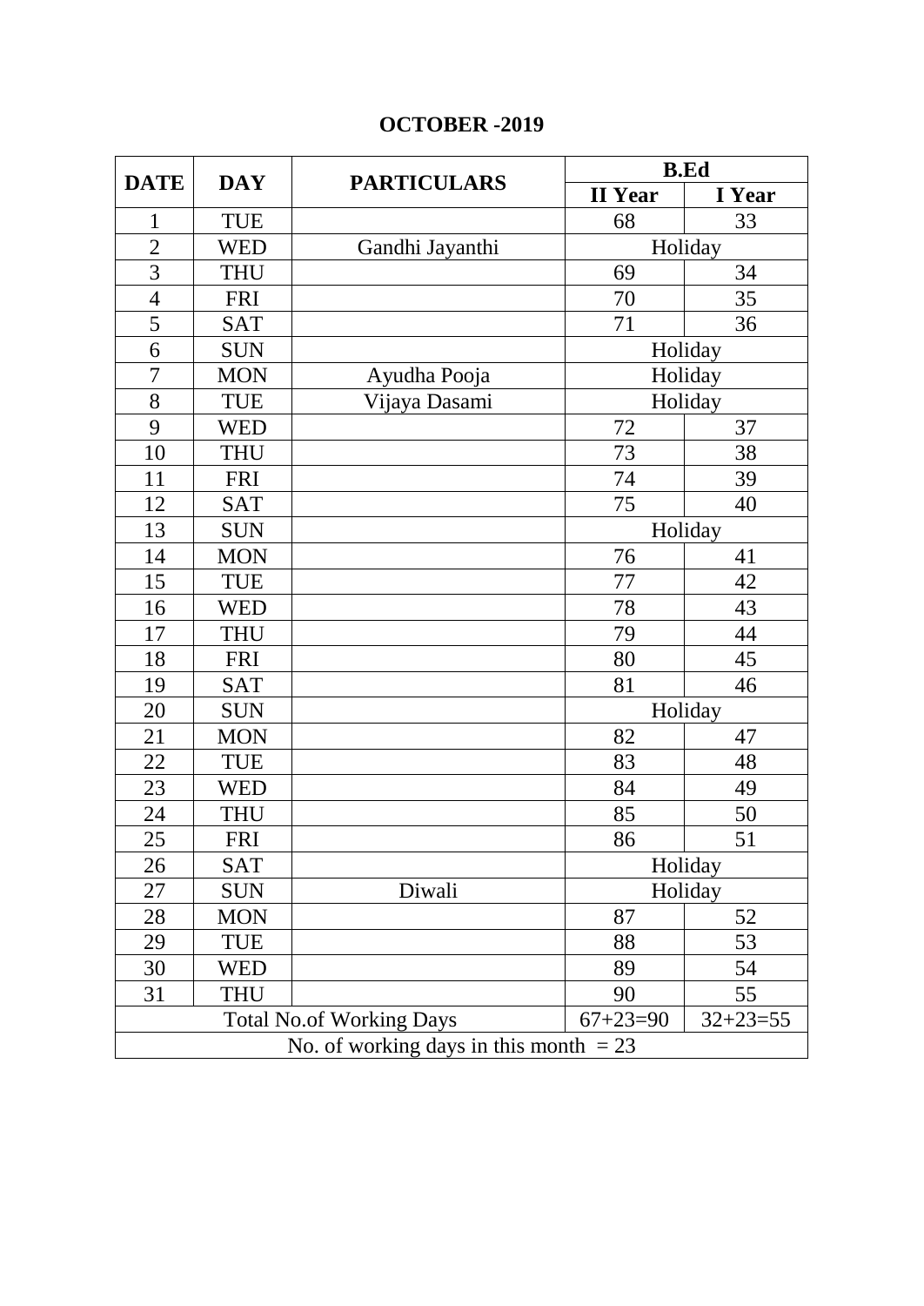# OCTOBER -2019

| DATE | DAY | PARTICULARS | B.Ed | |
|---|---|---|---|---|
| | | | II Year | I Year |
| 1 | TUE | | 68 | 33 |
| 2 | WED | Gandhi Jayanthi | Holiday | |
| 3 | THU | | 69 | 34 |
| 4 | FRI | | 70 | 35 |
| 5 | SAT | | 71 | 36 |
| 6 | SUN | | Holiday | |
| 7 | MON | Ayudha Pooja | Holiday | |
| 8 | TUE | Vijaya Dasami | Holiday | |
| 9 | WED | | 72 | 37 |
| 10 | THU | | 73 | 38 |
| 11 | FRI | | 74 | 39 |
| 12 | SAT | | 75 | 40 |
| 13 | SUN | | Holiday | |
| 14 | MON | | 76 | 41 |
| 15 | TUE | | 77 | 42 |
| 16 | WED | | 78 | 43 |
| 17 | THU | | 79 | 44 |
| 18 | FRI | | 80 | 45 |
| 19 | SAT | | 81 | 46 |
| 20 | SUN | | Holiday | |
| 21 | MON | | 82 | 47 |
| 22 | TUE | | 83 | 48 |
| 23 | WED | | 84 | 49 |
| 24 | THU | | 85 | 50 |
| 25 | FRI | | 86 | 51 |
| 26 | SAT | | Holiday | |
| 27 | SUN | Diwali | Holiday | |
| 28 | MON | | 87 | 52 |
| 29 | TUE | | 88 | 53 |
| 30 | WED | | 89 | 54 |
| 31 | THU | | 90 | 55 |
| Total No.of Working Days | | | 67+23=90 | 32+23=55 |
| No. of working days in this month = 23 | | | | |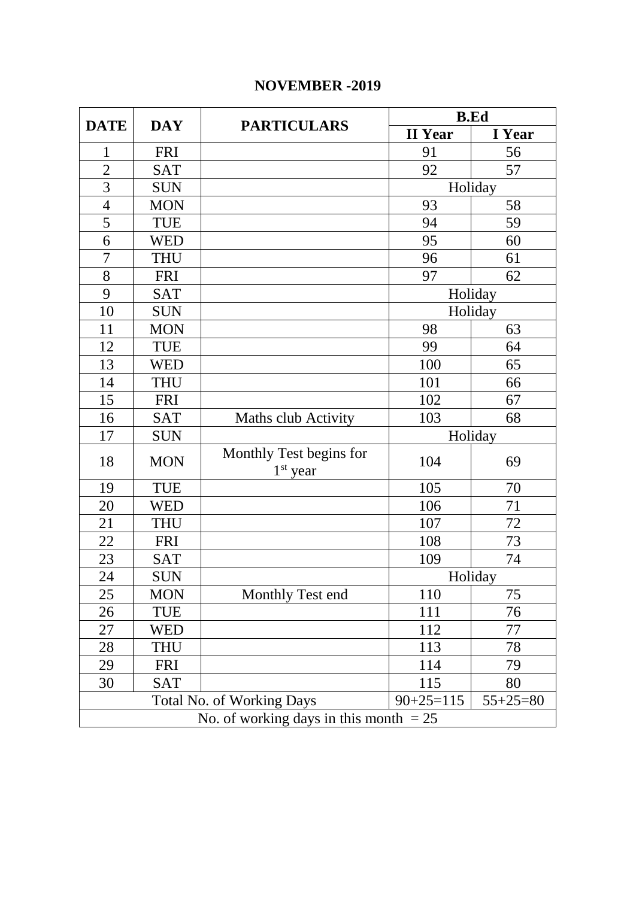# NOVEMBER -2019

| DATE | DAY | PARTICULARS | B.Ed | |
|---|---|---|---|---|
| | | | II Year | I Year |
| 1 | FRI | | 91 | 56 |
| 2 | SAT | | 92 | 57 |
| 3 | SUN | | Holiday | |
| 4 | MON | | 93 | 58 |
| 5 | TUE | | 94 | 59 |
| 6 | WED | | 95 | 60 |
| 7 | THU | | 96 | 61 |
| 8 | FRI | | 97 | 62 |
| 9 | SAT | | Holiday | |
| 10 | SUN | | Holiday | |
| 11 | MON | | 98 | 63 |
| 12 | TUE | | 99 | 64 |
| 13 | WED | | 100 | 65 |
| 14 | THU | | 101 | 66 |
| 15 | FRI | | 102 | 67 |
| 16 | SAT | Maths club Activity | 103 | 68 |
| 17 | SUN | | Holiday | |
| 18 | MON | Monthly Test begins for 1st year | 104 | 69 |
| 19 | TUE | | 105 | 70 |
| 20 | WED | | 106 | 71 |
| 21 | THU | | 107 | 72 |
| 22 | FRI | | 108 | 73 |
| 23 | SAT | | 109 | 74 |
| 24 | SUN | | Holiday | |
| 25 | MON | Monthly Test end | 110 | 75 |
| 26 | TUE | | 111 | 76 |
| 27 | WED | | 112 | 77 |
| 28 | THU | | 113 | 78 |
| 29 | FRI | | 114 | 79 |
| 30 | SAT | | 115 | 80 |
| Total No. of Working Days | | | 90+25=115 | 55+25=80 |
| No. of working days in this month = 25 | | | | |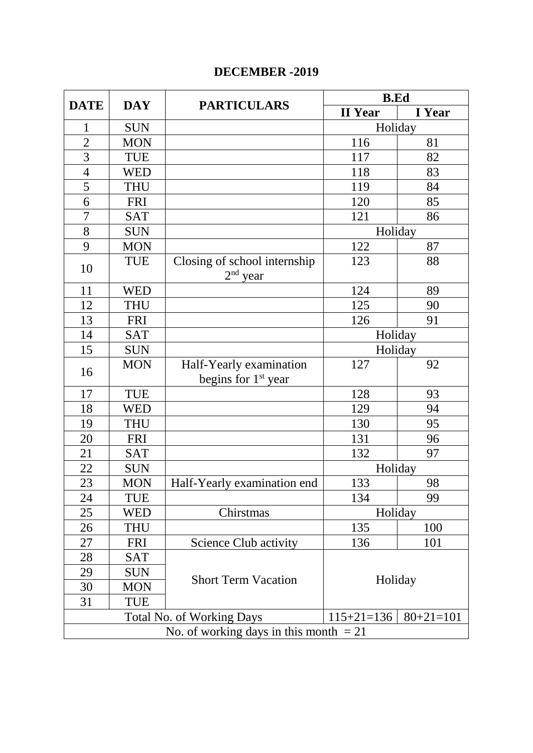# DECEMBER -2019

| DATE | DAY | PARTICULARS | B.Ed | |
|---|---|---|---|---|
| | | | II Year | I Year |
| 1 | SUN | | Holiday | |
| 2 | MON | | 116 | 81 |
| 3 | TUE | | 117 | 82 |
| 4 | WED | | 118 | 83 |
| 5 | THU | | 119 | 84 |
| 6 | FRI | | 120 | 85 |
| 7 | SAT | | 121 | 86 |
| 8 | SUN | | Holiday | |
| 9 | MON | | 122 | 87 |
| 10 | TUE | Closing of school internship 2nd year | 123 | 88 |
| 11 | WED | | 124 | 89 |
| 12 | THU | | 125 | 90 |
| 13 | FRI | | 126 | 91 |
| 14 | SAT | | Holiday | |
| 15 | SUN | | Holiday | |
| 16 | MON | Half-Yearly examination begins for 1st year | 127 | 92 |
| 17 | TUE | | 128 | 93 |
| 18 | WED | | 129 | 94 |
| 19 | THU | | 130 | 95 |
| 20 | FRI | | 131 | 96 |
| 21 | SAT | | 132 | 97 |
| 22 | SUN | | Holiday | |
| 23 | MON | Half-Yearly examination end | 133 | 98 |
| 24 | TUE | | 134 | 99 |
| 25 | WED | Chirstmas | Holiday | |
| 26 | THU | | 135 | 100 |
| 27 | FRI | Science Club activity | 136 | 101 |
| 28 | SAT | Short Term Vacation | Holiday | |
| 29 | SUN | | | |
| 30 | MON | | | |
| 31 | TUE | | | |
| Total No. of Working Days | | | 115+21=136 | 80+21=101 |
| No. of working days in this month = 21 | | | | |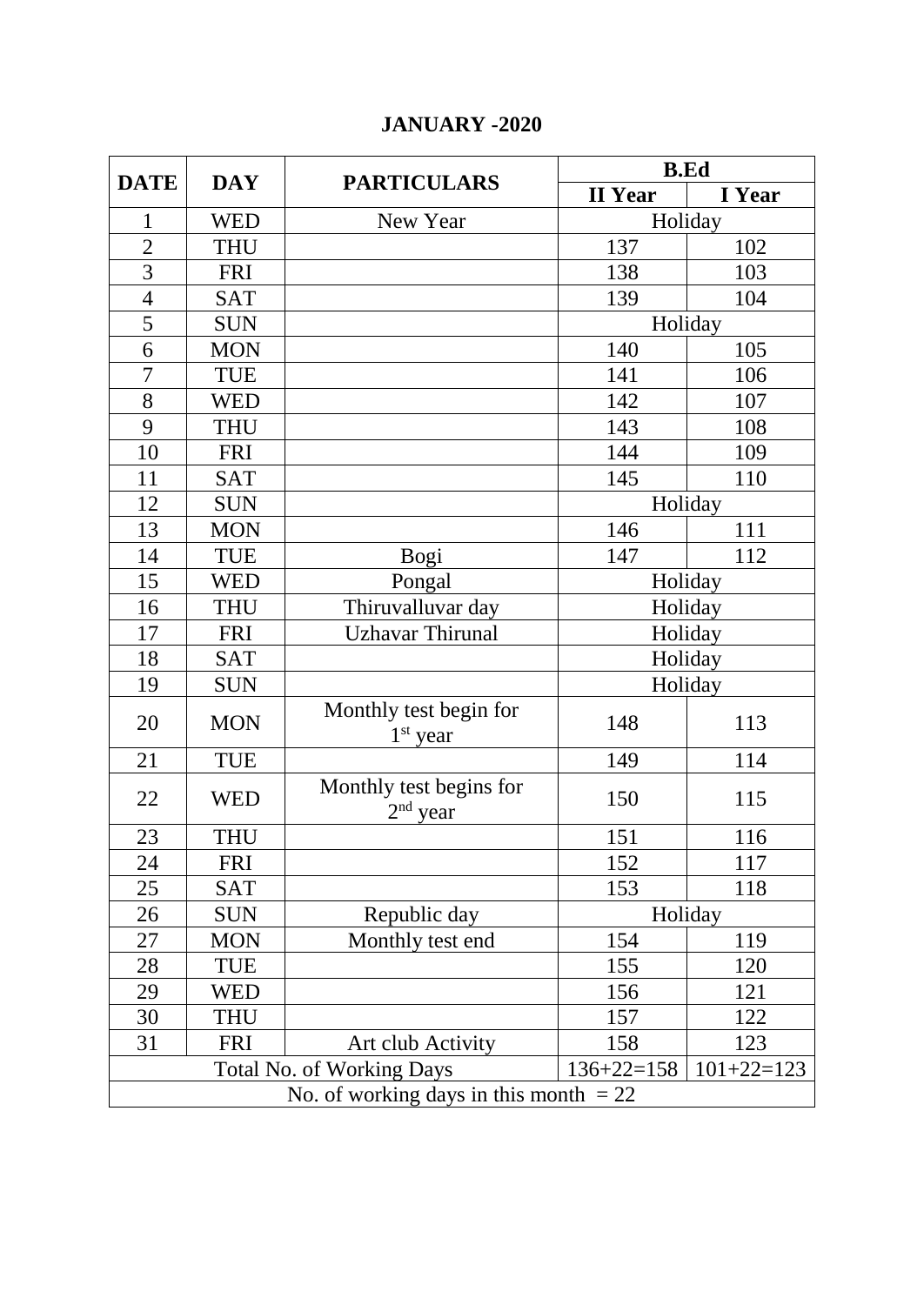# JANUARY -2020

| DATE | DAY | PARTICULARS | B.Ed | |
|---|---|---|---|---|
| | | | II Year | I Year |
| 1 | WED | New Year | Holiday | |
| 2 | THU | | 137 | 102 |
| 3 | FRI | | 138 | 103 |
| 4 | SAT | | 139 | 104 |
| 5 | SUN | | Holiday | |
| 6 | MON | | 140 | 105 |
| 7 | TUE | | 141 | 106 |
| 8 | WED | | 142 | 107 |
| 9 | THU | | 143 | 108 |
| 10 | FRI | | 144 | 109 |
| 11 | SAT | | 145 | 110 |
| 12 | SUN | | Holiday | |
| 13 | MON | | 146 | 111 |
| 14 | TUE | Bogi | 147 | 112 |
| 15 | WED | Pongal | Holiday | |
| 16 | THU | Thiruvalluvar day | Holiday | |
| 17 | FRI | Uzhavar Thirunal | Holiday | |
| 18 | SAT | | Holiday | |
| 19 | SUN | | Holiday | |
| 20 | MON | Monthly test begin for 1st year | 148 | 113 |
| 21 | TUE | | 149 | 114 |
| 22 | WED | Monthly test begins for 2nd year | 150 | 115 |
| 23 | THU | | 151 | 116 |
| 24 | FRI | | 152 | 117 |
| 25 | SAT | | 153 | 118 |
| 26 | SUN | Republic day | Holiday | |
| 27 | MON | Monthly test end | 154 | 119 |
| 28 | TUE | | 155 | 120 |
| 29 | WED | | 156 | 121 |
| 30 | THU | | 157 | 122 |
| 31 | FRI | Art club Activity | 158 | 123 |
| Total No. of Working Days | | | 136+22=158 | 101+22=123 |
| No. of working days in this month = 22 | | | | |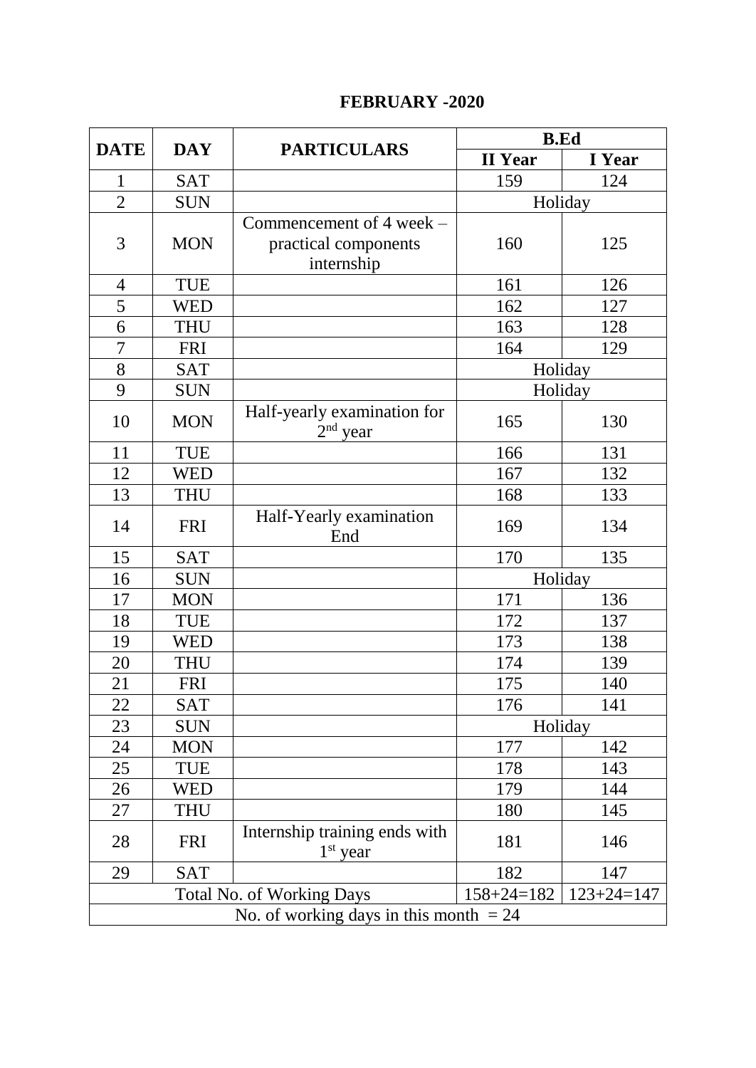# FEBRUARY -2020

| DATE | DAY | PARTICULARS | B.Ed | |
|---|---|---|---|---|
| | | | II Year | I Year |
| 1 | SAT | | 159 | 124 |
| 2 | SUN | | Holiday | |
| 3 | MON | Commencement of 4 week – practical components internship | 160 | 125 |
| 4 | TUE | | 161 | 126 |
| 5 | WED | | 162 | 127 |
| 6 | THU | | 163 | 128 |
| 7 | FRI | | 164 | 129 |
| 8 | SAT | | Holiday | |
| 9 | SUN | | Holiday | |
| 10 | MON | Half-yearly examination for 2nd year | 165 | 130 |
| 11 | TUE | | 166 | 131 |
| 12 | WED | | 167 | 132 |
| 13 | THU | | 168 | 133 |
| 14 | FRI | Half-Yearly examination End | 169 | 134 |
| 15 | SAT | | 170 | 135 |
| 16 | SUN | | Holiday | |
| 17 | MON | | 171 | 136 |
| 18 | TUE | | 172 | 137 |
| 19 | WED | | 173 | 138 |
| 20 | THU | | 174 | 139 |
| 21 | FRI | | 175 | 140 |
| 22 | SAT | | 176 | 141 |
| 23 | SUN | | Holiday | |
| 24 | MON | | 177 | 142 |
| 25 | TUE | | 178 | 143 |
| 26 | WED | | 179 | 144 |
| 27 | THU | | 180 | 145 |
| 28 | FRI | Internship training ends with 1st year | 181 | 146 |
| 29 | SAT | | 182 | 147 |
| Total No. of Working Days | | | 158+24=182 | 123+24=147 |
| No. of working days in this month = 24 | | | | |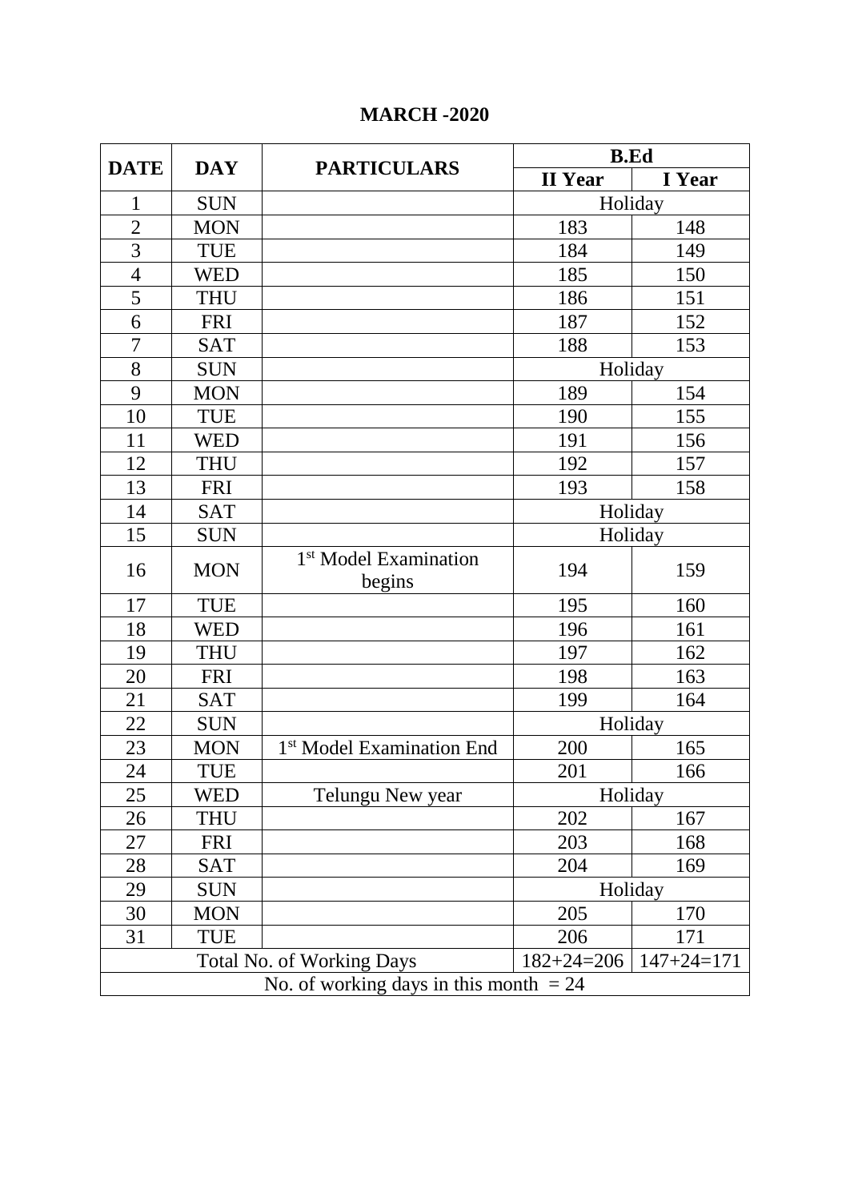**MARCH -2020**

| DATE | DAY | PARTICULARS | B.Ed | |
|---|---|---|---|---|
| | | | II Year | I Year |
| 1 | SUN | | Holiday | |
| 2 | MON | | 183 | 148 |
| 3 | TUE | | 184 | 149 |
| 4 | WED | | 185 | 150 |
| 5 | THU | | 186 | 151 |
| 6 | FRI | | 187 | 152 |
| 7 | SAT | | 188 | 153 |
| 8 | SUN | | Holiday | |
| 9 | MON | | 189 | 154 |
| 10 | TUE | | 190 | 155 |
| 11 | WED | | 191 | 156 |
| 12 | THU | | 192 | 157 |
| 13 | FRI | | 193 | 158 |
| 14 | SAT | | Holiday | |
| 15 | SUN | | Holiday | |
| 16 | MON | 1st Model Examination begins | 194 | 159 |
| 17 | TUE | | 195 | 160 |
| 18 | WED | | 196 | 161 |
| 19 | THU | | 197 | 162 |
| 20 | FRI | | 198 | 163 |
| 21 | SAT | | 199 | 164 |
| 22 | SUN | | Holiday | |
| 23 | MON | 1st Model Examination End | 200 | 165 |
| 24 | TUE | | 201 | 166 |
| 25 | WED | Telungu New year | Holiday | |
| 26 | THU | | 202 | 167 |
| 27 | FRI | | 203 | 168 |
| 28 | SAT | | 204 | 169 |
| 29 | SUN | | Holiday | |
| 30 | MON | | 205 | 170 |
| 31 | TUE | | 206 | 171 |
| Total No. of Working Days | | | 182+24=206 | 147+24=171 |
| No. of working days in this month = 24 | | | | |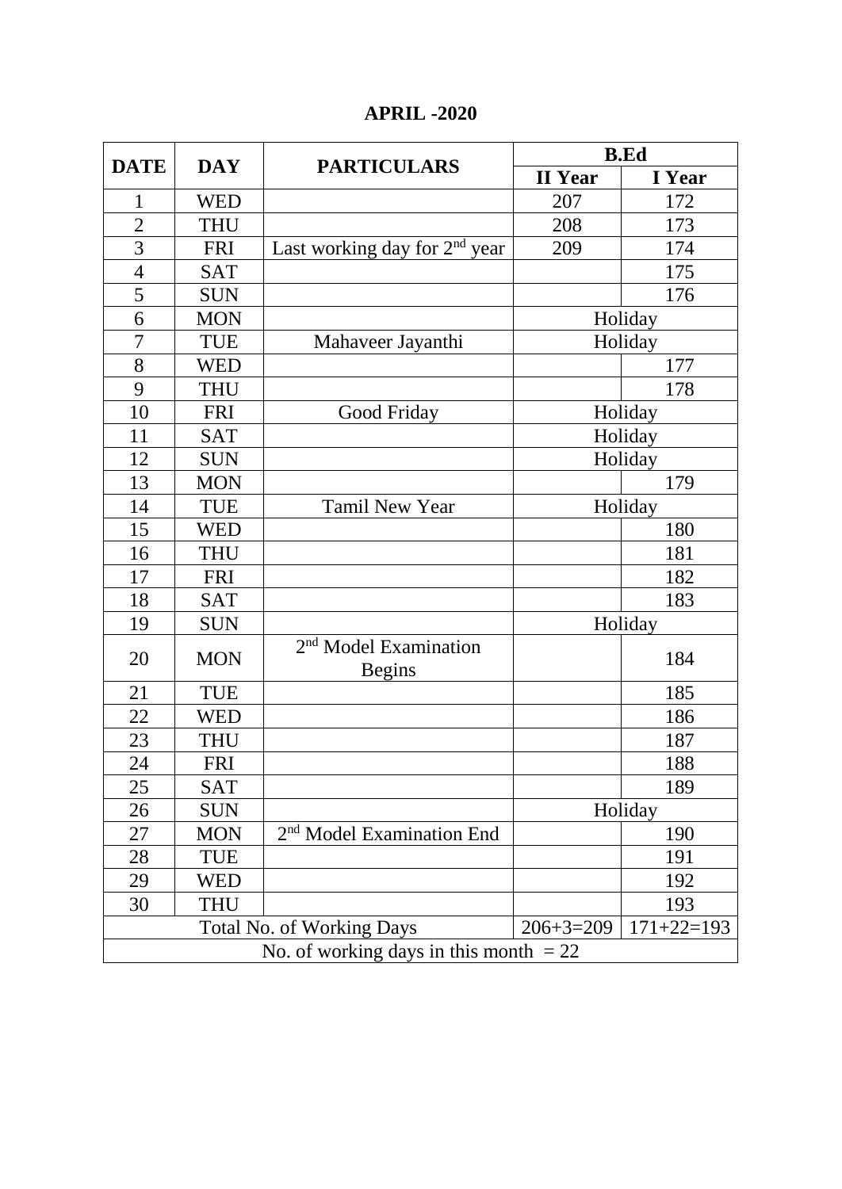## APRIL -2020

| DATE | DAY | PARTICULARS | B.Ed | |
|---|---|---|---|---|
| | | | II Year | I Year |
| 1 | WED | | 207 | 172 |
| 2 | THU | | 208 | 173 |
| 3 | FRI | Last working day for 2nd year | 209 | 174 |
| 4 | SAT | | | 175 |
| 5 | SUN | | | 176 |
| 6 | MON | | Holiday | |
| 7 | TUE | Mahaveer Jayanthi | Holiday | |
| 8 | WED | | | 177 |
| 9 | THU | | | 178 |
| 10 | FRI | Good Friday | Holiday | |
| 11 | SAT | | Holiday | |
| 12 | SUN | | Holiday | |
| 13 | MON | | | 179 |
| 14 | TUE | Tamil New Year | Holiday | |
| 15 | WED | | | 180 |
| 16 | THU | | | 181 |
| 17 | FRI | | | 182 |
| 18 | SAT | | | 183 |
| 19 | SUN | | Holiday | |
| 20 | MON | 2nd Model Examination Begins | | 184 |
| 21 | TUE | | | 185 |
| 22 | WED | | | 186 |
| 23 | THU | | | 187 |
| 24 | FRI | | | 188 |
| 25 | SAT | | | 189 |
| 26 | SUN | | Holiday | |
| 27 | MON | 2nd Model Examination End | | 190 |
| 28 | TUE | | | 191 |
| 29 | WED | | | 192 |
| 30 | THU | | | 193 |
| Total No. of Working Days | | | 206+3=209 | 171+22=193 |
| No. of working days in this month = 22 | | | | |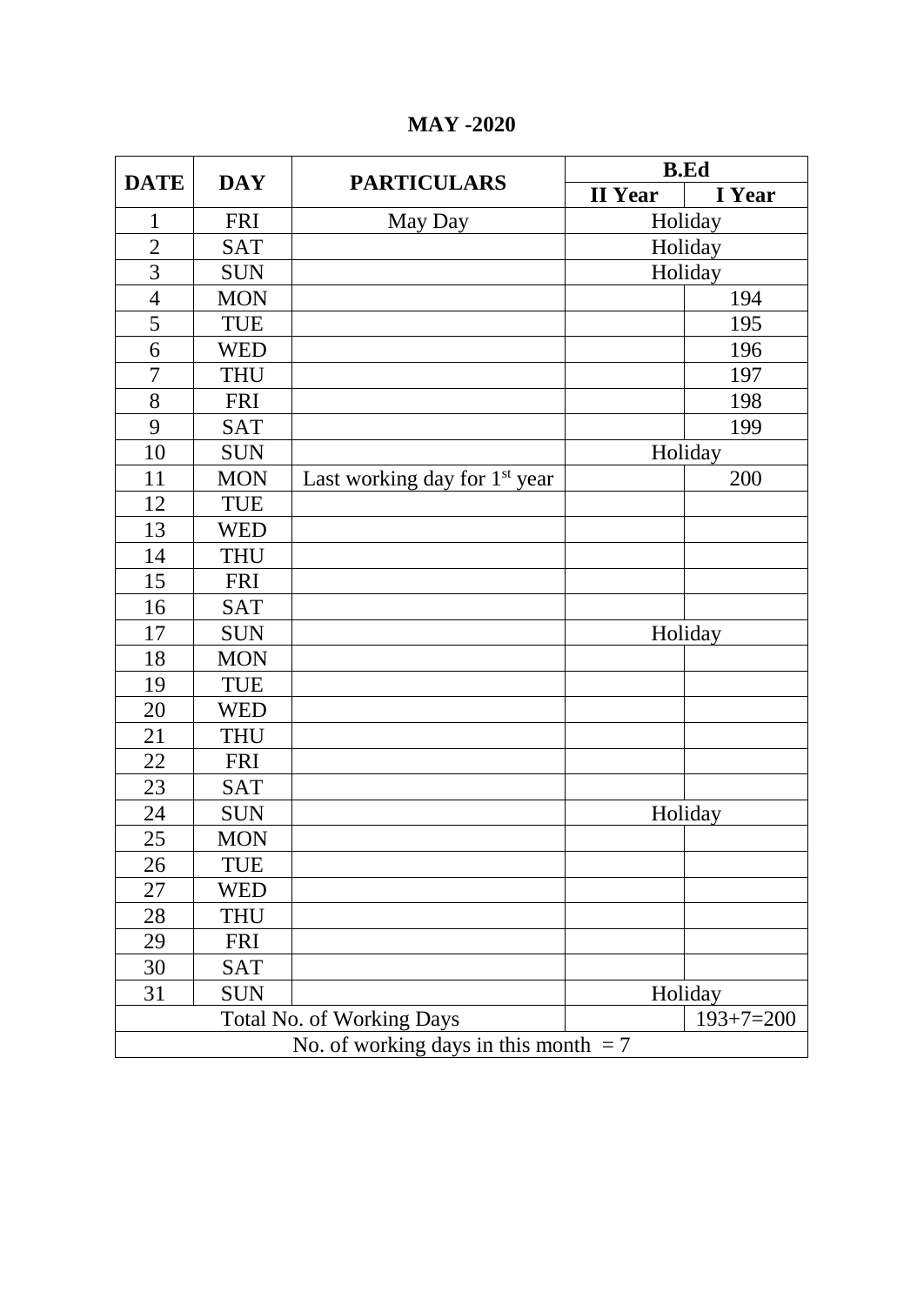**MAY -2020**

| DATE | DAY | PARTICULARS | B.Ed | |
|---|---|---|---|---|
| | | | II Year | I Year |
| 1 | FRI | May Day | Holiday | |
| 2 | SAT | | Holiday | |
| 3 | SUN | | Holiday | |
| 4 | MON | | | 194 |
| 5 | TUE | | | 195 |
| 6 | WED | | | 196 |
| 7 | THU | | | 197 |
| 8 | FRI | | | 198 |
| 9 | SAT | | | 199 |
| 10 | SUN | | Holiday | |
| 11 | MON | Last working day for 1st year | | 200 |
| 12 | TUE | | | |
| 13 | WED | | | |
| 14 | THU | | | |
| 15 | FRI | | | |
| 16 | SAT | | | |
| 17 | SUN | | Holiday | |
| 18 | MON | | | |
| 19 | TUE | | | |
| 20 | WED | | | |
| 21 | THU | | | |
| 22 | FRI | | | |
| 23 | SAT | | | |
| 24 | SUN | | Holiday | |
| 25 | MON | | | |
| 26 | TUE | | | |
| 27 | WED | | | |
| 28 | THU | | | |
| 29 | FRI | | | |
| 30 | SAT | | | |
| 31 | SUN | | Holiday | |
| Total No. of Working Days | | | | 193+7=200 |
| No. of working days in this month = 7 | | | | |